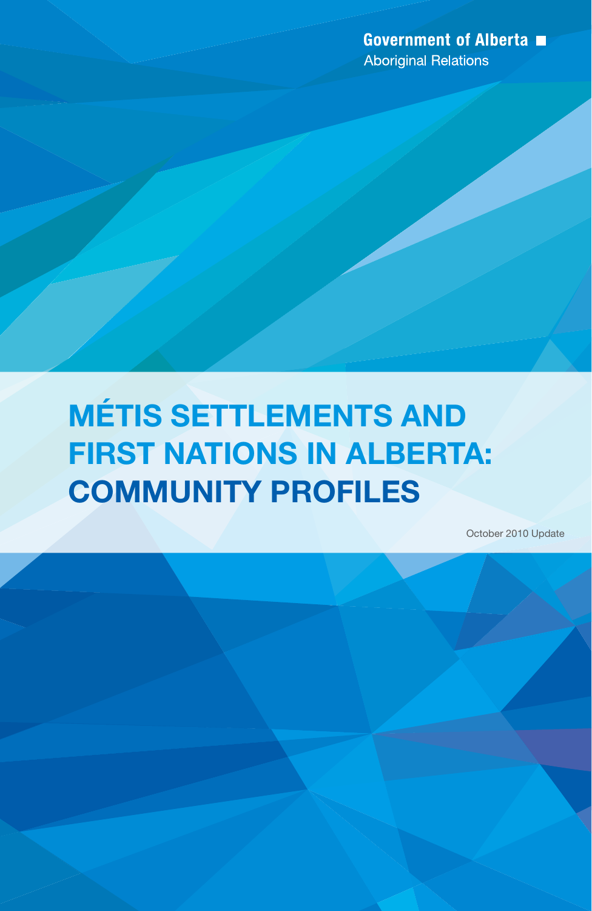**Government of Alberta**
Aboriginal Relations

# MÉTIS SETTLEMENTS AND FIRST NATIONS IN ALBERTA: COMMUNITY PROFILES

October 2010 Update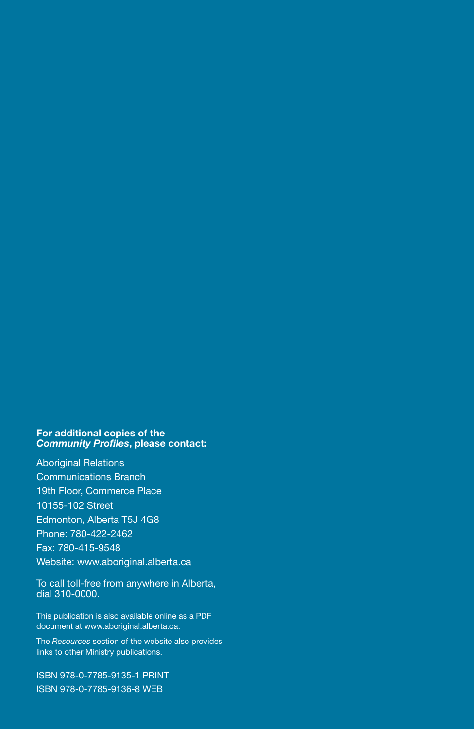**For additional copies of the *Community Profiles*, please contact:**

Aboriginal Relations
Communications Branch
19th Floor, Commerce Place
10155-102 Street
Edmonton, Alberta T5J 4G8
Phone: 780-422-2462
Fax: 780-415-9548
Website: www.aboriginal.alberta.ca

To call toll-free from anywhere in Alberta, dial 310-0000.

This publication is also available online as a PDF document at www.aboriginal.alberta.ca.

The *Resources* section of the website also provides links to other Ministry publications.

ISBN 978-0-7785-9135-1 PRINT
ISBN 978-0-7785-9136-8 WEB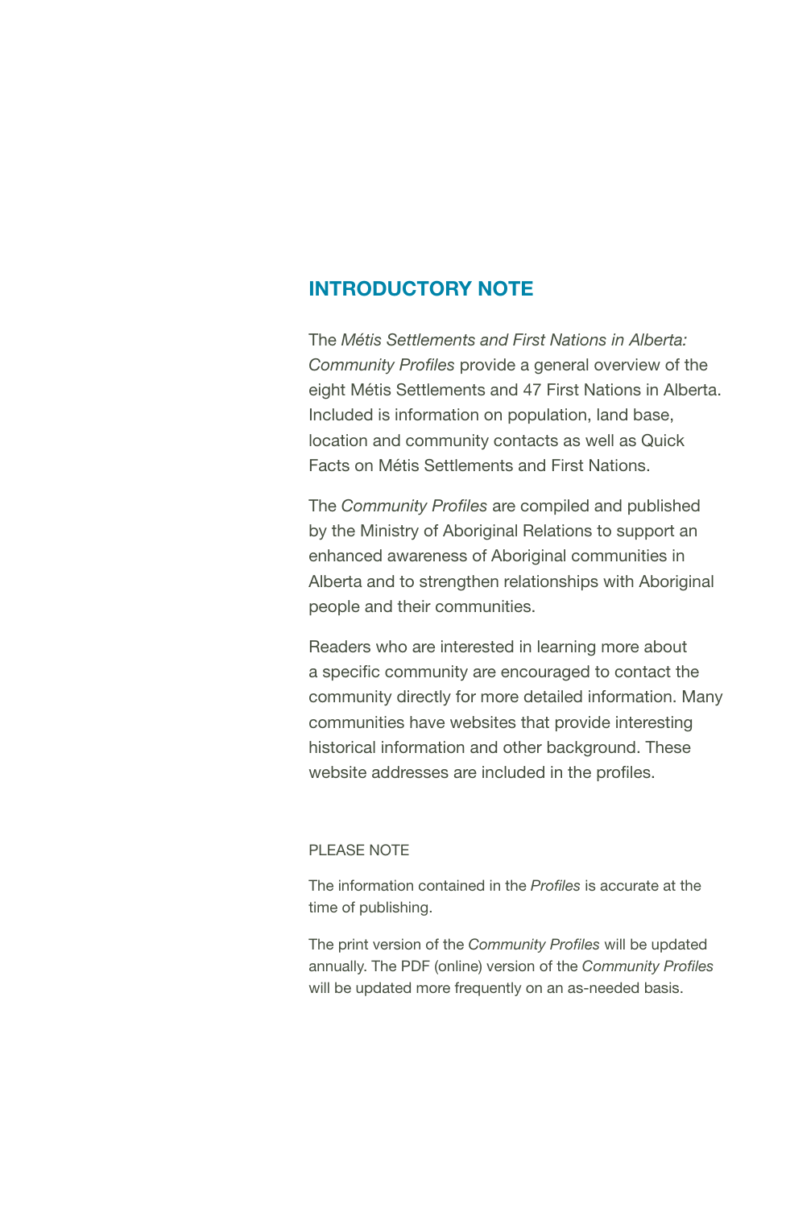# INTRODUCTORY NOTE

The *Métis Settlements and First Nations in Alberta: Community Profiles* provide a general overview of the eight Métis Settlements and 47 First Nations in Alberta. Included is information on population, land base, location and community contacts as well as Quick Facts on Métis Settlements and First Nations.

The *Community Profiles* are compiled and published by the Ministry of Aboriginal Relations to support an enhanced awareness of Aboriginal communities in Alberta and to strengthen relationships with Aboriginal people and their communities.

Readers who are interested in learning more about a specific community are encouraged to contact the community directly for more detailed information. Many communities have websites that provide interesting historical information and other background. These website addresses are included in the profiles.

PLEASE NOTE

The information contained in the *Profiles* is accurate at the time of publishing.

The print version of the *Community Profiles* will be updated annually. The PDF (online) version of the *Community Profiles* will be updated more frequently on an as-needed basis.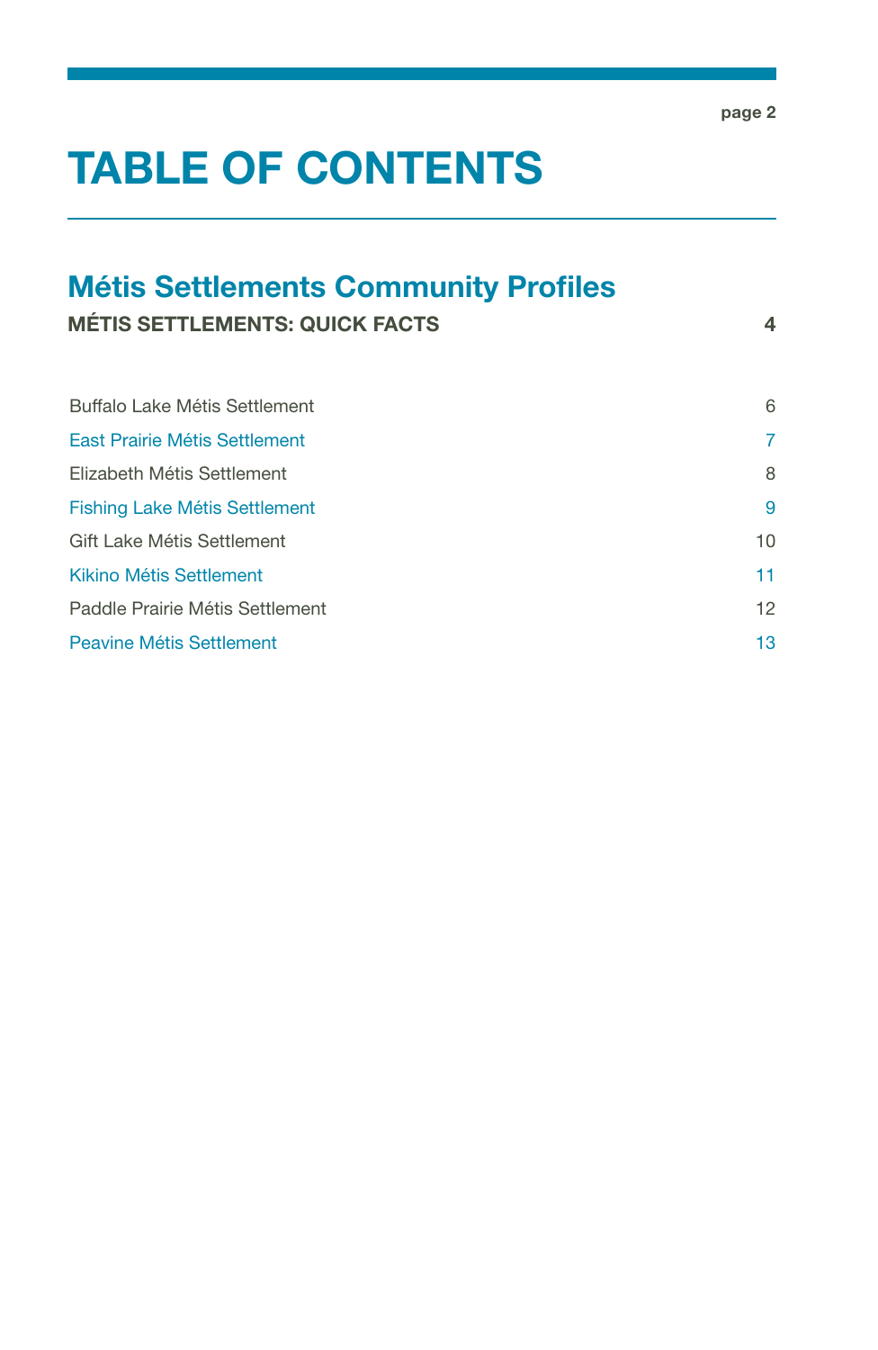# TABLE OF CONTENTS

## Métis Settlements Community Profiles

| | |
|---|---|
| **MÉTIS SETTLEMENTS: QUICK FACTS** | **4** |
| Buffalo Lake Métis Settlement | 6 |
| East Prairie Métis Settlement | 7 |
| Elizabeth Métis Settlement | 8 |
| Fishing Lake Métis Settlement | 9 |
| Gift Lake Métis Settlement | 10 |
| Kikino Métis Settlement | 11 |
| Paddle Prairie Métis Settlement | 12 |
| Peavine Métis Settlement | 13 |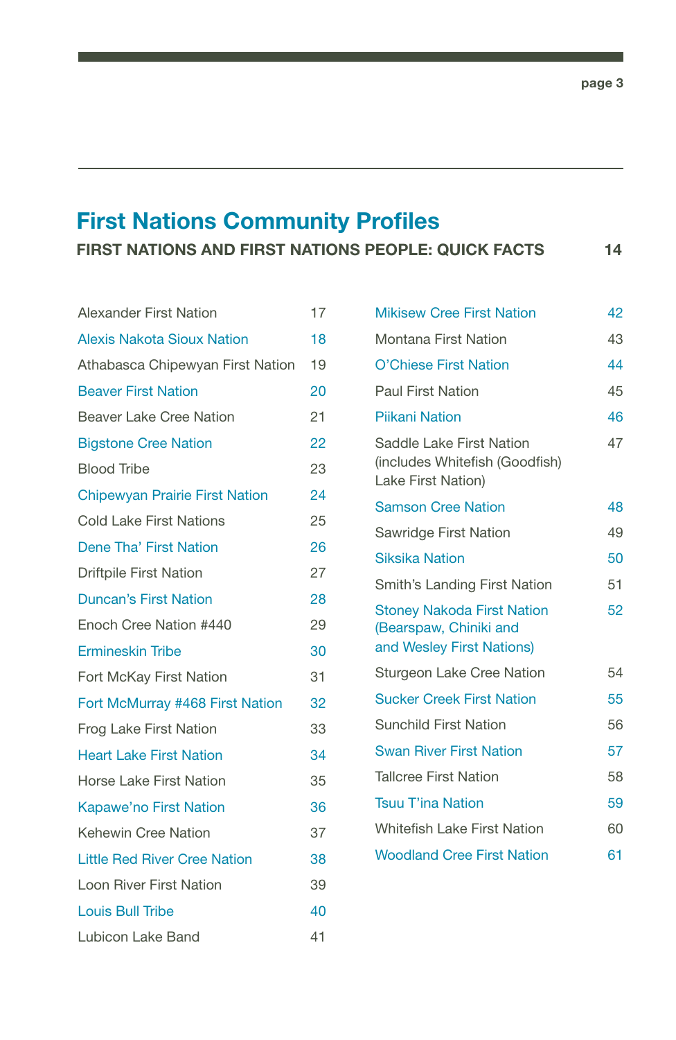## First Nations Community Profiles

**FIRST NATIONS AND FIRST NATIONS PEOPLE: QUICK FACTS** 14

| | |
|---|---|
| Alexander First Nation | 17 |
| Alexis Nakota Sioux Nation | 18 |
| Athabasca Chipewyan First Nation | 19 |
| Beaver First Nation | 20 |
| Beaver Lake Cree Nation | 21 |
| Bigstone Cree Nation | 22 |
| Blood Tribe | 23 |
| Chipewyan Prairie First Nation | 24 |
| Cold Lake First Nations | 25 |
| Dene Tha' First Nation | 26 |
| Driftpile First Nation | 27 |
| Duncan's First Nation | 28 |
| Enoch Cree Nation #440 | 29 |
| Ermineskin Tribe | 30 |
| Fort McKay First Nation | 31 |
| Fort McMurray #468 First Nation | 32 |
| Frog Lake First Nation | 33 |
| Heart Lake First Nation | 34 |
| Horse Lake First Nation | 35 |
| Kapawe'no First Nation | 36 |
| Kehewin Cree Nation | 37 |
| Little Red River Cree Nation | 38 |
| Loon River First Nation | 39 |
| Louis Bull Tribe | 40 |
| Lubicon Lake Band | 41 |
| Mikisew Cree First Nation | 42 |
| Montana First Nation | 43 |
| O'Chiese First Nation | 44 |
| Paul First Nation | 45 |
| Piikani Nation | 46 |
| Saddle Lake First Nation (includes Whitefish (Goodfish) Lake First Nation) | 47 |
| Samson Cree Nation | 48 |
| Sawridge First Nation | 49 |
| Siksika Nation | 50 |
| Smith's Landing First Nation | 51 |
| Stoney Nakoda First Nation (Bearspaw, Chiniki and and Wesley First Nations) | 52 |
| Sturgeon Lake Cree Nation | 54 |
| Sucker Creek First Nation | 55 |
| Sunchild First Nation | 56 |
| Swan River First Nation | 57 |
| Tallcree First Nation | 58 |
| Tsuu T'ina Nation | 59 |
| Whitefish Lake First Nation | 60 |
| Woodland Cree First Nation | 61 |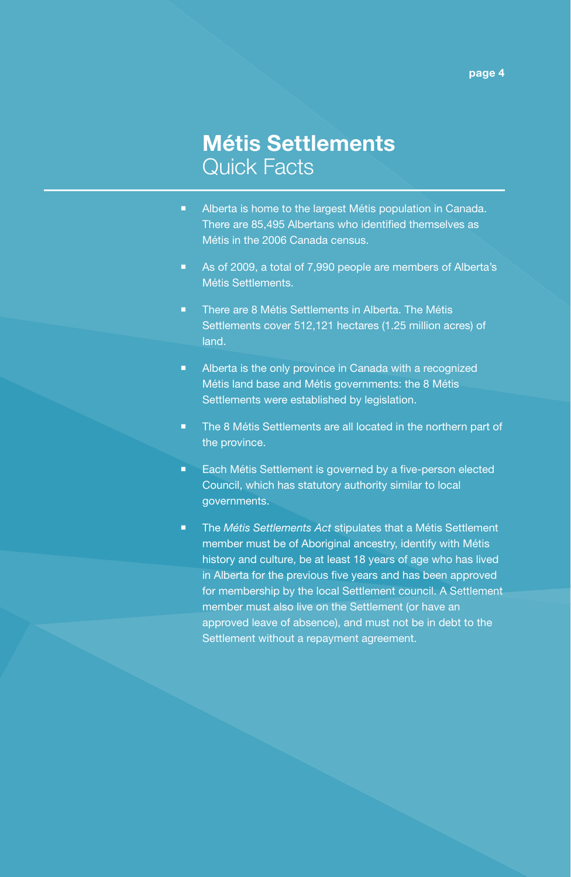# **Métis Settlements**
## Quick Facts

- Alberta is home to the largest Métis population in Canada. There are 85,495 Albertans who identified themselves as Métis in the 2006 Canada census.
- As of 2009, a total of 7,990 people are members of Alberta's Métis Settlements.
- There are 8 Métis Settlements in Alberta. The Métis Settlements cover 512,121 hectares (1.25 million acres) of land.
- Alberta is the only province in Canada with a recognized Métis land base and Métis governments: the 8 Métis Settlements were established by legislation.
- The 8 Métis Settlements are all located in the northern part of the province.
- Each Métis Settlement is governed by a five-person elected Council, which has statutory authority similar to local governments.
- The *Métis Settlements Act* stipulates that a Métis Settlement member must be of Aboriginal ancestry, identify with Métis history and culture, be at least 18 years of age who has lived in Alberta for the previous five years and has been approved for membership by the local Settlement council. A Settlement member must also live on the Settlement (or have an approved leave of absence), and must not be in debt to the Settlement without a repayment agreement.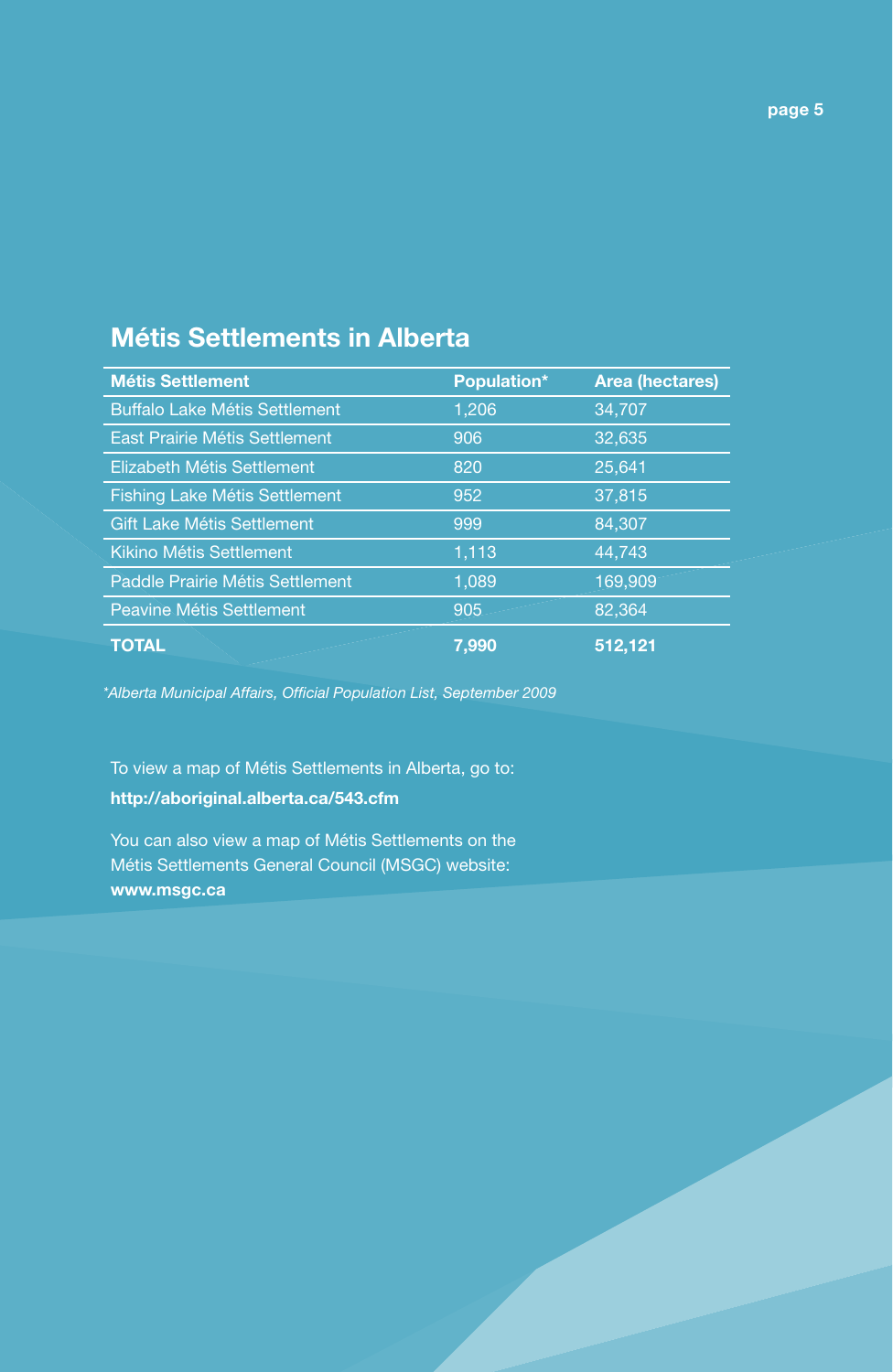## Métis Settlements in Alberta

| Métis Settlement | Population* | Area (hectares) |
| --- | --- | --- |
| Buffalo Lake Métis Settlement | 1,206 | 34,707 |
| East Prairie Métis Settlement | 906 | 32,635 |
| Elizabeth Métis Settlement | 820 | 25,641 |
| Fishing Lake Métis Settlement | 952 | 37,815 |
| Gift Lake Métis Settlement | 999 | 84,307 |
| Kikino Métis Settlement | 1,113 | 44,743 |
| Paddle Prairie Métis Settlement | 1,089 | 169,909 |
| Peavine Métis Settlement | 905 | 82,364 |
| **TOTAL** | **7,990** | **512,121** |

*\*Alberta Municipal Affairs, Official Population List, September 2009*

To view a map of Métis Settlements in Alberta, go to:
**http://aboriginal.alberta.ca/543.cfm**

You can also view a map of Métis Settlements on the Métis Settlements General Council (MSGC) website:
**www.msgc.ca**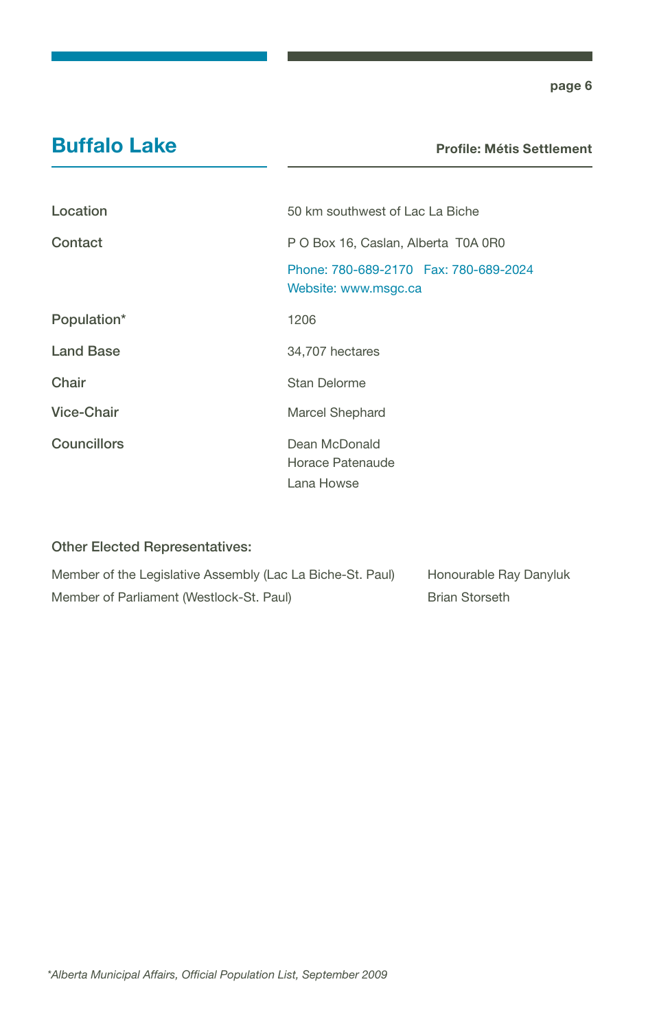# Buffalo Lake

**Profile: Métis Settlement**

| | |
|---|---|
| Location | 50 km southwest of Lac La Biche |
| Contact | P O Box 16, Caslan, Alberta T0A 0R0<br>Phone: 780-689-2170 Fax: 780-689-2024<br>Website: www.msgc.ca |
| Population* | 1206 |
| Land Base | 34,707 hectares |
| Chair | Stan Delorme |
| Vice-Chair | Marcel Shephard |
| Councillors | Dean McDonald<br>Horace Patenaude<br>Lana Howse |

### Other Elected Representatives:

| | |
|---|---|
| Member of the Legislative Assembly (Lac La Biche-St. Paul) | Honourable Ray Danyluk |
| Member of Parliament (Westlock-St. Paul) | Brian Storseth |

*\*Alberta Municipal Affairs, Official Population List, September 2009*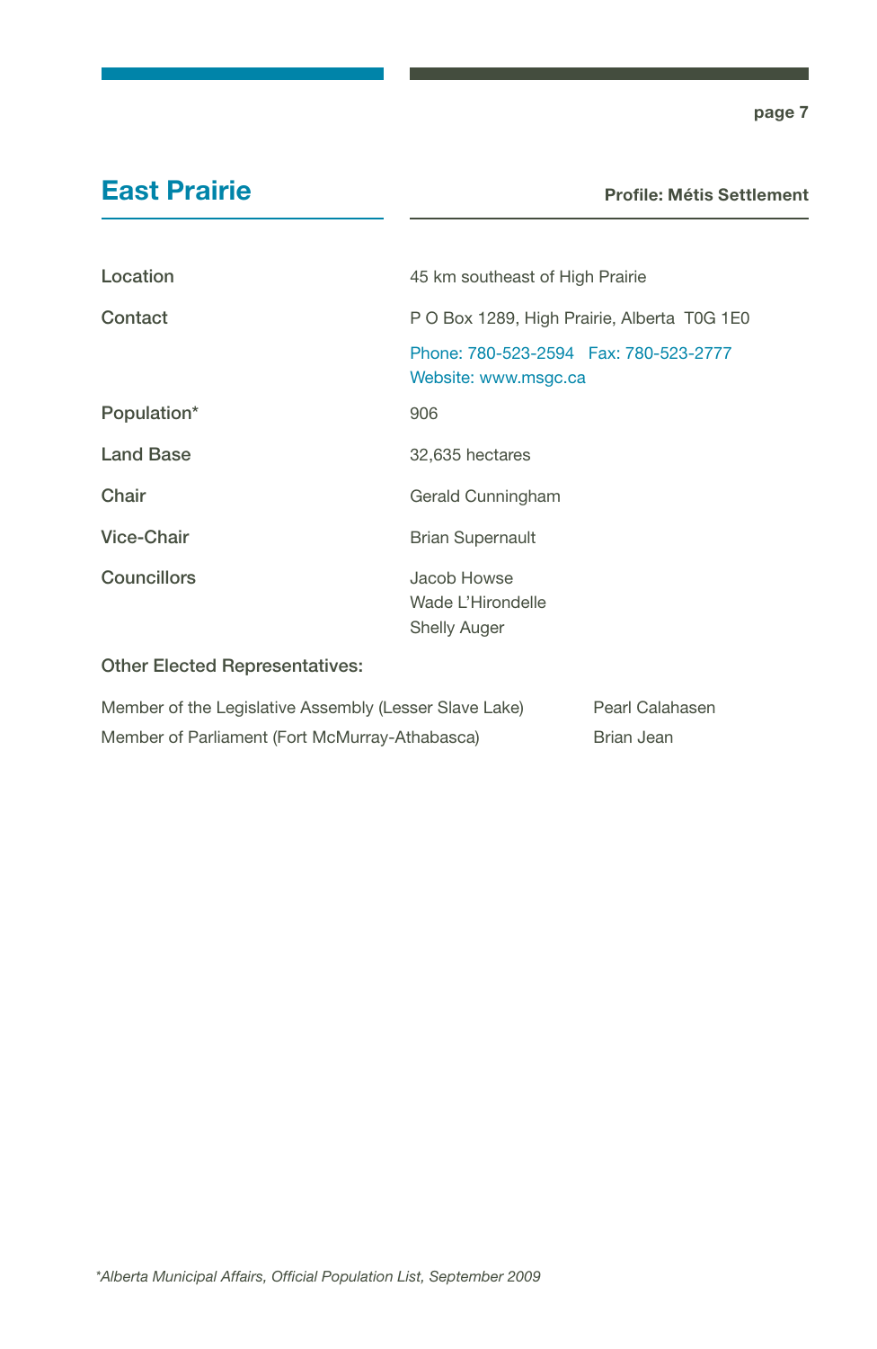## East Prairie

**Profile: Métis Settlement**

| | |
|---|---|
| Location | 45 km southeast of High Prairie |
| Contact | P O Box 1289, High Prairie, Alberta T0G 1E0<br>Phone: 780-523-2594 Fax: 780-523-2777<br>Website: www.msgc.ca |
| Population* | 906 |
| Land Base | 32,635 hectares |
| Chair | Gerald Cunningham |
| Vice-Chair | Brian Supernault |
| Councillors | Jacob Howse<br>Wade L'Hirondelle<br>Shelly Auger |

**Other Elected Representatives:**

| | |
|---|---|
| Member of the Legislative Assembly (Lesser Slave Lake) | Pearl Calahasen |
| Member of Parliament (Fort McMurray-Athabasca) | Brian Jean |

*\*Alberta Municipal Affairs, Official Population List, September 2009*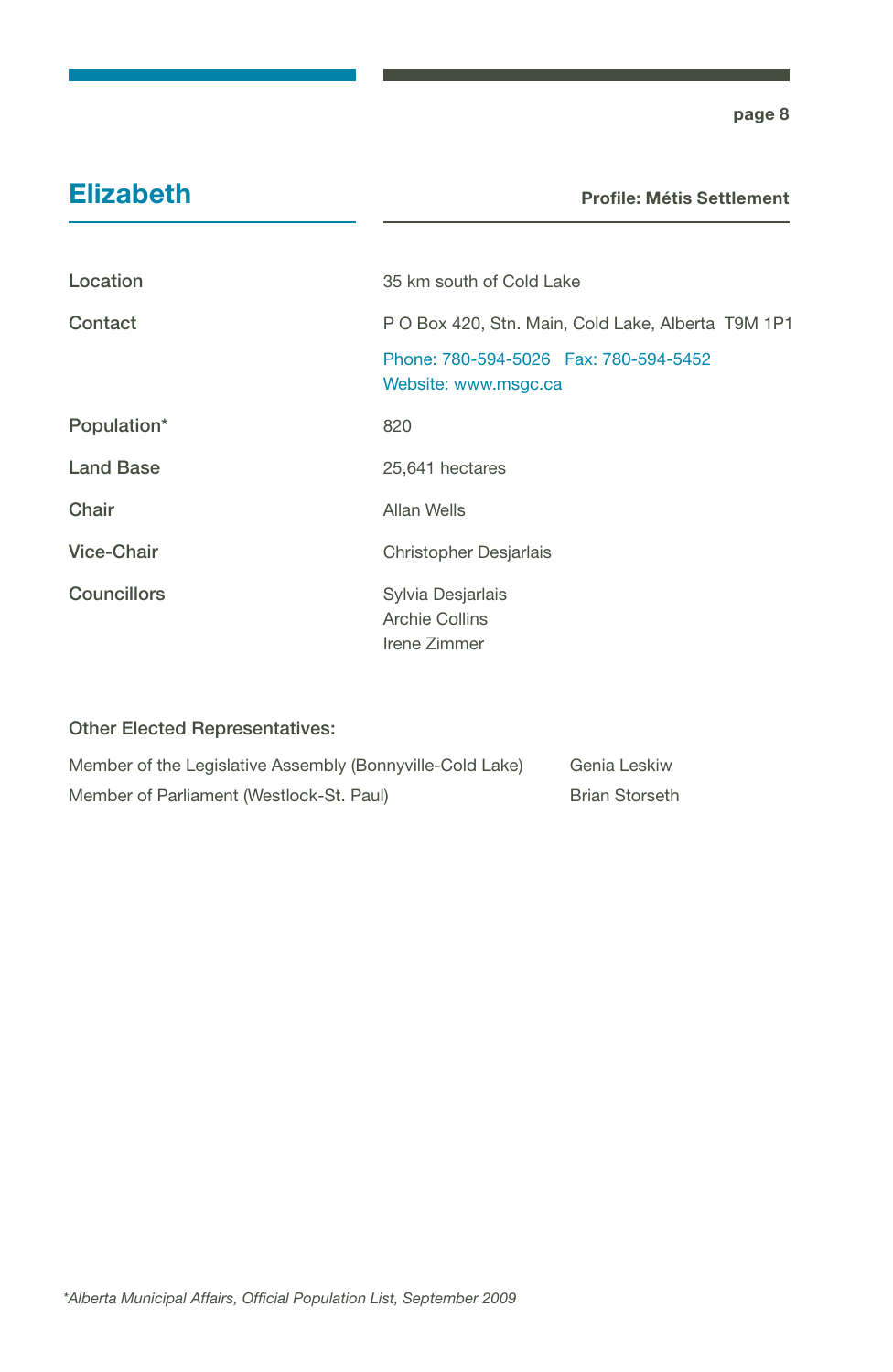# Elizabeth

**Profile: Métis Settlement**

| | |
|---|---|
| Location | 35 km south of Cold Lake |
| Contact | P O Box 420, Stn. Main, Cold Lake, Alberta T9M 1P1<br>Phone: 780-594-5026 Fax: 780-594-5452<br>Website: www.msgc.ca |
| Population* | 820 |
| Land Base | 25,641 hectares |
| Chair | Allan Wells |
| Vice-Chair | Christopher Desjarlais |
| Councillors | Sylvia Desjarlais<br>Archie Collins<br>Irene Zimmer |

**Other Elected Representatives:**

| | |
|---|---|
| Member of the Legislative Assembly (Bonnyville-Cold Lake) | Genia Leskiw |
| Member of Parliament (Westlock-St. Paul) | Brian Storseth |

*\*Alberta Municipal Affairs, Official Population List, September 2009*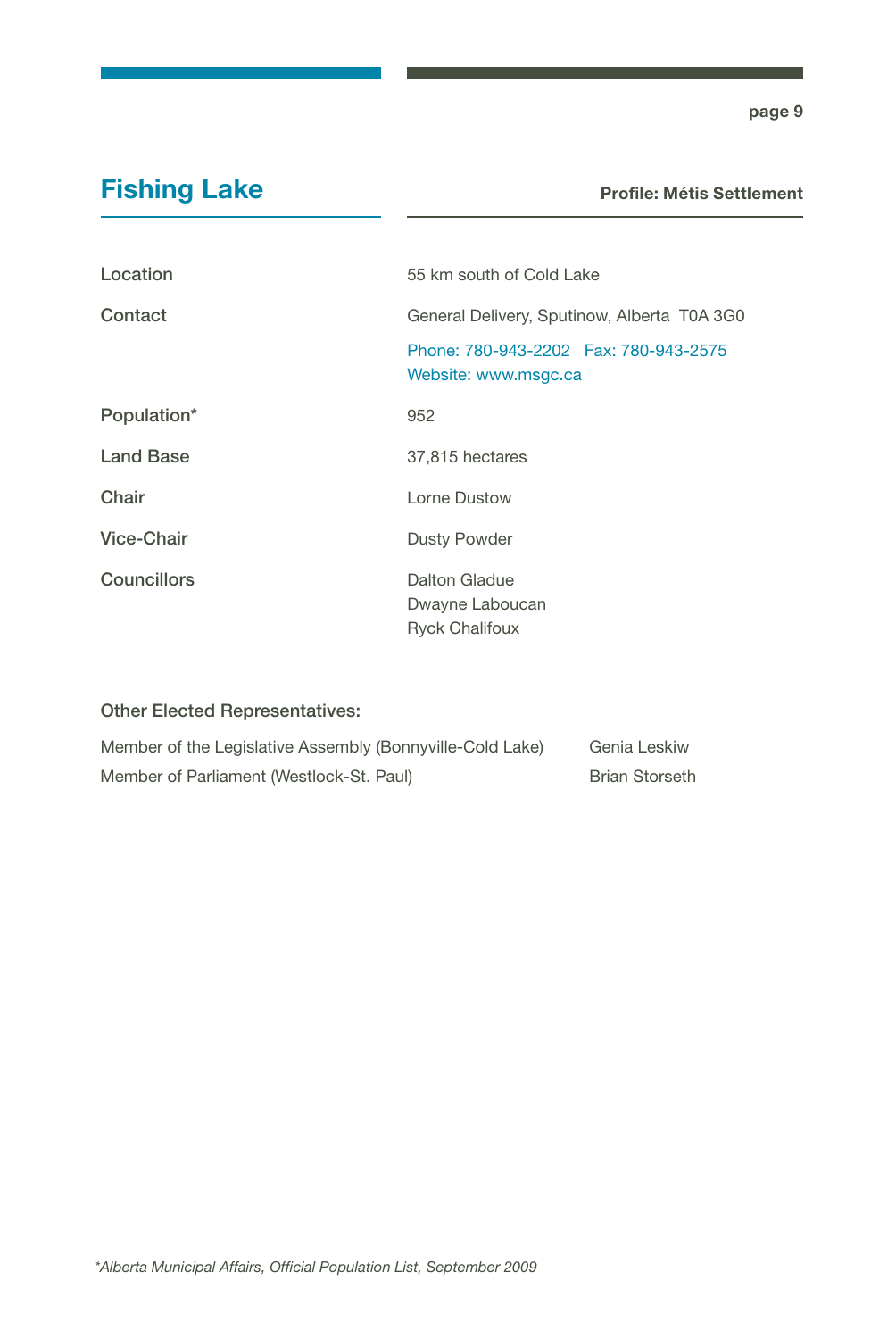## Fishing Lake

**Profile: Métis Settlement**

| | |
|---|---|
| Location | 55 km south of Cold Lake |
| Contact | General Delivery, Sputinow, Alberta T0A 3G0<br>Phone: 780-943-2202 Fax: 780-943-2575<br>Website: www.msgc.ca |
| Population* | 952 |
| Land Base | 37,815 hectares |
| Chair | Lorne Dustow |
| Vice-Chair | Dusty Powder |
| Councillors | Dalton Gladue<br>Dwayne Laboucan<br>Ryck Chalifoux |

**Other Elected Representatives:**

| | |
|---|---|
| Member of the Legislative Assembly (Bonnyville-Cold Lake) | Genia Leskiw |
| Member of Parliament (Westlock-St. Paul) | Brian Storseth |

*\*Alberta Municipal Affairs, Official Population List, September 2009*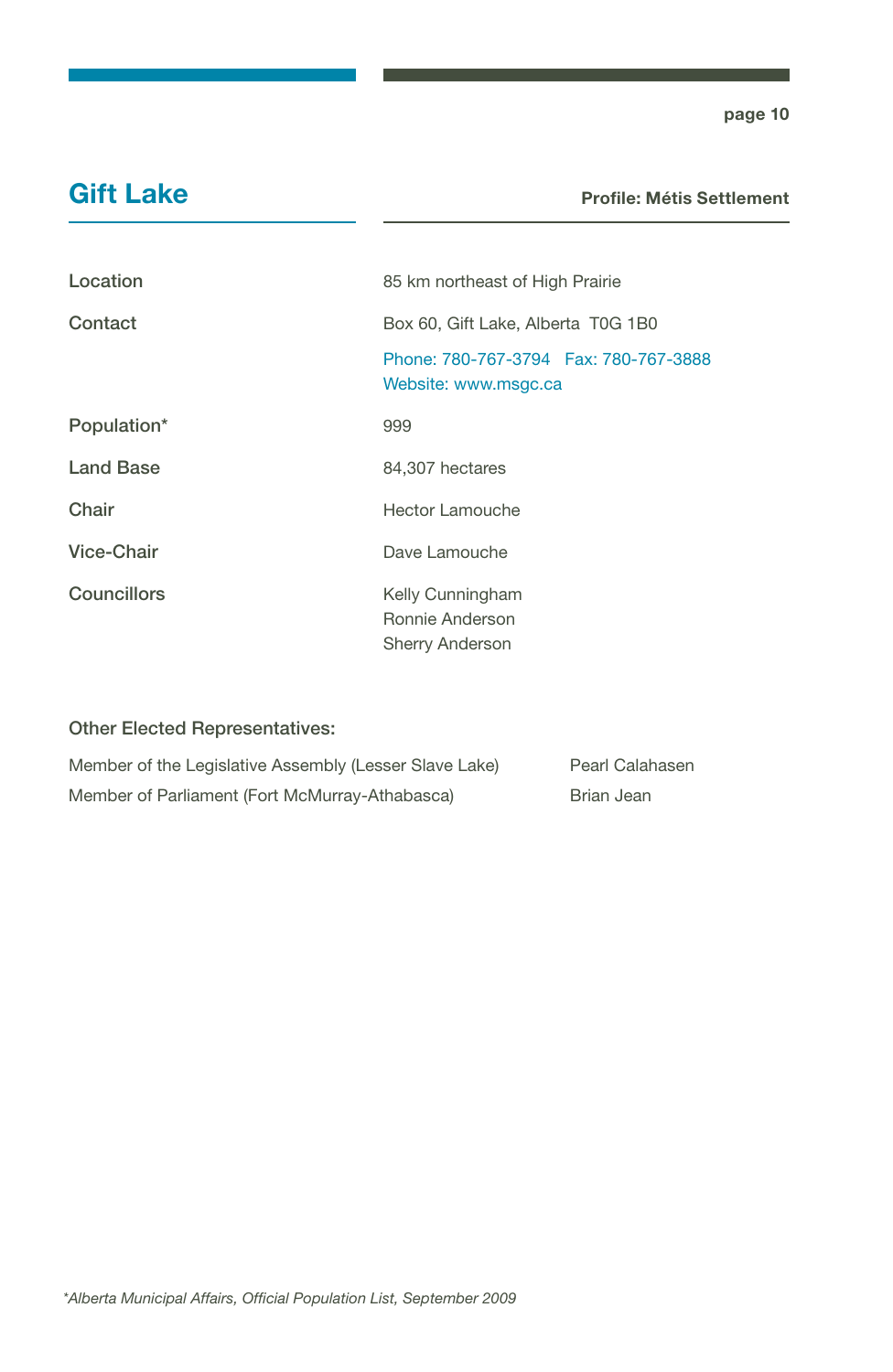# Gift Lake

**Profile: Métis Settlement**

| | |
|---|---|
| Location | 85 km northeast of High Prairie |
| Contact | Box 60, Gift Lake, Alberta  T0G 1B0<br>Phone: 780-767-3794   Fax: 780-767-3888<br>Website: www.msgc.ca |
| Population* | 999 |
| Land Base | 84,307 hectares |
| Chair | Hector Lamouche |
| Vice-Chair | Dave Lamouche |
| Councillors | Kelly Cunningham<br>Ronnie Anderson<br>Sherry Anderson |

## Other Elected Representatives:

| | |
|---|---|
| Member of the Legislative Assembly (Lesser Slave Lake) | Pearl Calahasen |
| Member of Parliament (Fort McMurray-Athabasca) | Brian Jean |

*\*Alberta Municipal Affairs, Official Population List, September 2009*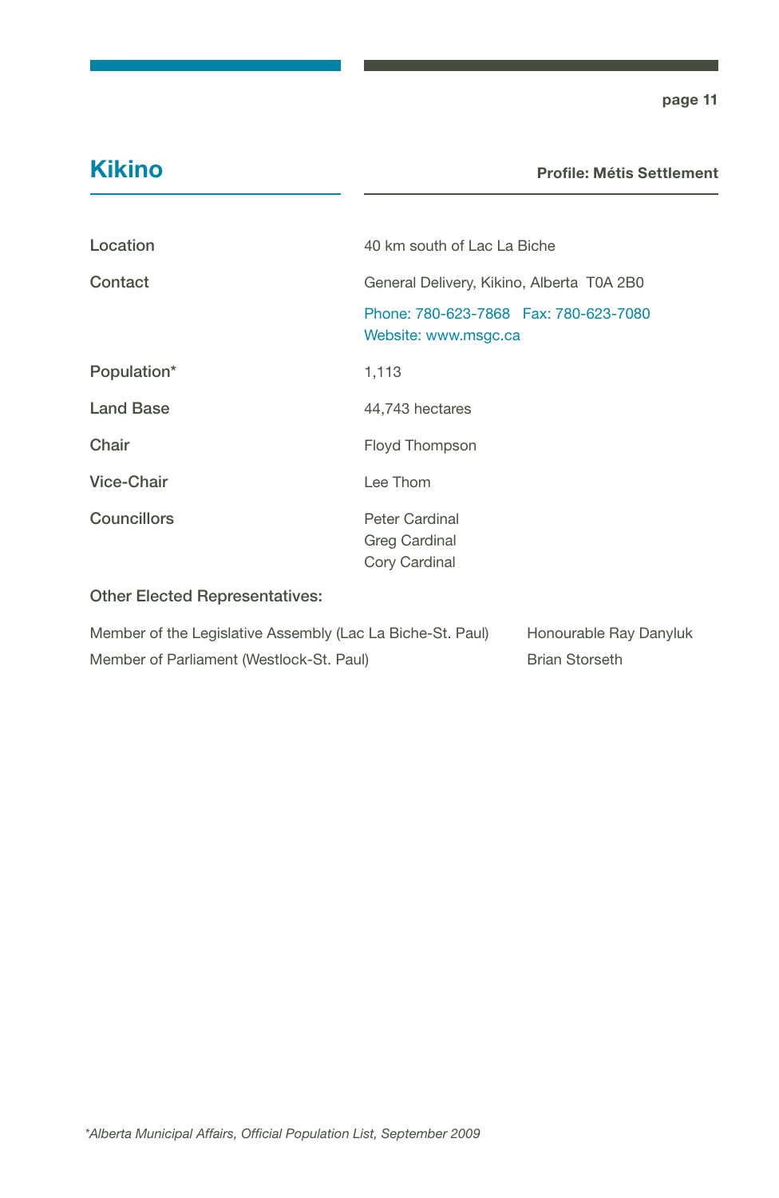## Kikino

**Profile: Métis Settlement**

| | |
|---|---|
| Location | 40 km south of Lac La Biche |
| Contact | General Delivery, Kikino, Alberta T0A 2B0<br>Phone: 780-623-7868 Fax: 780-623-7080<br>Website: www.msgc.ca |
| Population* | 1,113 |
| Land Base | 44,743 hectares |
| Chair | Floyd Thompson |
| Vice-Chair | Lee Thom |
| Councillors | Peter Cardinal<br>Greg Cardinal<br>Cory Cardinal |

**Other Elected Representatives:**

| | |
|---|---|
| Member of the Legislative Assembly (Lac La Biche-St. Paul) | Honourable Ray Danyluk |
| Member of Parliament (Westlock-St. Paul) | Brian Storseth |

*\*Alberta Municipal Affairs, Official Population List, September 2009*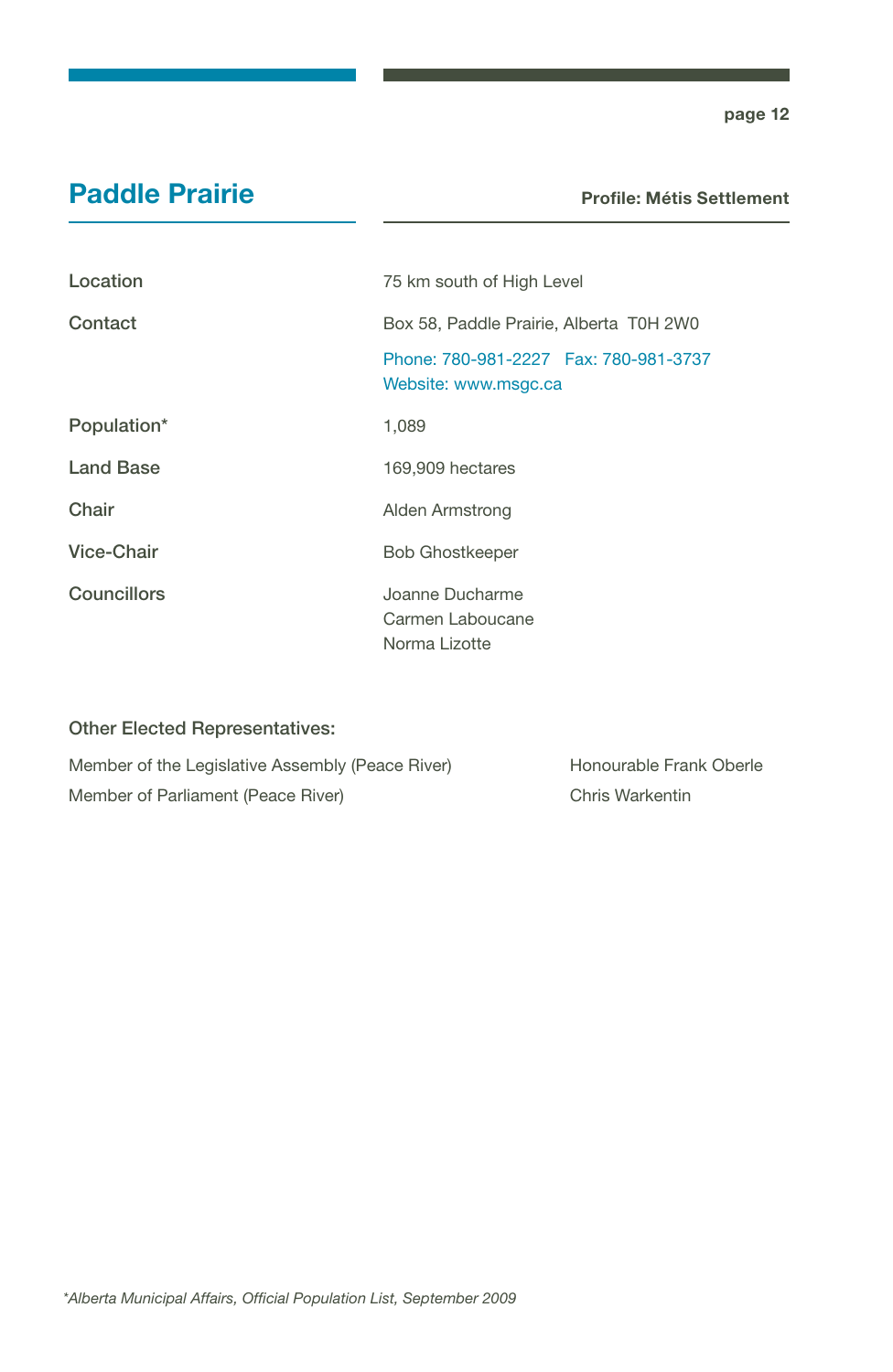# Paddle Prairie

**Profile: Métis Settlement**

| | |
|---|---|
| Location | 75 km south of High Level |
| Contact | Box 58, Paddle Prairie, Alberta T0H 2W0<br>Phone: 780-981-2227 Fax: 780-981-3737<br>Website: www.msgc.ca |
| Population* | 1,089 |
| Land Base | 169,909 hectares |
| Chair | Alden Armstrong |
| Vice-Chair | Bob Ghostkeeper |
| Councillors | Joanne Ducharme<br>Carmen Laboucane<br>Norma Lizotte |

## Other Elected Representatives:

| | |
|---|---|
| Member of the Legislative Assembly (Peace River) | Honourable Frank Oberle |
| Member of Parliament (Peace River) | Chris Warkentin |

*\*Alberta Municipal Affairs, Official Population List, September 2009*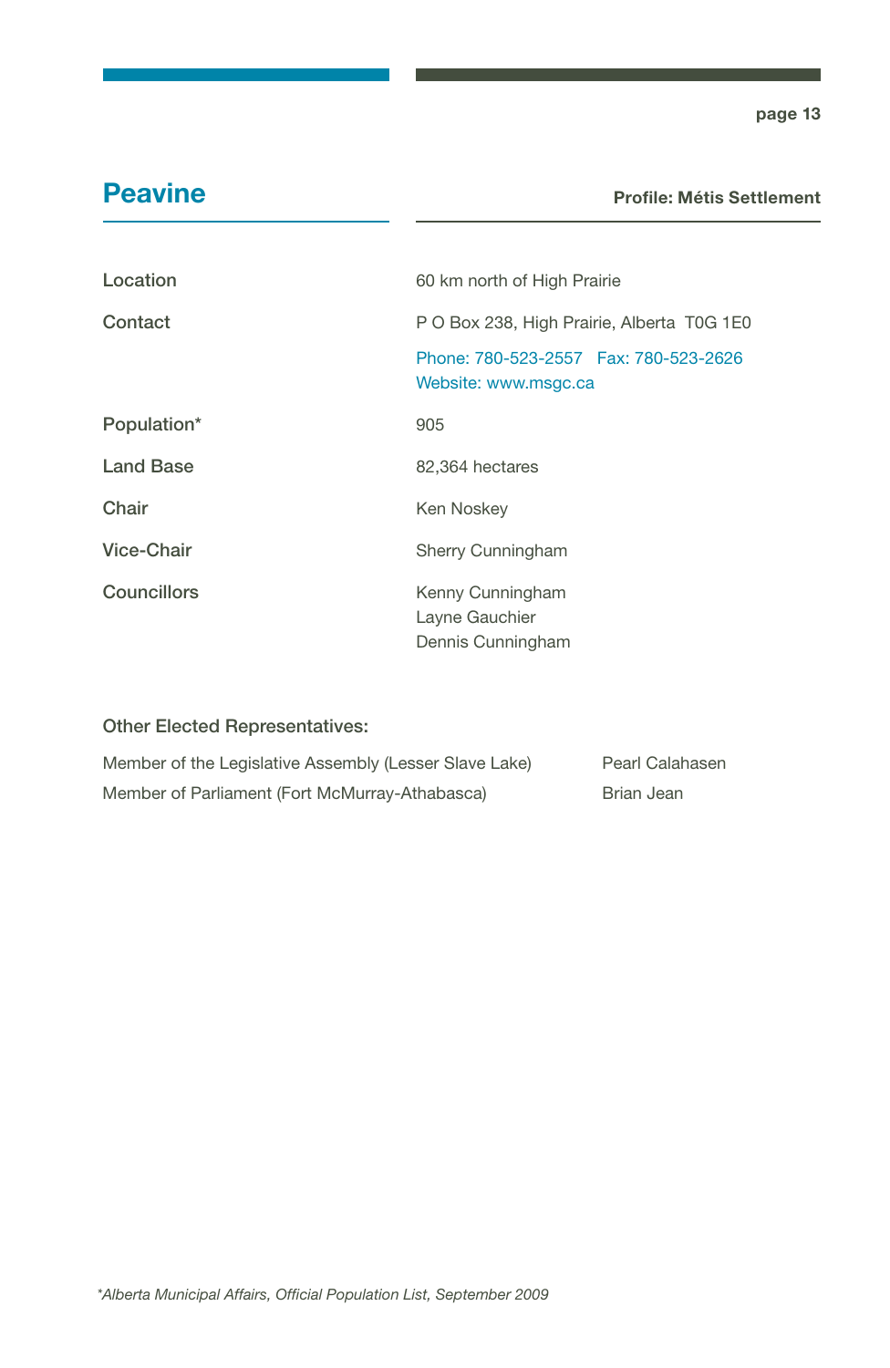## Peavine

**Profile: Métis Settlement**

| | |
|---|---|
| Location | 60 km north of High Prairie |
| Contact | P O Box 238, High Prairie, Alberta T0G 1E0<br>Phone: 780-523-2557 Fax: 780-523-2626<br>Website: www.msgc.ca |
| Population* | 905 |
| Land Base | 82,364 hectares |
| Chair | Ken Noskey |
| Vice-Chair | Sherry Cunningham |
| Councillors | Kenny Cunningham<br>Layne Gauchier<br>Dennis Cunningham |

**Other Elected Representatives:**

| | |
|---|---|
| Member of the Legislative Assembly (Lesser Slave Lake) | Pearl Calahasen |
| Member of Parliament (Fort McMurray-Athabasca) | Brian Jean |

*\*Alberta Municipal Affairs, Official Population List, September 2009*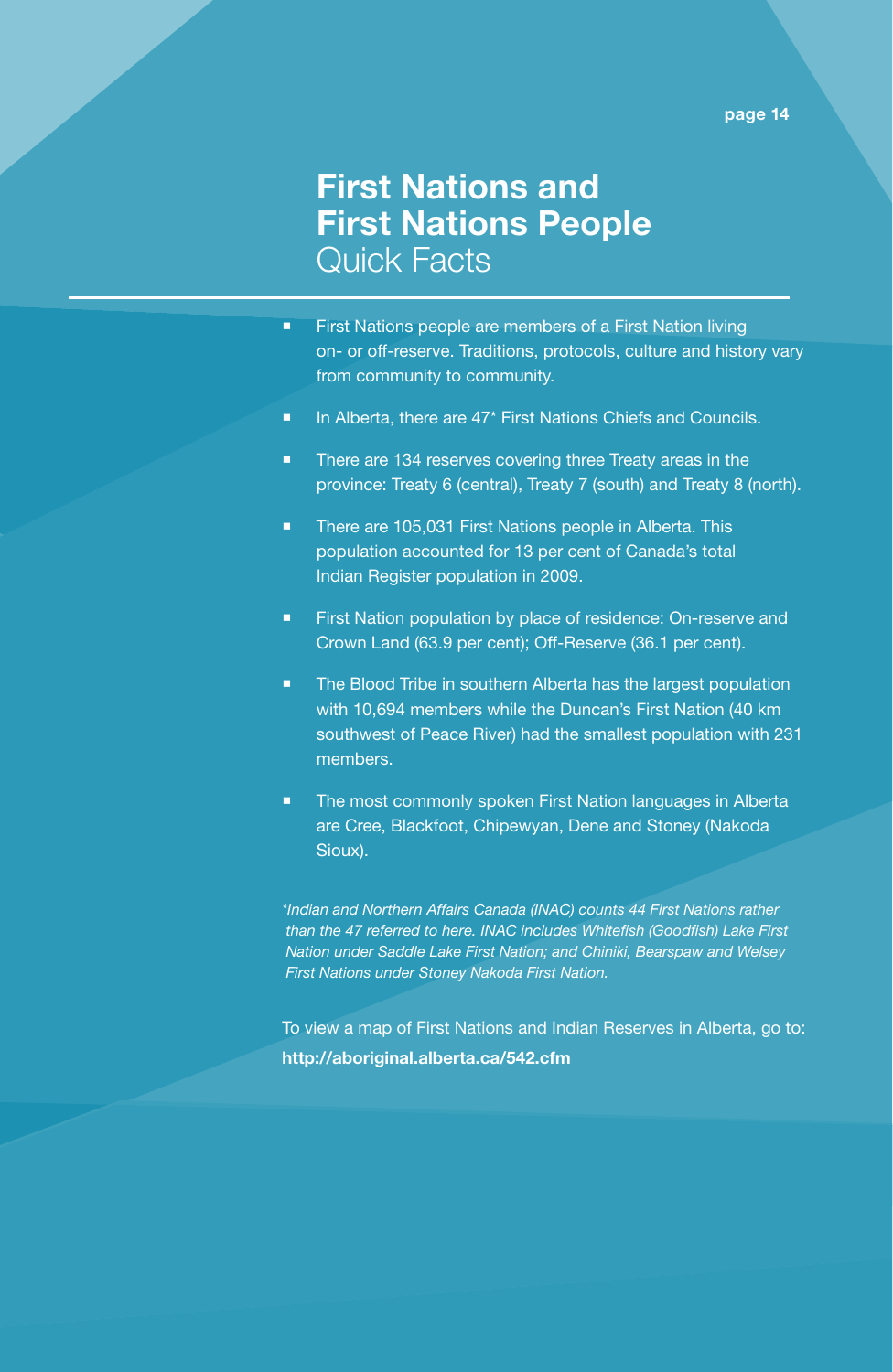# First Nations and First Nations People
## Quick Facts

- First Nations people are members of a First Nation living on- or off-reserve. Traditions, protocols, culture and history vary from community to community.
- In Alberta, there are 47* First Nations Chiefs and Councils.
- There are 134 reserves covering three Treaty areas in the province: Treaty 6 (central), Treaty 7 (south) and Treaty 8 (north).
- There are 105,031 First Nations people in Alberta. This population accounted for 13 per cent of Canada's total Indian Register population in 2009.
- First Nation population by place of residence: On-reserve and Crown Land (63.9 per cent); Off-Reserve (36.1 per cent).
- The Blood Tribe in southern Alberta has the largest population with 10,694 members while the Duncan's First Nation (40 km southwest of Peace River) had the smallest population with 231 members.
- The most commonly spoken First Nation languages in Alberta are Cree, Blackfoot, Chipewyan, Dene and Stoney (Nakoda Sioux).

*\*Indian and Northern Affairs Canada (INAC) counts 44 First Nations rather than the 47 referred to here. INAC includes Whitefish (Goodfish) Lake First Nation under Saddle Lake First Nation; and Chiniki, Bearspaw and Welsey First Nations under Stoney Nakoda First Nation.*

To view a map of First Nations and Indian Reserves in Alberta, go to: **http://aboriginal.alberta.ca/542.cfm**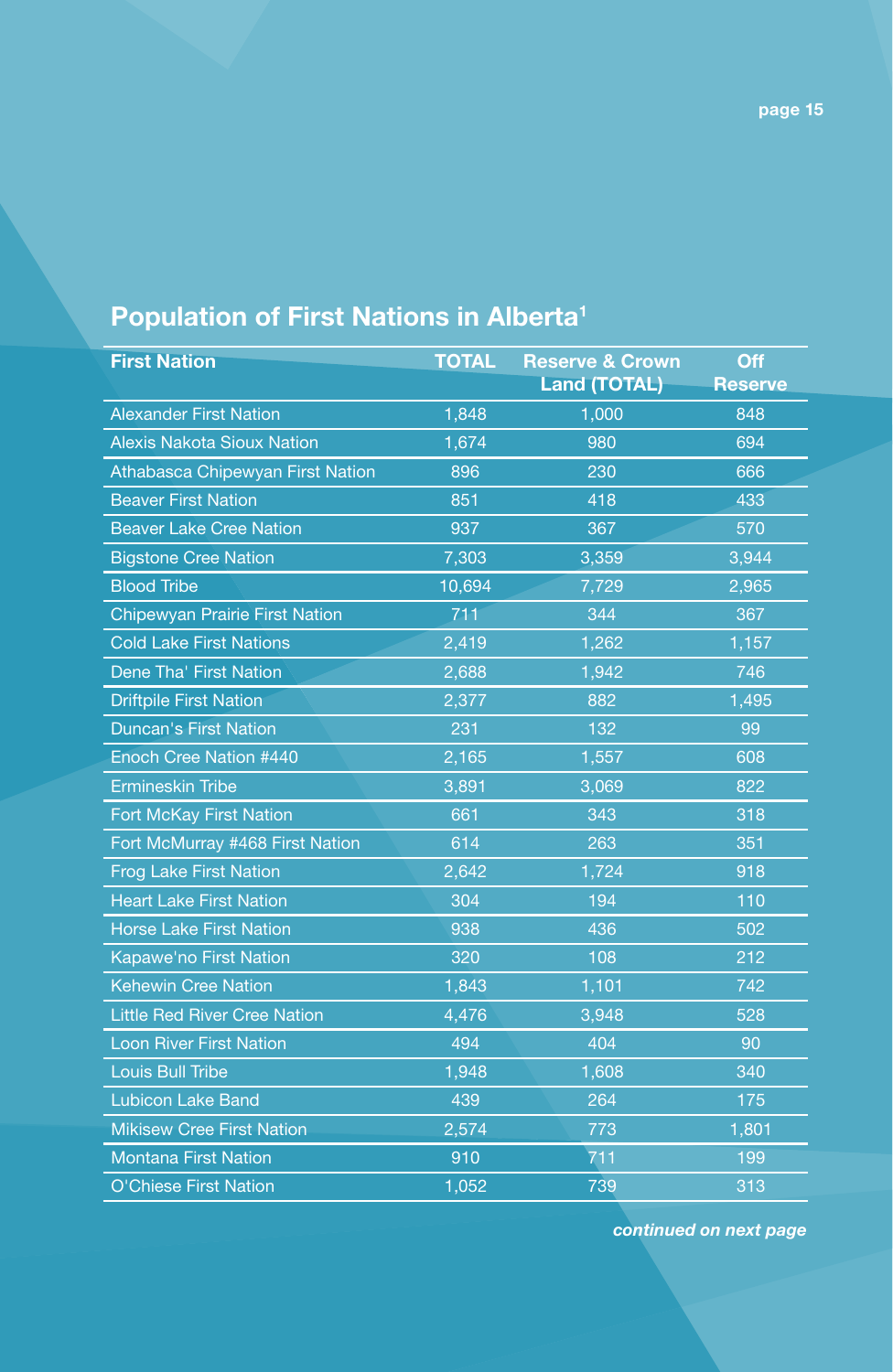## Population of First Nations in Alberta[1]

| First Nation | TOTAL | Reserve & Crown Land (TOTAL) | Off Reserve |
|---|---|---|---|
| Alexander First Nation | 1,848 | 1,000 | 848 |
| Alexis Nakota Sioux Nation | 1,674 | 980 | 694 |
| Athabasca Chipewyan First Nation | 896 | 230 | 666 |
| Beaver First Nation | 851 | 418 | 433 |
| Beaver Lake Cree Nation | 937 | 367 | 570 |
| Bigstone Cree Nation | 7,303 | 3,359 | 3,944 |
| Blood Tribe | 10,694 | 7,729 | 2,965 |
| Chipewyan Prairie First Nation | 711 | 344 | 367 |
| Cold Lake First Nations | 2,419 | 1,262 | 1,157 |
| Dene Tha' First Nation | 2,688 | 1,942 | 746 |
| Driftpile First Nation | 2,377 | 882 | 1,495 |
| Duncan's First Nation | 231 | 132 | 99 |
| Enoch Cree Nation #440 | 2,165 | 1,557 | 608 |
| Ermineskin Tribe | 3,891 | 3,069 | 822 |
| Fort McKay First Nation | 661 | 343 | 318 |
| Fort McMurray #468 First Nation | 614 | 263 | 351 |
| Frog Lake First Nation | 2,642 | 1,724 | 918 |
| Heart Lake First Nation | 304 | 194 | 110 |
| Horse Lake First Nation | 938 | 436 | 502 |
| Kapawe'no First Nation | 320 | 108 | 212 |
| Kehewin Cree Nation | 1,843 | 1,101 | 742 |
| Little Red River Cree Nation | 4,476 | 3,948 | 528 |
| Loon River First Nation | 494 | 404 | 90 |
| Louis Bull Tribe | 1,948 | 1,608 | 340 |
| Lubicon Lake Band | 439 | 264 | 175 |
| Mikisew Cree First Nation | 2,574 | 773 | 1,801 |
| Montana First Nation | 910 | 711 | 199 |
| O'Chiese First Nation | 1,052 | 739 | 313 |

***continued on next page***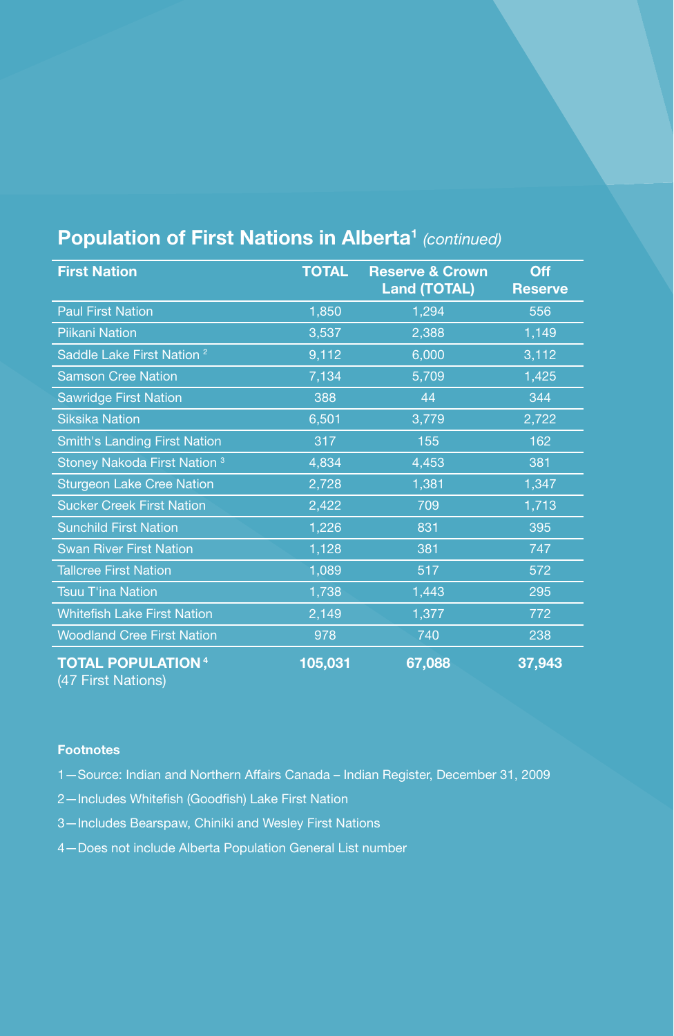## Population of First Nations in Alberta[1] *(continued)*

| First Nation | TOTAL | Reserve & Crown Land (TOTAL) | Off Reserve |
|---|---|---|---|
| Paul First Nation | 1,850 | 1,294 | 556 |
| Piikani Nation | 3,537 | 2,388 | 1,149 |
| Saddle Lake First Nation [2] | 9,112 | 6,000 | 3,112 |
| Samson Cree Nation | 7,134 | 5,709 | 1,425 |
| Sawridge First Nation | 388 | 44 | 344 |
| Siksika Nation | 6,501 | 3,779 | 2,722 |
| Smith's Landing First Nation | 317 | 155 | 162 |
| Stoney Nakoda First Nation [3] | 4,834 | 4,453 | 381 |
| Sturgeon Lake Cree Nation | 2,728 | 1,381 | 1,347 |
| Sucker Creek First Nation | 2,422 | 709 | 1,713 |
| Sunchild First Nation | 1,226 | 831 | 395 |
| Swan River First Nation | 1,128 | 381 | 747 |
| Tallcree First Nation | 1,089 | 517 | 572 |
| Tsuu T'ina Nation | 1,738 | 1,443 | 295 |
| Whitefish Lake First Nation | 2,149 | 1,377 | 772 |
| Woodland Cree First Nation | 978 | 740 | 238 |
| **TOTAL POPULATION [4]** (47 First Nations) | **105,031** | **67,088** | **37,943** |

**Footnotes**

1—Source: Indian and Northern Affairs Canada – Indian Register, December 31, 2009

2—Includes Whitefish (Goodfish) Lake First Nation

3—Includes Bearspaw, Chiniki and Wesley First Nations

4—Does not include Alberta Population General List number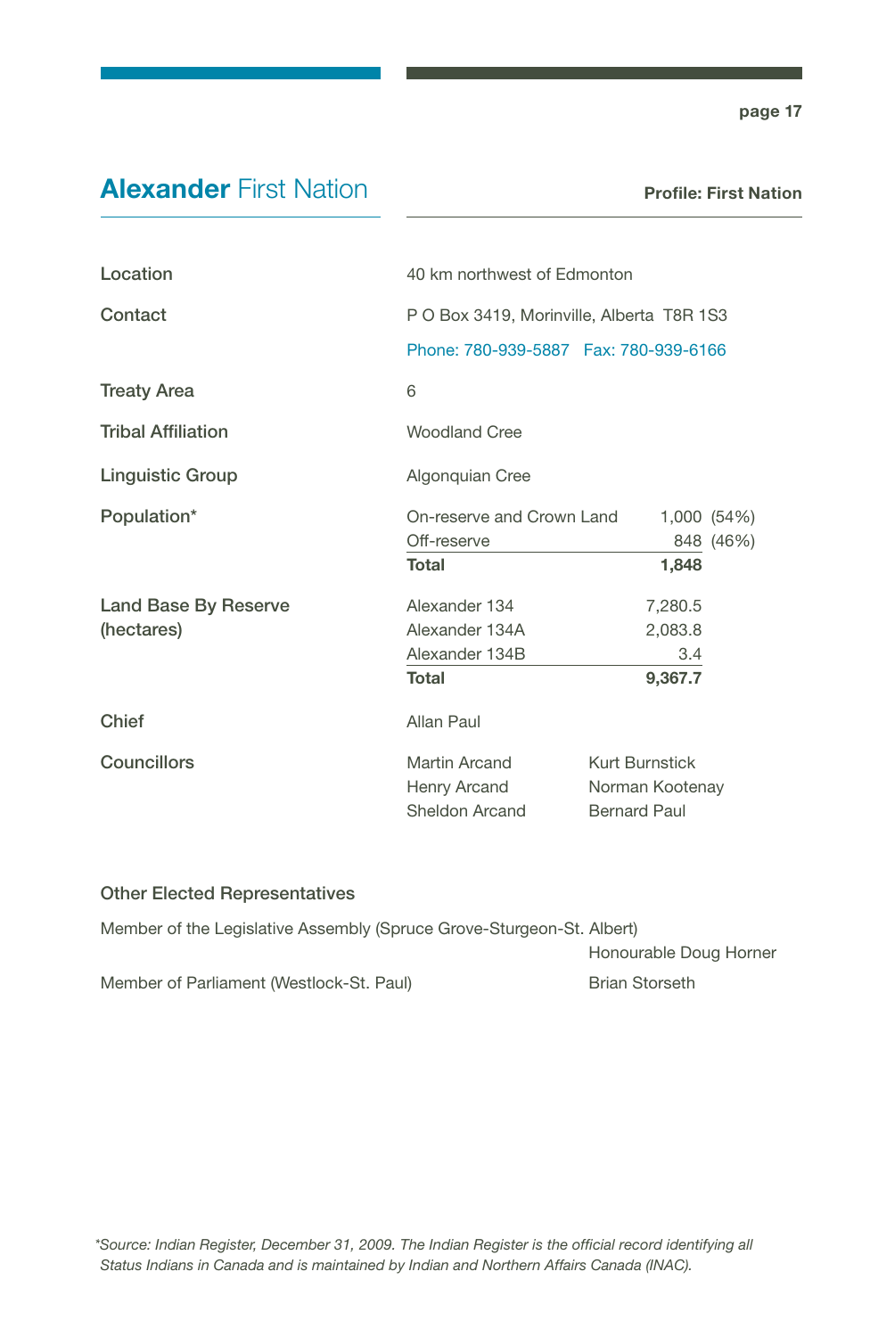# **Alexander** First Nation

**Profile: First Nation**

| | |
|---|---|
| Location | 40 km northwest of Edmonton |
| Contact | P O Box 3419, Morinville, Alberta T8R 1S3<br>Phone: 780-939-5887 Fax: 780-939-6166 |
| Treaty Area | 6 |
| Tribal Affiliation | Woodland Cree |
| Linguistic Group | Algonquian Cree |

**Population***

| | | |
|---|---|---|
| On-reserve and Crown Land | 1,000 | (54%) |
| Off-reserve | 848 | (46%) |
| **Total** | **1,848** | |

**Land Base By Reserve (hectares)**

| | |
|---|---|
| Alexander 134 | 7,280.5 |
| Alexander 134A | 2,083.8 |
| Alexander 134B | 3.4 |
| **Total** | **9,367.7** |

**Chief**

Allan Paul

**Councillors**

| | |
|---|---|
| Martin Arcand | Kurt Burnstick |
| Henry Arcand | Norman Kootenay |
| Sheldon Arcand | Bernard Paul |

## Other Elected Representatives

Member of the Legislative Assembly (Spruce Grove-Sturgeon-St. Albert)
Honourable Doug Horner

Member of Parliament (Westlock-St. Paul)
Brian Storseth

*\*Source: Indian Register, December 31, 2009. The Indian Register is the official record identifying all Status Indians in Canada and is maintained by Indian and Northern Affairs Canada (INAC).*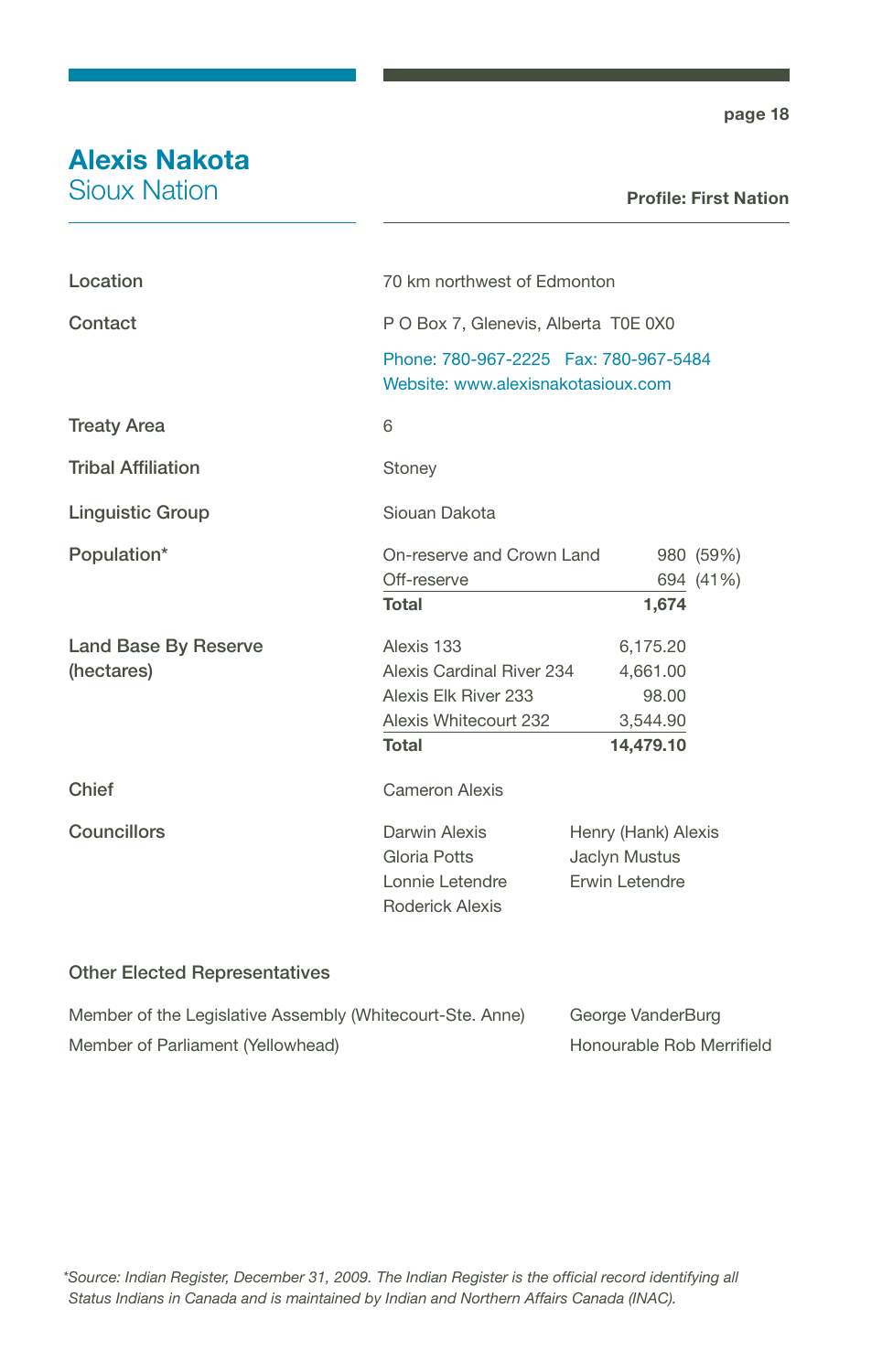# Alexis Nakota Sioux Nation

**Profile: First Nation**

**Location**
70 km northwest of Edmonton

**Contact**
P O Box 7, Glenevis, Alberta T0E 0X0

Phone: 780-967-2225 Fax: 780-967-5484
Website: www.alexisnakotasioux.com

**Treaty Area**
6

**Tribal Affiliation**
Stoney

**Linguistic Group**
Siouan Dakota

**Population***

| | | |
|---|---|---|
| On-reserve and Crown Land | 980 | (59%) |
| Off-reserve | 694 | (41%) |
| **Total** | **1,674** | |

**Land Base By Reserve (hectares)**

| | |
|---|---|
| Alexis 133 | 6,175.20 |
| Alexis Cardinal River 234 | 4,661.00 |
| Alexis Elk River 233 | 98.00 |
| Alexis Whitecourt 232 | 3,544.90 |
| **Total** | **14,479.10** |

**Chief**
Cameron Alexis

**Councillors**
- Darwin Alexis
- Gloria Potts
- Lonnie Letendre
- Roderick Alexis
- Henry (Hank) Alexis
- Jaclyn Mustus
- Erwin Letendre

## Other Elected Representatives

| | |
|---|---|
| Member of the Legislative Assembly (Whitecourt-Ste. Anne) | George VanderBurg |
| Member of Parliament (Yellowhead) | Honourable Rob Merrifield |

*\*Source: Indian Register, December 31, 2009. The Indian Register is the official record identifying all Status Indians in Canada and is maintained by Indian and Northern Affairs Canada (INAC).*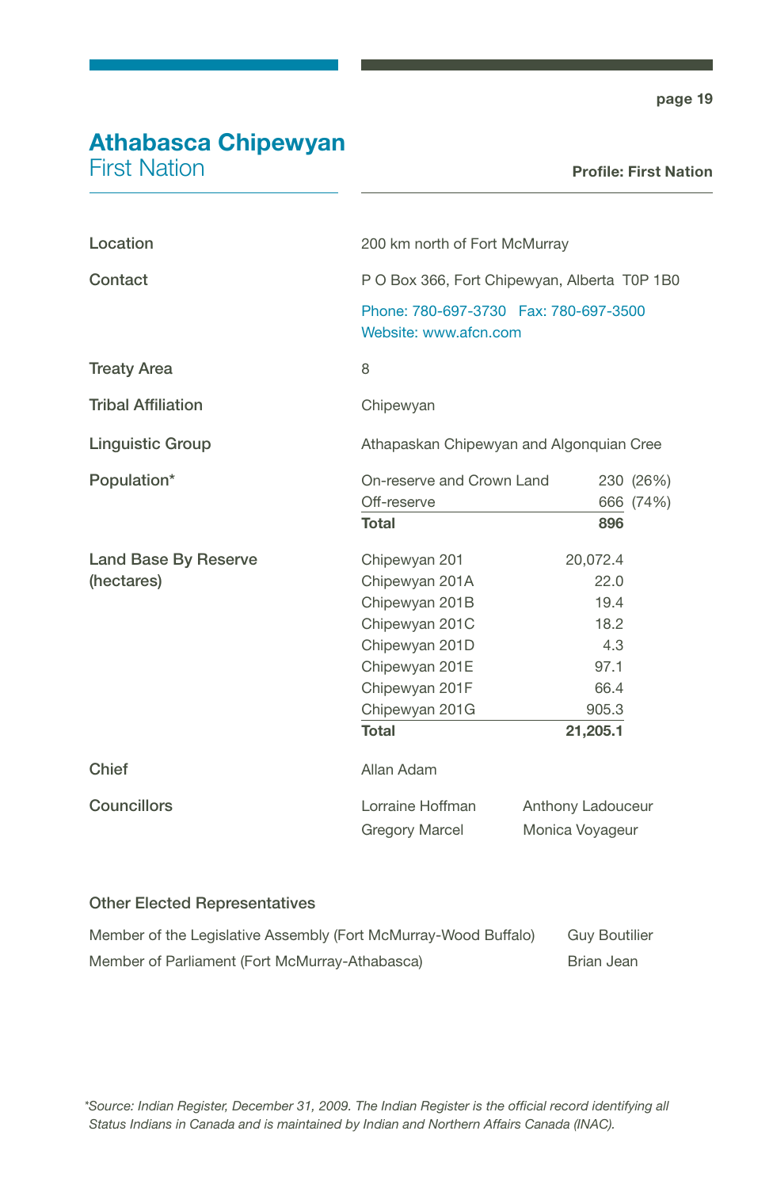# Athabasca Chipewyan First Nation

**Profile: First Nation**

| | |
|---|---|
| Location | 200 km north of Fort McMurray |
| Contact | P O Box 366, Fort Chipewyan, Alberta T0P 1B0<br>Phone: 780-697-3730 Fax: 780-697-3500<br>Website: www.afcn.com |
| Treaty Area | 8 |
| Tribal Affiliation | Chipewyan |
| Linguistic Group | Athapaskan Chipewyan and Algonquian Cree |

**Population***

| | | |
|---|---|---|
| On-reserve and Crown Land | 230 | (26%) |
| Off-reserve | 666 | (74%) |
| **Total** | **896** | |

**Land Base By Reserve (hectares)**

| Reserve | Hectares |
|---|---|
| Chipewyan 201 | 20,072.4 |
| Chipewyan 201A | 22.0 |
| Chipewyan 201B | 19.4 |
| Chipewyan 201C | 18.2 |
| Chipewyan 201D | 4.3 |
| Chipewyan 201E | 97.1 |
| Chipewyan 201F | 66.4 |
| Chipewyan 201G | 905.3 |
| **Total** | **21,205.1** |

**Chief**

Allan Adam

**Councillors**

Lorraine Hoffman, Anthony Ladouceur, Gregory Marcel, Monica Voyageur

## Other Elected Representatives

| | |
|---|---|
| Member of the Legislative Assembly (Fort McMurray-Wood Buffalo) | Guy Boutilier |
| Member of Parliament (Fort McMurray-Athabasca) | Brian Jean |

*\*Source: Indian Register, December 31, 2009. The Indian Register is the official record identifying all Status Indians in Canada and is maintained by Indian and Northern Affairs Canada (INAC).*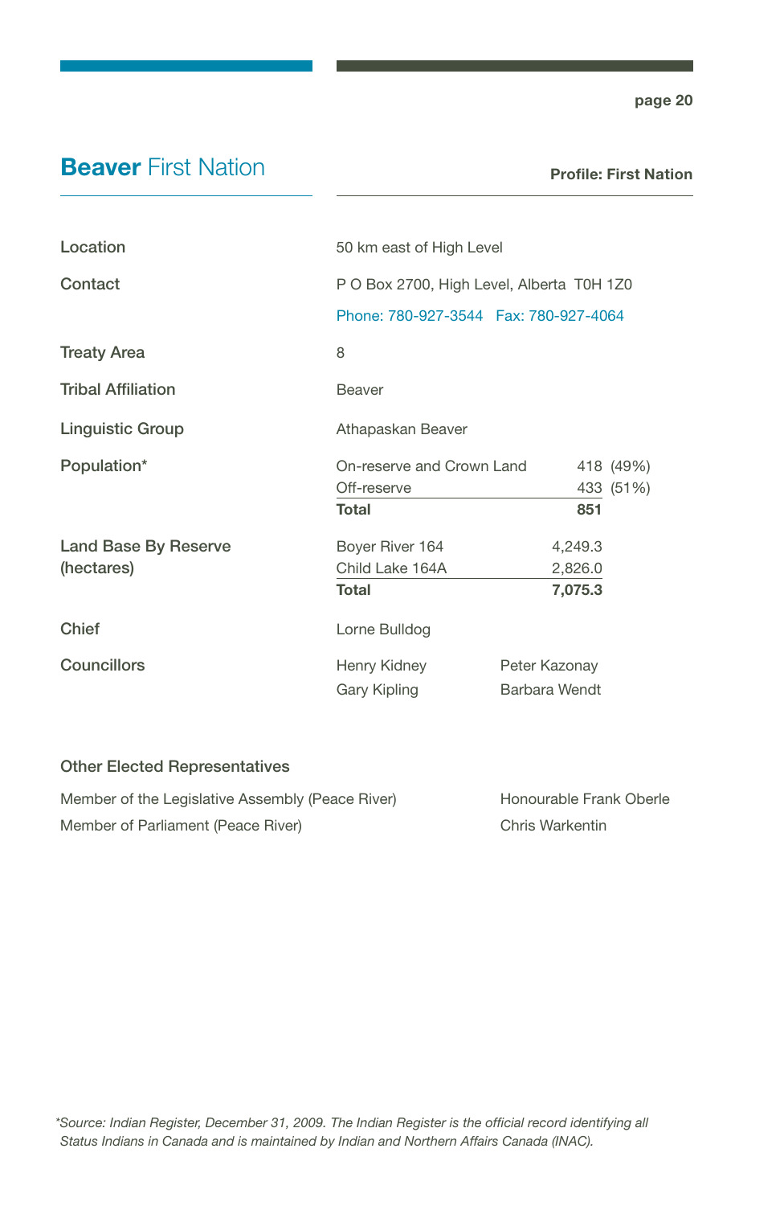# **Beaver** First Nation

**Profile: First Nation**

| | |
|---|---|
| **Location** | 50 km east of High Level |
| **Contact** | P O Box 2700, High Level, Alberta T0H 1Z0 |
| | Phone: 780-927-3544 Fax: 780-927-4064 |
| **Treaty Area** | 8 |
| **Tribal Affiliation** | Beaver |
| **Linguistic Group** | Athapaskan Beaver |

**Population***

| | | |
|---|---|---|
| On-reserve and Crown Land | 418 | (49%) |
| Off-reserve | 433 | (51%) |
| **Total** | **851** | |

**Land Base By Reserve (hectares)**

| | |
|---|---|
| Boyer River 164 | 4,249.3 |
| Child Lake 164A | 2,826.0 |
| **Total** | **7,075.3** |

**Chief**

Lorne Bulldog

**Councillors**

| | |
|---|---|
| Henry Kidney | Peter Kazonay |
| Gary Kipling | Barbara Wendt |

## Other Elected Representatives

| | |
|---|---|
| Member of the Legislative Assembly (Peace River) | Honourable Frank Oberle |
| Member of Parliament (Peace River) | Chris Warkentin |

*\*Source: Indian Register, December 31, 2009. The Indian Register is the official record identifying all Status Indians in Canada and is maintained by Indian and Northern Affairs Canada (INAC).*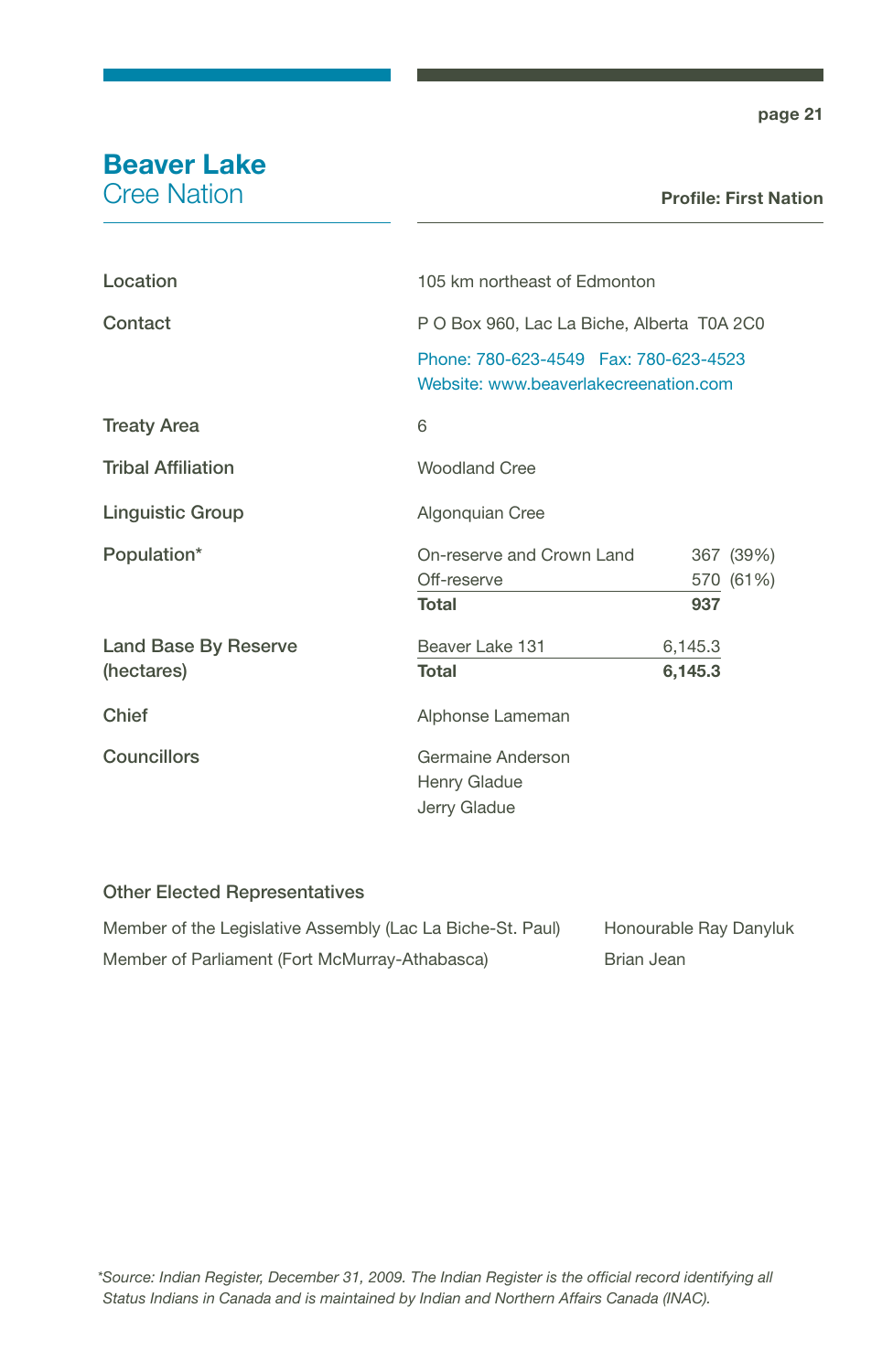# Beaver Lake Cree Nation

**Profile: First Nation**

| | |
|---|---|
| Location | 105 km northeast of Edmonton |
| Contact | P O Box 960, Lac La Biche, Alberta T0A 2C0<br>Phone: 780-623-4549 Fax: 780-623-4523<br>Website: www.beaverlakecreenation.com |
| Treaty Area | 6 |
| Tribal Affiliation | Woodland Cree |
| Linguistic Group | Algonquian Cree |

**Population***

| | | |
|---|---|---|
| On-reserve and Crown Land | 367 | (39%) |
| Off-reserve | 570 | (61%) |
| **Total** | **937** | |

**Land Base By Reserve (hectares)**

| | |
|---|---|
| Beaver Lake 131 | 6,145.3 |
| **Total** | **6,145.3** |

| | |
|---|---|
| Chief | Alphonse Lameman |
| Councillors | Germaine Anderson<br>Henry Gladue<br>Jerry Gladue |

## Other Elected Representatives

| | |
|---|---|
| Member of the Legislative Assembly (Lac La Biche-St. Paul) | Honourable Ray Danyluk |
| Member of Parliament (Fort McMurray-Athabasca) | Brian Jean |

*\*Source: Indian Register, December 31, 2009. The Indian Register is the official record identifying all Status Indians in Canada and is maintained by Indian and Northern Affairs Canada (INAC).*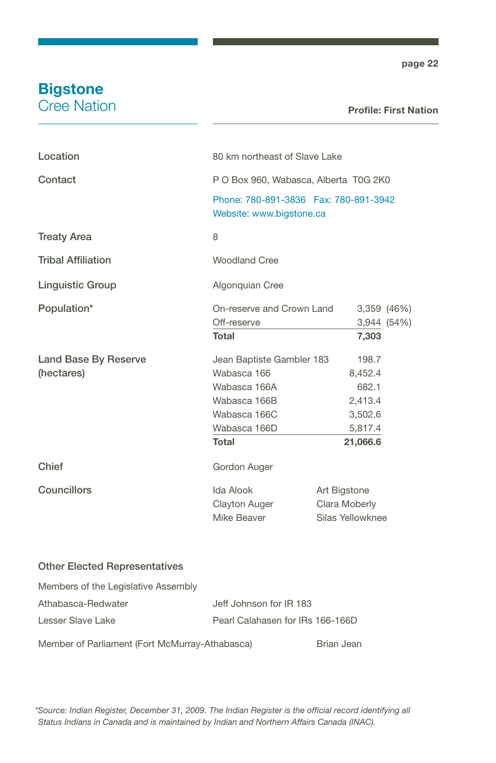# Bigstone Cree Nation

**Profile: First Nation**

**Location**
80 km northeast of Slave Lake

**Contact**
P O Box 960, Wabasca, Alberta T0G 2K0

Phone: 780-891-3836 Fax: 780-891-3942
Website: www.bigstone.ca

**Treaty Area**
8

**Tribal Affiliation**
Woodland Cree

**Linguistic Group**
Algonquian Cree

**Population***

| | | |
|---|---|---|
| On-reserve and Crown Land | 3,359 | (46%) |
| Off-reserve | 3,944 | (54%) |
| **Total** | **7,303** | |

**Land Base By Reserve (hectares)**

| | |
|---|---|
| Jean Baptiste Gambler 183 | 198.7 |
| Wabasca 166 | 8,452.4 |
| Wabasca 166A | 682.1 |
| Wabasca 166B | 2,413.4 |
| Wabasca 166C | 3,502.6 |
| Wabasca 166D | 5,817.4 |
| **Total** | **21,066.6** |

**Chief**
Gordon Auger

**Councillors**
Ida Alook
Clayton Auger
Mike Beaver
Art Bigstone
Clara Moberly
Silas Yellowknee

## Other Elected Representatives

Members of the Legislative Assembly

| | |
|---|---|
| Athabasca-Redwater | Jeff Johnson for IR 183 |
| Lesser Slave Lake | Pearl Calahasen for IRs 166-166D |

Member of Parliament (Fort McMurray-Athabasca) Brian Jean

**Source: Indian Register, December 31, 2009. The Indian Register is the official record identifying all Status Indians in Canada and is maintained by Indian and Northern Affairs Canada (INAC).*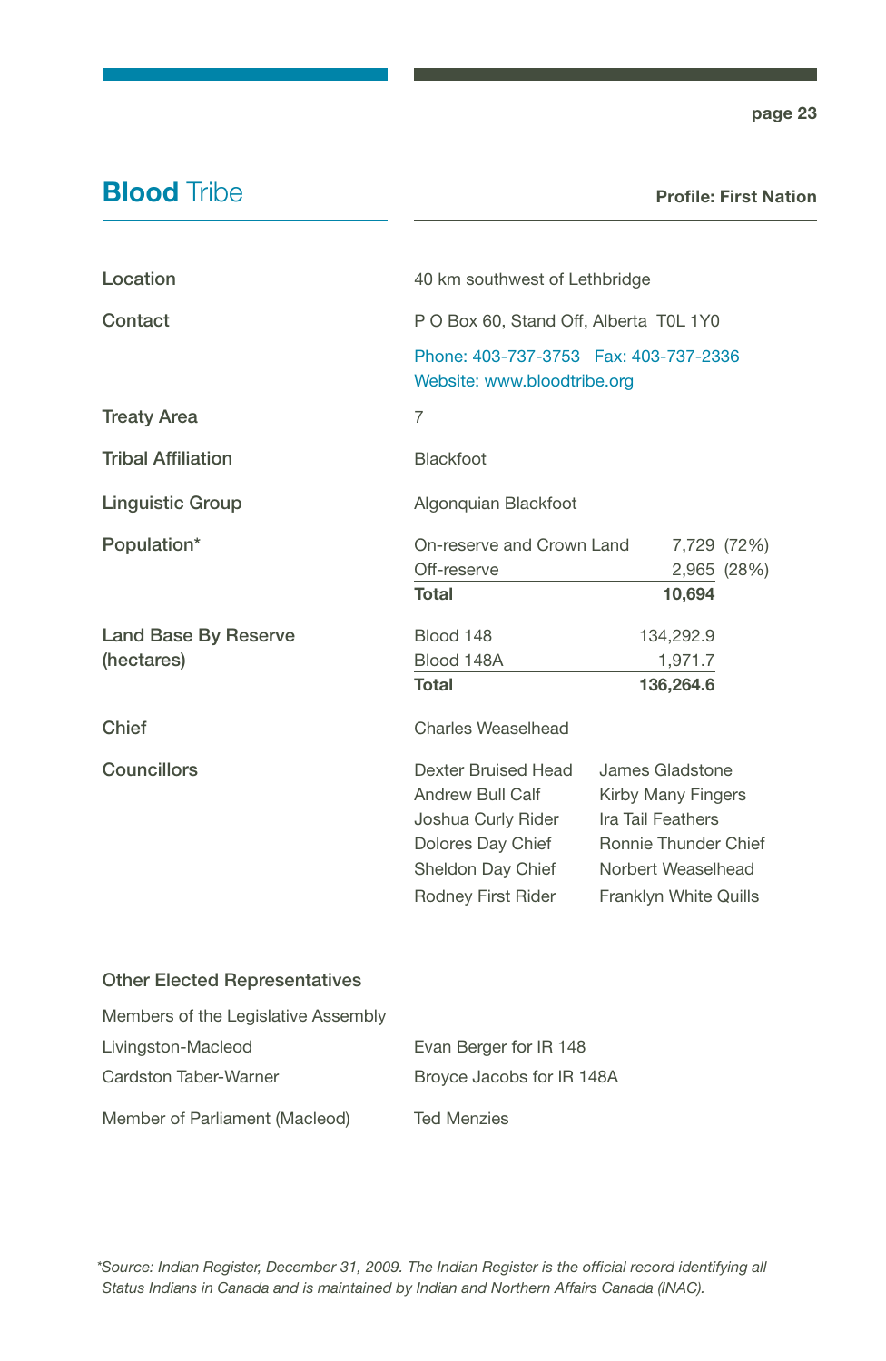# Blood Tribe

**Profile: First Nation**

| | |
|---|---|
| **Location** | 40 km southwest of Lethbridge |
| **Contact** | P O Box 60, Stand Off, Alberta T0L 1Y0<br>Phone: 403-737-3753 Fax: 403-737-2336<br>Website: www.bloodtribe.org |
| **Treaty Area** | 7 |
| **Tribal Affiliation** | Blackfoot |
| **Linguistic Group** | Algonquian Blackfoot |

**Population***

| | | |
|---|---|---|
| On-reserve and Crown Land | 7,729 | (72%) |
| Off-reserve | 2,965 | (28%) |
| **Total** | **10,694** | |

**Land Base By Reserve (hectares)**

| | |
|---|---|
| Blood 148 | 134,292.9 |
| Blood 148A | 1,971.7 |
| **Total** | **136,264.6** |

**Chief**

Charles Weaselhead

**Councillors**

| | |
|---|---|
| Dexter Bruised Head | James Gladstone |
| Andrew Bull Calf | Kirby Many Fingers |
| Joshua Curly Rider | Ira Tail Feathers |
| Dolores Day Chief | Ronnie Thunder Chief |
| Sheldon Day Chief | Norbert Weaselhead |
| Rodney First Rider | Franklyn White Quills |

## Other Elected Representatives

Members of the Legislative Assembly

| | |
|---|---|
| Livingston-Macleod | Evan Berger for IR 148 |
| Cardston Taber-Warner | Broyce Jacobs for IR 148A |
| Member of Parliament (Macleod) | Ted Menzies |

*\*Source: Indian Register, December 31, 2009. The Indian Register is the official record identifying all Status Indians in Canada and is maintained by Indian and Northern Affairs Canada (INAC).*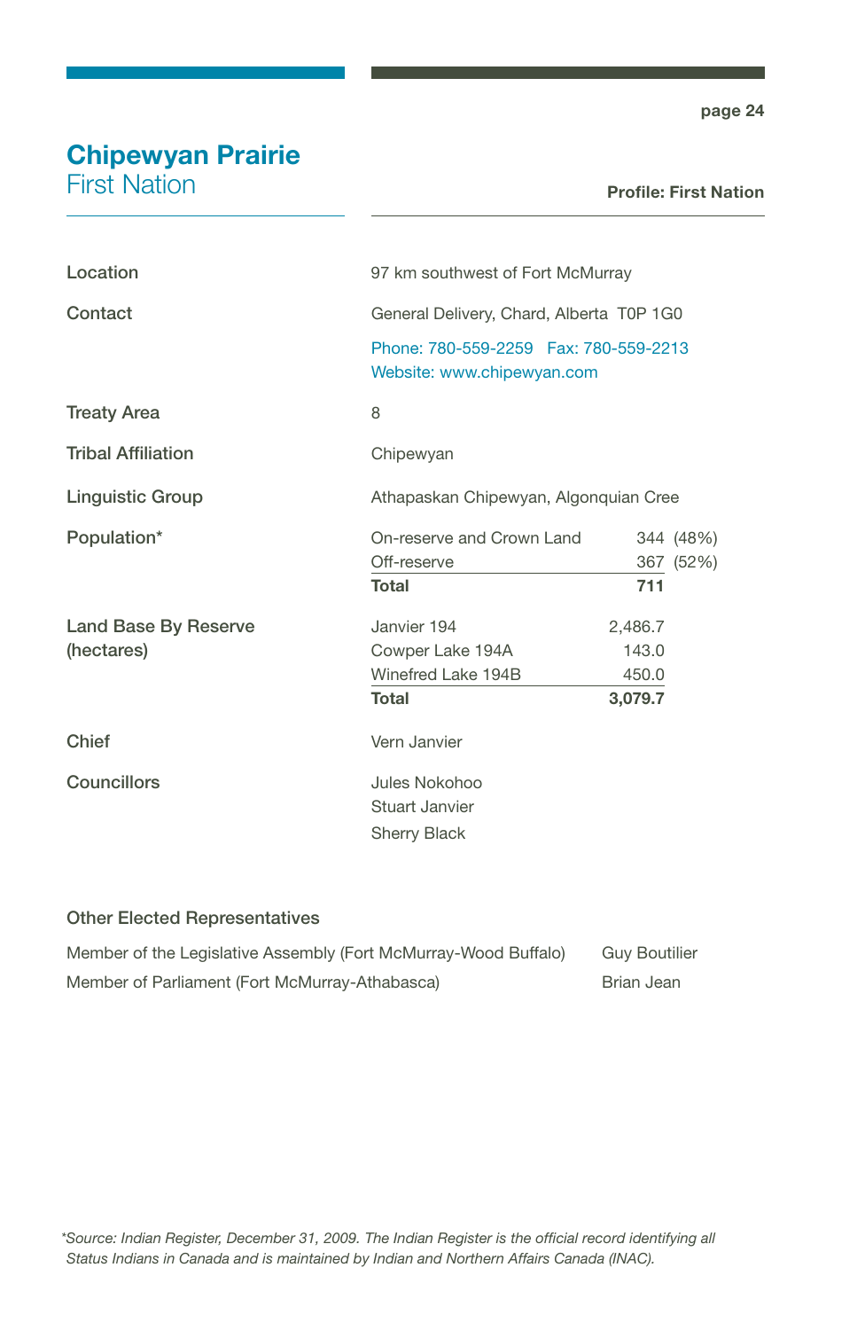# Chipewyan Prairie First Nation

**Profile: First Nation**

| | |
|---|---|
| **Location** | 97 km southwest of Fort McMurray |
| **Contact** | General Delivery, Chard, Alberta T0P 1G0<br>Phone: 780-559-2259 Fax: 780-559-2213<br>Website: www.chipewyan.com |
| **Treaty Area** | 8 |
| **Tribal Affiliation** | Chipewyan |
| **Linguistic Group** | Athapaskan Chipewyan, Algonquian Cree |

**Population***

| | | |
|---|---|---|
| On-reserve and Crown Land | 344 | (48%) |
| Off-reserve | 367 | (52%) |
| **Total** | **711** | |

**Land Base By Reserve (hectares)**

| | |
|---|---|
| Janvier 194 | 2,486.7 |
| Cowper Lake 194A | 143.0 |
| Winefred Lake 194B | 450.0 |
| **Total** | **3,079.7** |

**Chief**

Vern Janvier

**Councillors**

Jules Nokohoo
Stuart Janvier
Sherry Black

## Other Elected Representatives

| | |
|---|---|
| Member of the Legislative Assembly (Fort McMurray-Wood Buffalo) | Guy Boutilier |
| Member of Parliament (Fort McMurray-Athabasca) | Brian Jean |

*Source: Indian Register, December 31, 2009. The Indian Register is the official record identifying all Status Indians in Canada and is maintained by Indian and Northern Affairs Canada (INAC).*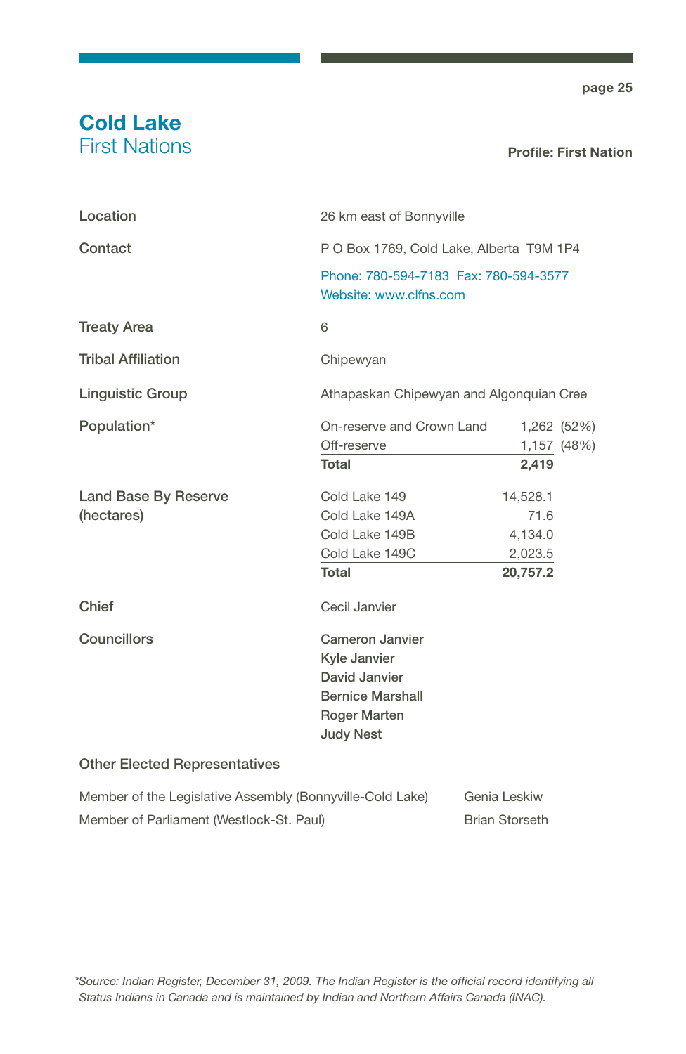# Cold Lake First Nations

**Profile: First Nation**

| | |
|---|---|
| Location | 26 km east of Bonnyville |
| Contact | P O Box 1769, Cold Lake, Alberta T9M 1P4<br>Phone: 780-594-7183 Fax: 780-594-3577<br>Website: www.clfns.com |
| Treaty Area | 6 |
| Tribal Affiliation | Chipewyan |
| Linguistic Group | Athapaskan Chipewyan and Algonquian Cree |

**Population***

| | | |
|---|---|---|
| On-reserve and Crown Land | 1,262 | (52%) |
| Off-reserve | 1,157 | (48%) |
| **Total** | **2,419** | |

**Land Base By Reserve (hectares)**

| | |
|---|---|
| Cold Lake 149 | 14,528.1 |
| Cold Lake 149A | 71.6 |
| Cold Lake 149B | 4,134.0 |
| Cold Lake 149C | 2,023.5 |
| **Total** | **20,757.2** |

**Chief**

Cecil Janvier

**Councillors**

Cameron Janvier
Kyle Janvier
David Janvier
Bernice Marshall
Roger Marten
Judy Nest

**Other Elected Representatives**

| | |
|---|---|
| Member of the Legislative Assembly (Bonnyville-Cold Lake) | Genia Leskiw |
| Member of Parliament (Westlock-St. Paul) | Brian Storseth |

*\*Source: Indian Register, December 31, 2009. The Indian Register is the official record identifying all Status Indians in Canada and is maintained by Indian and Northern Affairs Canada (INAC).*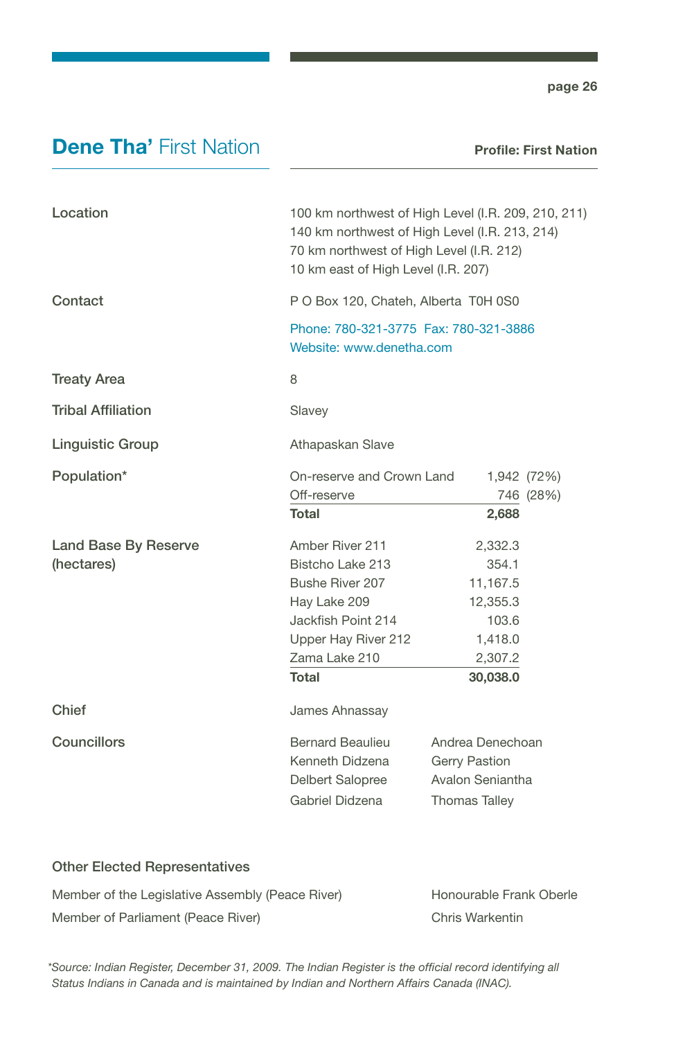# **Dene Tha'** First Nation

**Profile: First Nation**

**Location**

100 km northwest of High Level (I.R. 209, 210, 211)
140 km northwest of High Level (I.R. 213, 214)
70 km northwest of High Level (I.R. 212)
10 km east of High Level (I.R. 207)

**Contact**

P O Box 120, Chateh, Alberta T0H 0S0

Phone: 780-321-3775 Fax: 780-321-3886
Website: www.denetha.com

**Treaty Area**

8

**Tribal Affiliation**

Slavey

**Linguistic Group**

Athapaskan Slave

**Population***

| | | |
|---|---|---|
| On-reserve and Crown Land | 1,942 | (72%) |
| Off-reserve | 746 | (28%) |
| **Total** | **2,688** | |

**Land Base By Reserve (hectares)**

| | |
|---|---|
| Amber River 211 | 2,332.3 |
| Bistcho Lake 213 | 354.1 |
| Bushe River 207 | 11,167.5 |
| Hay Lake 209 | 12,355.3 |
| Jackfish Point 214 | 103.6 |
| Upper Hay River 212 | 1,418.0 |
| Zama Lake 210 | 2,307.2 |
| **Total** | **30,038.0** |

**Chief**

James Ahnassay

**Councillors**

Bernard Beaulieu
Kenneth Didzena
Delbert Salopree
Gabriel Didzena
Andrea Denechoan
Gerry Pastion
Avalon Seniantha
Thomas Talley

## Other Elected Representatives

| | |
|---|---|
| Member of the Legislative Assembly (Peace River) | Honourable Frank Oberle |
| Member of Parliament (Peace River) | Chris Warkentin |

*\*Source: Indian Register, December 31, 2009. The Indian Register is the official record identifying all Status Indians in Canada and is maintained by Indian and Northern Affairs Canada (INAC).*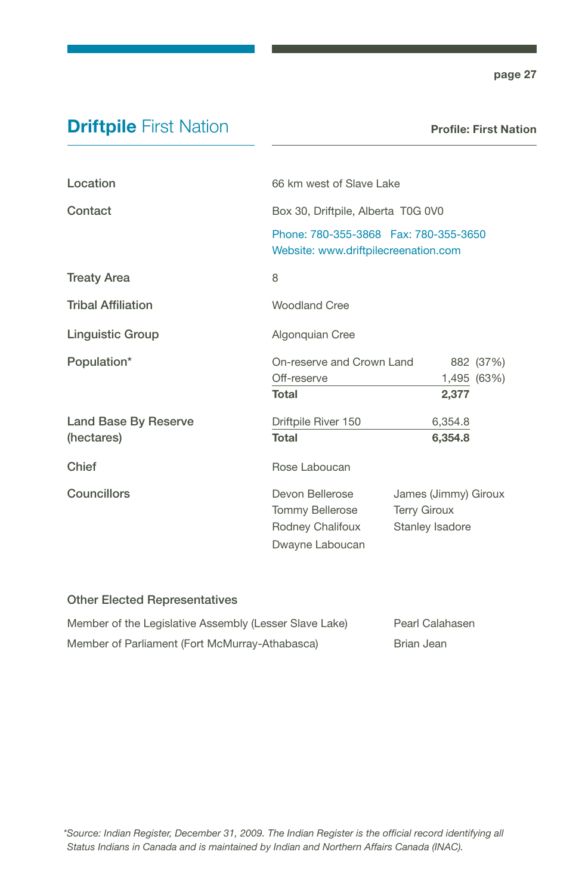# **Driftpile** First Nation

**Profile: First Nation**

| | |
|---|---|
| Location | 66 km west of Slave Lake |
| Contact | Box 30, Driftpile, Alberta T0G 0V0<br>Phone: 780-355-3868 Fax: 780-355-3650<br>Website: www.driftpilecreenation.com |
| Treaty Area | 8 |
| Tribal Affiliation | Woodland Cree |
| Linguistic Group | Algonquian Cree |

**Population***

| | | |
|---|---|---|
| On-reserve and Crown Land | 882 | (37%) |
| Off-reserve | 1,495 | (63%) |
| **Total** | **2,377** | |

**Land Base By Reserve (hectares)**

| | |
|---|---|
| Driftpile River 150 | 6,354.8 |
| **Total** | **6,354.8** |

**Chief**

Rose Laboucan

**Councillors**

- Devon Bellerose
- Tommy Bellerose
- Rodney Chalifoux
- Dwayne Laboucan
- James (Jimmy) Giroux
- Terry Giroux
- Stanley Isadore

## Other Elected Representatives

| | |
|---|---|
| Member of the Legislative Assembly (Lesser Slave Lake) | Pearl Calahasen |
| Member of Parliament (Fort McMurray-Athabasca) | Brian Jean |

*\*Source: Indian Register, December 31, 2009. The Indian Register is the official record identifying all Status Indians in Canada and is maintained by Indian and Northern Affairs Canada (INAC).*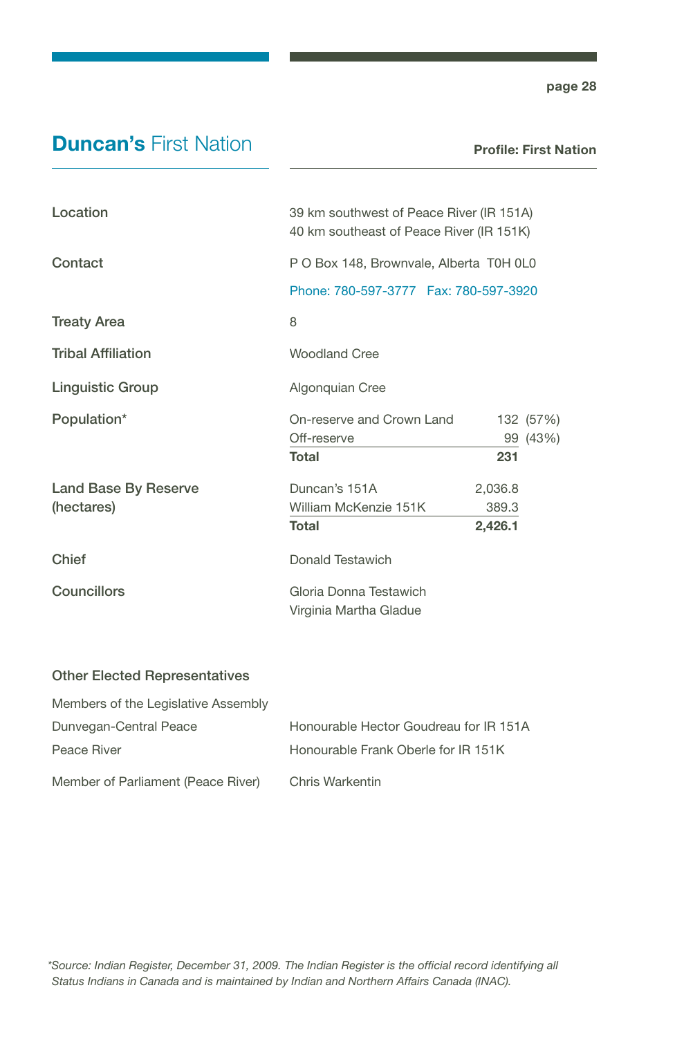# Duncan's First Nation

**Profile: First Nation**

| | |
|---|---|
| **Location** | 39 km southwest of Peace River (IR 151A)<br>40 km southeast of Peace River (IR 151K) |
| **Contact** | P O Box 148, Brownvale, Alberta T0H 0L0<br>Phone: 780-597-3777 Fax: 780-597-3920 |
| **Treaty Area** | 8 |
| **Tribal Affiliation** | Woodland Cree |
| **Linguistic Group** | Algonquian Cree |

**Population***

| | | |
|---|---|---|
| On-reserve and Crown Land | 132 | (57%) |
| Off-reserve | 99 | (43%) |
| **Total** | **231** | |

**Land Base By Reserve (hectares)**

| | |
|---|---|
| Duncan's 151A | 2,036.8 |
| William McKenzie 151K | 389.3 |
| **Total** | **2,426.1** |

| | |
|---|---|
| **Chief** | Donald Testawich |
| **Councillors** | Gloria Donna Testawich<br>Virginia Martha Gladue |

## Other Elected Representatives

Members of the Legislative Assembly

| | |
|---|---|
| Dunvegan-Central Peace | Honourable Hector Goudreau for IR 151A |
| Peace River | Honourable Frank Oberle for IR 151K |
| Member of Parliament (Peace River) | Chris Warkentin |

*\*Source: Indian Register, December 31, 2009. The Indian Register is the official record identifying all Status Indians in Canada and is maintained by Indian and Northern Affairs Canada (INAC).*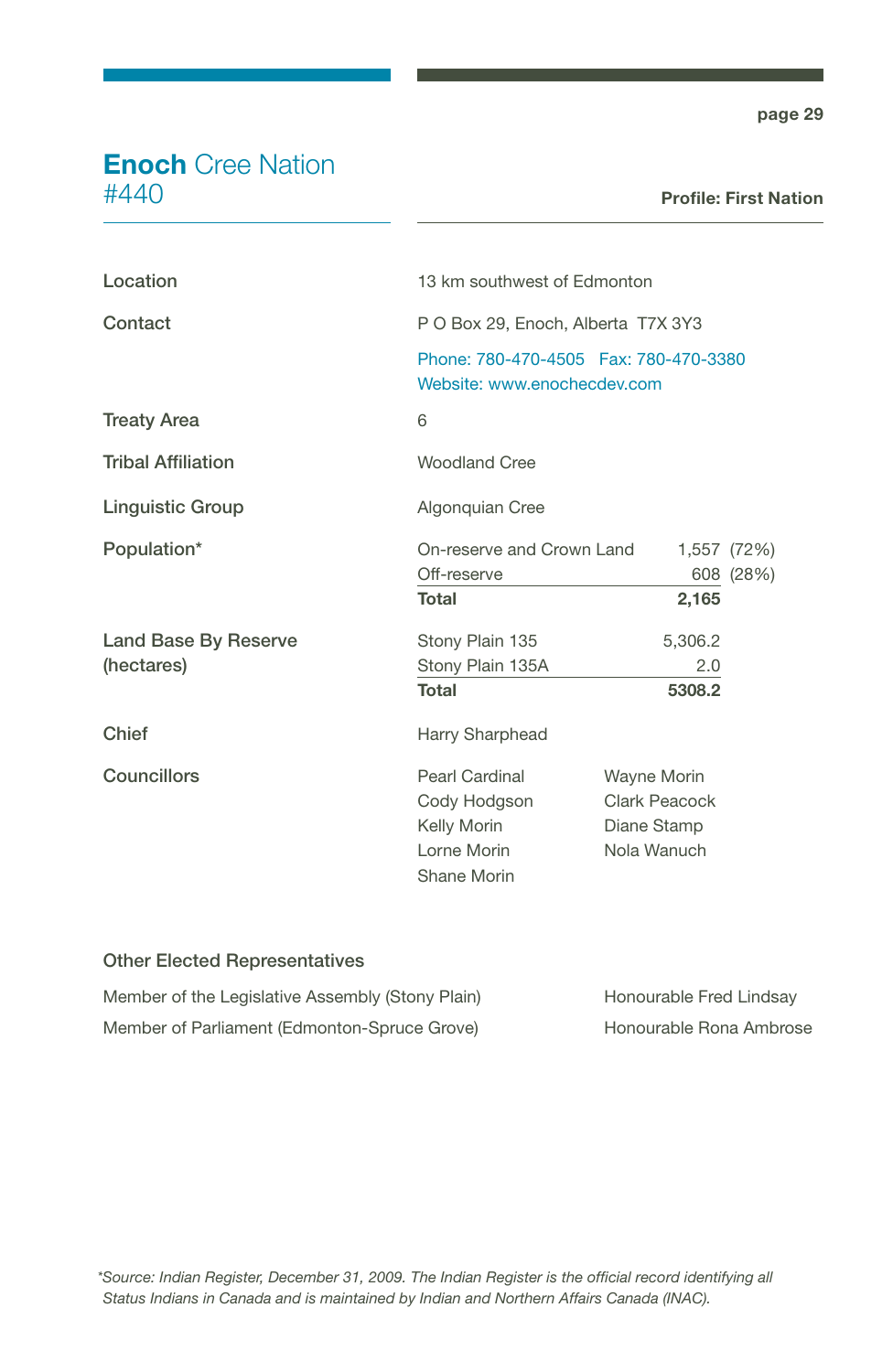# **Enoch** Cree Nation #440

**Profile: First Nation**

| | |
|---|---|
| **Location** | 13 km southwest of Edmonton |
| **Contact** | P O Box 29, Enoch, Alberta T7X 3Y3 |
| | Phone: 780-470-4505 Fax: 780-470-3380 |
| | Website: www.enochecdev.com |
| **Treaty Area** | 6 |
| **Tribal Affiliation** | Woodland Cree |
| **Linguistic Group** | Algonquian Cree |

**Population***

| | | |
|---|---|---|
| On-reserve and Crown Land | 1,557 | (72%) |
| Off-reserve | 608 | (28%) |
| **Total** | **2,165** | |

**Land Base By Reserve (hectares)**

| | |
|---|---|
| Stony Plain 135 | 5,306.2 |
| Stony Plain 135A | 2.0 |
| **Total** | **5308.2** |

**Chief**

Harry Sharphead

**Councillors**

- Pearl Cardinal
- Cody Hodgson
- Kelly Morin
- Lorne Morin
- Shane Morin
- Wayne Morin
- Clark Peacock
- Diane Stamp
- Nola Wanuch

## Other Elected Representatives

| | |
|---|---|
| Member of the Legislative Assembly (Stony Plain) | Honourable Fred Lindsay |
| Member of Parliament (Edmonton-Spruce Grove) | Honourable Rona Ambrose |

*\*Source: Indian Register, December 31, 2009. The Indian Register is the official record identifying all Status Indians in Canada and is maintained by Indian and Northern Affairs Canada (INAC).*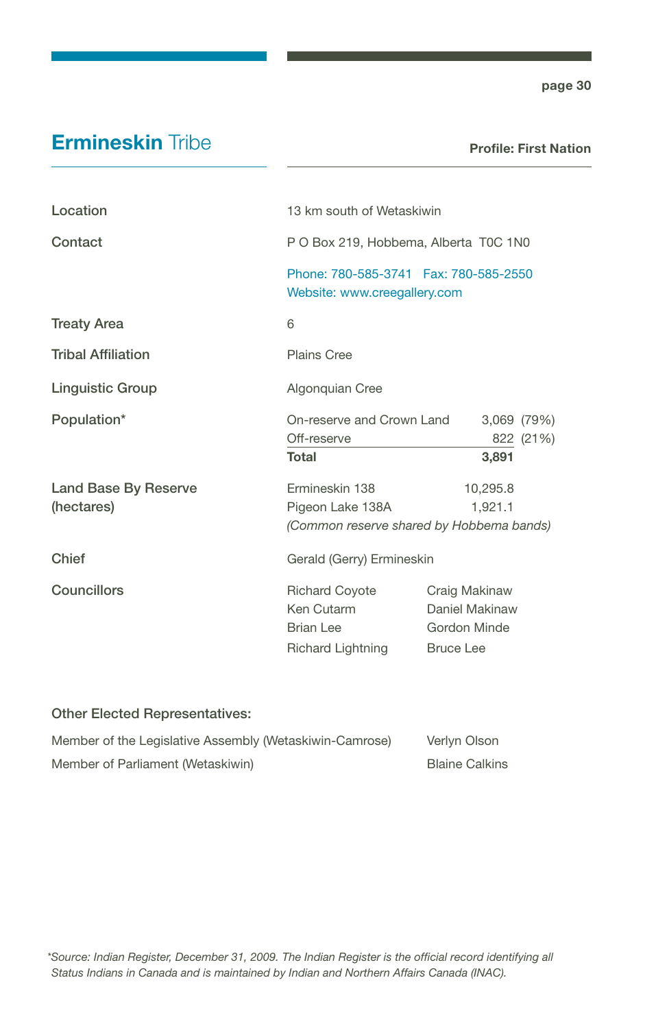# Ermineskin Tribe

**Profile: First Nation**

| | |
|---|---|
| Location | 13 km south of Wetaskiwin |
| Contact | P O Box 219, Hobbema, Alberta T0C 1N0 |
| | Phone: 780-585-3741 Fax: 780-585-2550 |
| | Website: www.creegallery.com |
| Treaty Area | 6 |
| Tribal Affiliation | Plains Cree |
| Linguistic Group | Algonquian Cree |

**Population***

| | | |
|---|---|---|
| On-reserve and Crown Land | 3,069 | (79%) |
| Off-reserve | 822 | (21%) |
| **Total** | **3,891** | |

**Land Base By Reserve (hectares)**

| | |
|---|---|
| Ermineskin 138 | 10,295.8 |
| Pigeon Lake 138A | 1,921.1 |

*(Common reserve shared by Hobbema bands)*

**Chief**

Gerald (Gerry) Ermineskin

**Councillors**

| | |
|---|---|
| Richard Coyote | Craig Makinaw |
| Ken Cutarm | Daniel Makinaw |
| Brian Lee | Gordon Minde |
| Richard Lightning | Bruce Lee |

## Other Elected Representatives:

| | |
|---|---|
| Member of the Legislative Assembly (Wetaskiwin-Camrose) | Verlyn Olson |
| Member of Parliament (Wetaskiwin) | Blaine Calkins |

*\*Source: Indian Register, December 31, 2009. The Indian Register is the official record identifying all Status Indians in Canada and is maintained by Indian and Northern Affairs Canada (INAC).*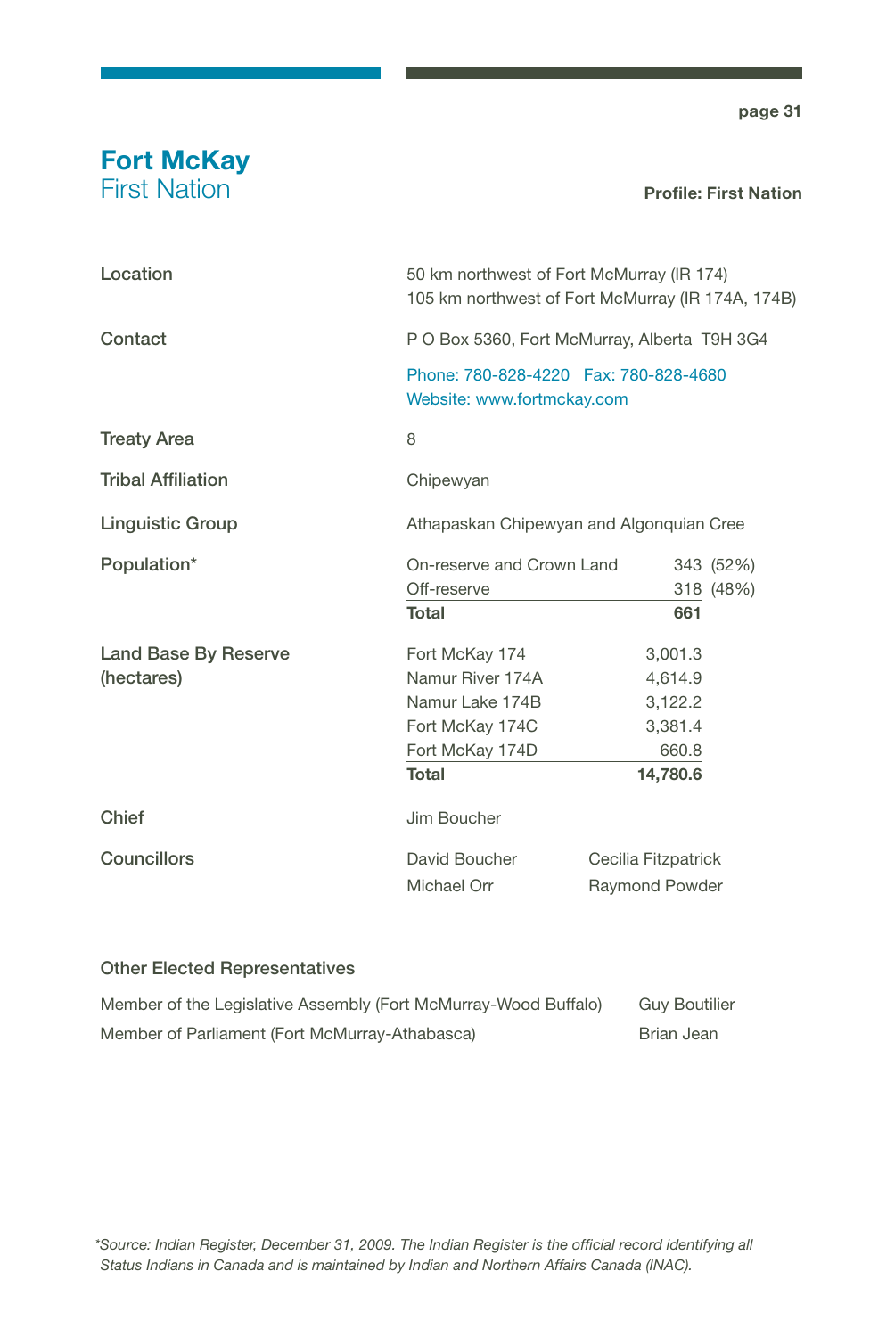# Fort McKay First Nation

**Profile: First Nation**

| | |
|---|---|
| Location | 50 km northwest of Fort McMurray (IR 174)<br>105 km northwest of Fort McMurray (IR 174A, 174B) |
| Contact | P O Box 5360, Fort McMurray, Alberta T9H 3G4<br>Phone: 780-828-4220 Fax: 780-828-4680<br>Website: www.fortmckay.com |
| Treaty Area | 8 |
| Tribal Affiliation | Chipewyan |
| Linguistic Group | Athapaskan Chipewyan and Algonquian Cree |

**Population***

| | | |
|---|---|---|
| On-reserve and Crown Land | 343 | (52%) |
| Off-reserve | 318 | (48%) |
| **Total** | **661** | |

**Land Base By Reserve (hectares)**

| Reserve | Hectares |
|---|---|
| Fort McKay 174 | 3,001.3 |
| Namur River 174A | 4,614.9 |
| Namur Lake 174B | 3,122.2 |
| Fort McKay 174C | 3,381.4 |
| Fort McKay 174D | 660.8 |
| **Total** | **14,780.6** |

**Chief**

Jim Boucher

**Councillors**

| | |
|---|---|
| David Boucher | Cecilia Fitzpatrick |
| Michael Orr | Raymond Powder |

## Other Elected Representatives

| | |
|---|---|
| Member of the Legislative Assembly (Fort McMurray-Wood Buffalo) | Guy Boutilier |
| Member of Parliament (Fort McMurray-Athabasca) | Brian Jean |

**Source: Indian Register, December 31, 2009. The Indian Register is the official record identifying all Status Indians in Canada and is maintained by Indian and Northern Affairs Canada (INAC).*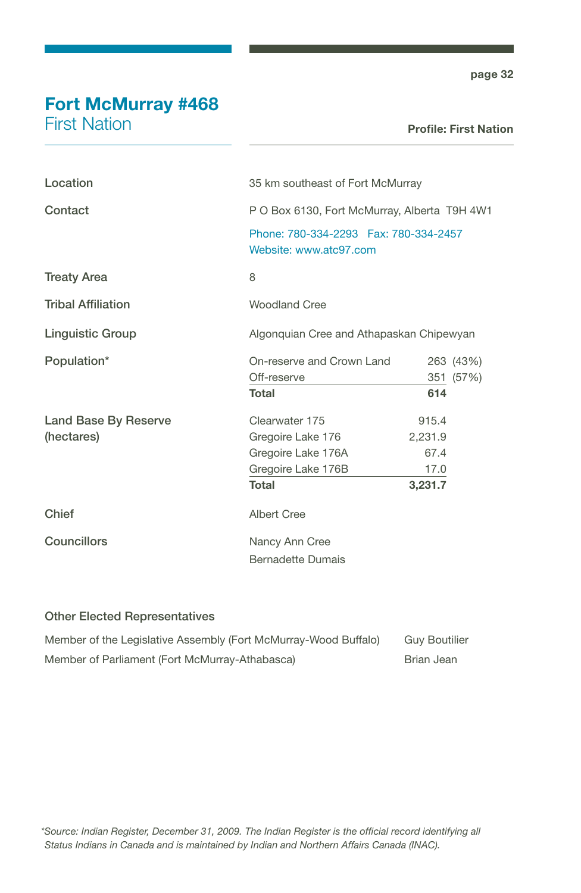# Fort McMurray #468 First Nation

**Profile: First Nation**

| | |
|---|---|
| Location | 35 km southeast of Fort McMurray |
| Contact | P O Box 6130, Fort McMurray, Alberta T9H 4W1 |
| | Phone: 780-334-2293 Fax: 780-334-2457 |
| | Website: www.atc97.com |
| Treaty Area | 8 |
| Tribal Affiliation | Woodland Cree |
| Linguistic Group | Algonquian Cree and Athapaskan Chipewyan |

**Population***

| | | |
|---|---|---|
| On-reserve and Crown Land | 263 | (43%) |
| Off-reserve | 351 | (57%) |
| **Total** | **614** | |

**Land Base By Reserve (hectares)**

| | |
|---|---|
| Clearwater 175 | 915.4 |
| Gregoire Lake 176 | 2,231.9 |
| Gregoire Lake 176A | 67.4 |
| Gregoire Lake 176B | 17.0 |
| **Total** | **3,231.7** |

| | |
|---|---|
| Chief | Albert Cree |
| Councillors | Nancy Ann Cree |
| | Bernadette Dumais |

## Other Elected Representatives

| | |
|---|---|
| Member of the Legislative Assembly (Fort McMurray-Wood Buffalo) | Guy Boutilier |
| Member of Parliament (Fort McMurray-Athabasca) | Brian Jean |

*\*Source: Indian Register, December 31, 2009. The Indian Register is the official record identifying all Status Indians in Canada and is maintained by Indian and Northern Affairs Canada (INAC).*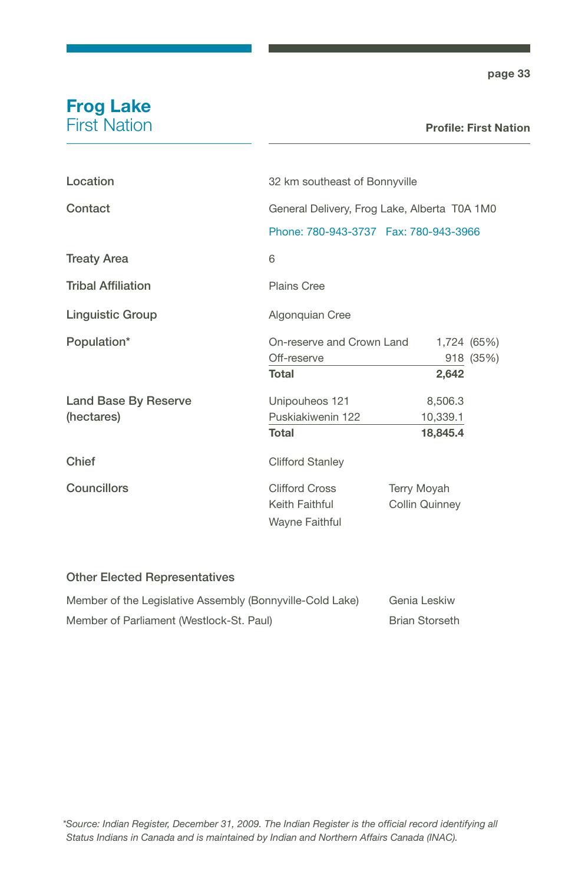# Frog Lake First Nation

**Profile: First Nation**

| | |
|---|---|
| **Location** | 32 km southeast of Bonnyville |
| **Contact** | General Delivery, Frog Lake, Alberta T0A 1M0 |
| | Phone: 780-943-3737 Fax: 780-943-3966 |
| **Treaty Area** | 6 |
| **Tribal Affiliation** | Plains Cree |
| **Linguistic Group** | Algonquian Cree |

**Population***

| | | |
|---|---|---|
| On-reserve and Crown Land | 1,724 | (65%) |
| Off-reserve | 918 | (35%) |
| **Total** | **2,642** | |

**Land Base By Reserve (hectares)**

| | |
|---|---|
| Unipouheos 121 | 8,506.3 |
| Puskiakiwenin 122 | 10,339.1 |
| **Total** | **18,845.4** |

**Chief**

Clifford Stanley

**Councillors**

- Clifford Cross
- Keith Faithful
- Wayne Faithful
- Terry Moyah
- Collin Quinney

### Other Elected Representatives

| | |
|---|---|
| Member of the Legislative Assembly (Bonnyville-Cold Lake) | Genia Leskiw |
| Member of Parliament (Westlock-St. Paul) | Brian Storseth |

*\*Source: Indian Register, December 31, 2009. The Indian Register is the official record identifying all Status Indians in Canada and is maintained by Indian and Northern Affairs Canada (INAC).*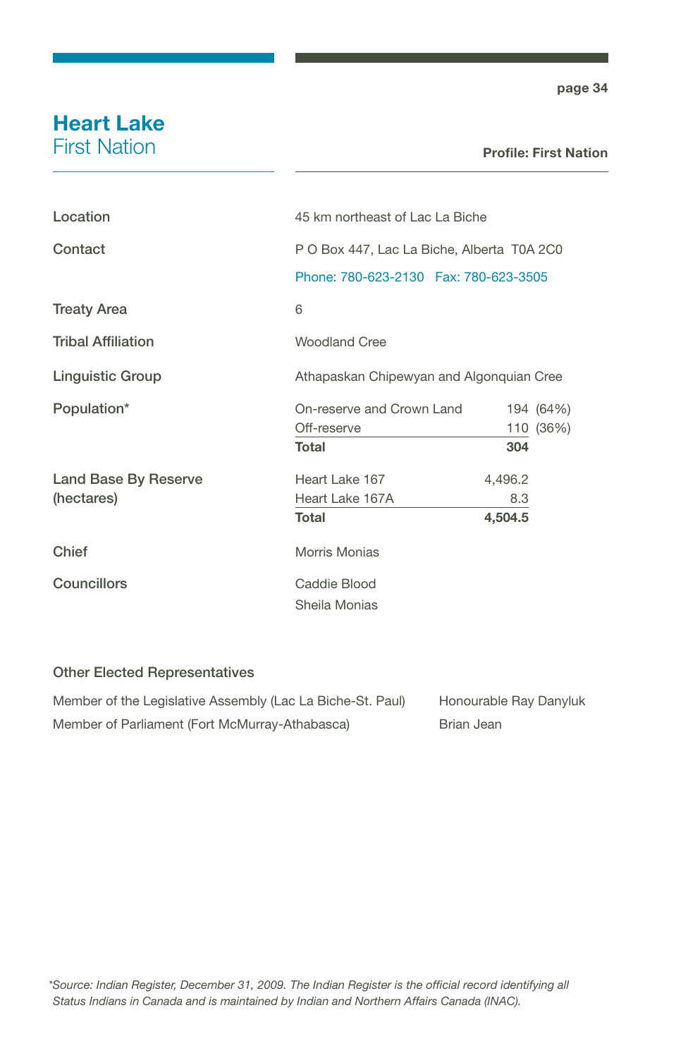# Heart Lake First Nation

**Profile: First Nation**

| | |
|---|---|
| Location | 45 km northeast of Lac La Biche |
| Contact | P O Box 447, Lac La Biche, Alberta T0A 2C0 |
| | Phone: 780-623-2130 Fax: 780-623-3505 |
| Treaty Area | 6 |
| Tribal Affiliation | Woodland Cree |
| Linguistic Group | Athapaskan Chipewyan and Algonquian Cree |

**Population***

| | | |
|---|---|---|
| On-reserve and Crown Land | 194 | (64%) |
| Off-reserve | 110 | (36%) |
| **Total** | **304** | |

**Land Base By Reserve (hectares)**

| | |
|---|---|
| Heart Lake 167 | 4,496.2 |
| Heart Lake 167A | 8.3 |
| **Total** | **4,504.5** |

| | |
|---|---|
| Chief | Morris Monias |
| Councillors | Caddie Blood |
| | Sheila Monias |

## Other Elected Representatives

| | |
|---|---|
| Member of the Legislative Assembly (Lac La Biche-St. Paul) | Honourable Ray Danyluk |
| Member of Parliament (Fort McMurray-Athabasca) | Brian Jean |

*Source: Indian Register, December 31, 2009. The Indian Register is the official record identifying all Status Indians in Canada and is maintained by Indian and Northern Affairs Canada (INAC).*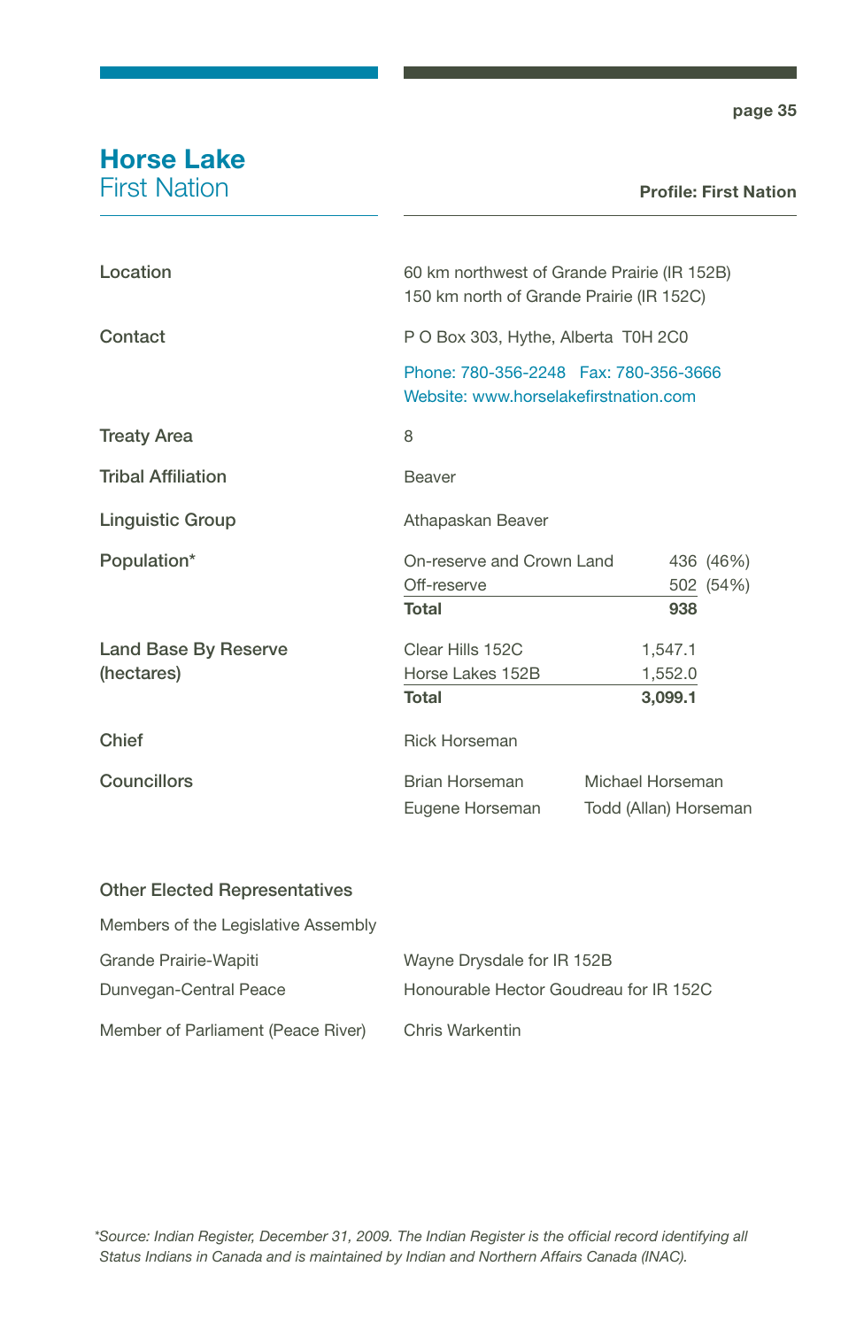# Horse Lake First Nation

**Profile: First Nation**

| | |
|---|---|
| Location | 60 km northwest of Grande Prairie (IR 152B)<br>150 km north of Grande Prairie (IR 152C) |
| Contact | P O Box 303, Hythe, Alberta T0H 2C0<br>Phone: 780-356-2248 Fax: 780-356-3666<br>Website: www.horselakefirstnation.com |
| Treaty Area | 8 |
| Tribal Affiliation | Beaver |
| Linguistic Group | Athapaskan Beaver |

**Population***

| | | |
|---|---|---|
| On-reserve and Crown Land | 436 | (46%) |
| Off-reserve | 502 | (54%) |
| **Total** | **938** | |

**Land Base By Reserve (hectares)**

| | |
|---|---|
| Clear Hills 152C | 1,547.1 |
| Horse Lakes 152B | 1,552.0 |
| **Total** | **3,099.1** |

| | |
|---|---|
| Chief | Rick Horseman |
| Councillors | Brian Horseman<br>Eugene Horseman<br>Michael Horseman<br>Todd (Allan) Horseman |

## Other Elected Representatives

Members of the Legislative Assembly

| | |
|---|---|
| Grande Prairie-Wapiti | Wayne Drysdale for IR 152B |
| Dunvegan-Central Peace | Honourable Hector Goudreau for IR 152C |
| Member of Parliament (Peace River) | Chris Warkentin |

*\*Source: Indian Register, December 31, 2009. The Indian Register is the official record identifying all Status Indians in Canada and is maintained by Indian and Northern Affairs Canada (INAC).*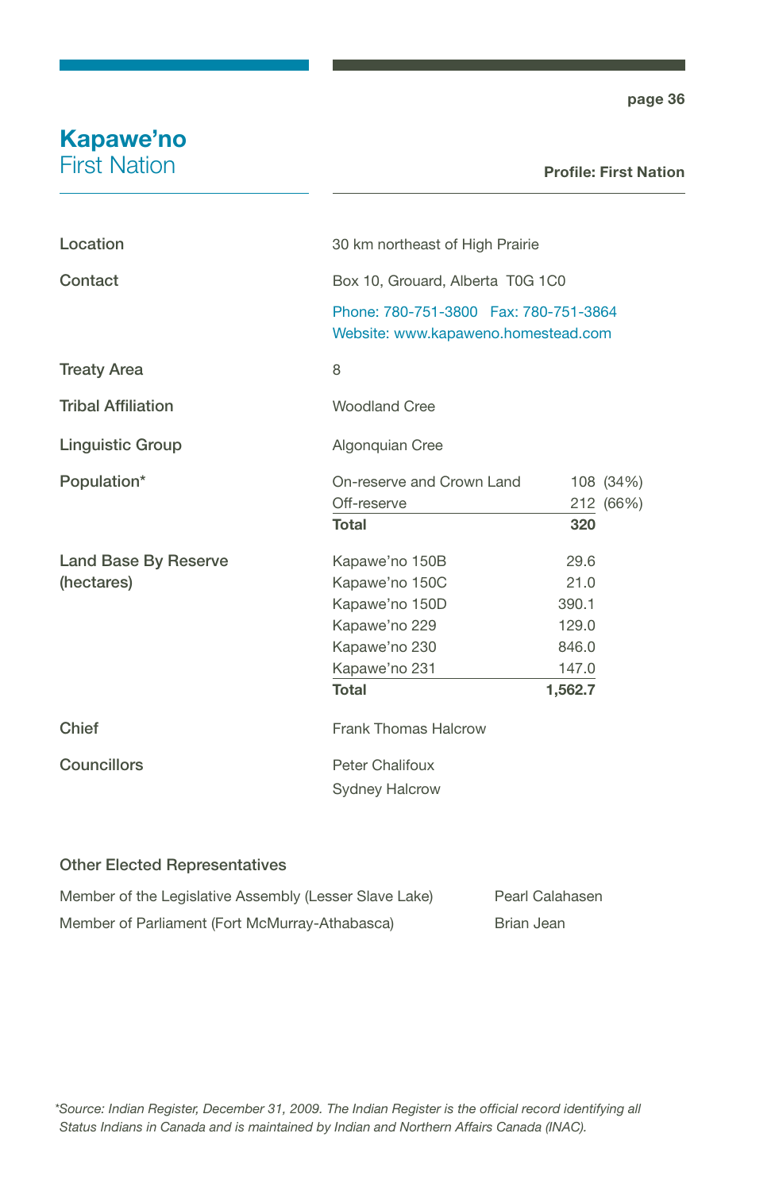# Kapawe'no First Nation

**Profile: First Nation**

| | |
|---|---|
| **Location** | 30 km northeast of High Prairie |
| **Contact** | Box 10, Grouard, Alberta T0G 1C0<br>Phone: 780-751-3800 Fax: 780-751-3864<br>Website: www.kapaweno.homestead.com |
| **Treaty Area** | 8 |
| **Tribal Affiliation** | Woodland Cree |
| **Linguistic Group** | Algonquian Cree |

**Population***

| | | |
|---|---|---|
| On-reserve and Crown Land | 108 | (34%) |
| Off-reserve | 212 | (66%) |
| **Total** | **320** | |

**Land Base By Reserve (hectares)**

| | |
|---|---|
| Kapawe'no 150B | 29.6 |
| Kapawe'no 150C | 21.0 |
| Kapawe'no 150D | 390.1 |
| Kapawe'no 229 | 129.0 |
| Kapawe'no 230 | 846.0 |
| Kapawe'no 231 | 147.0 |
| **Total** | **1,562.7** |

| | |
|---|---|
| **Chief** | Frank Thomas Halcrow |
| **Councillors** | Peter Chalifoux<br>Sydney Halcrow |

## Other Elected Representatives

| | |
|---|---|
| Member of the Legislative Assembly (Lesser Slave Lake) | Pearl Calahasen |
| Member of Parliament (Fort McMurray-Athabasca) | Brian Jean |

*Source: Indian Register, December 31, 2009. The Indian Register is the official record identifying all Status Indians in Canada and is maintained by Indian and Northern Affairs Canada (INAC).*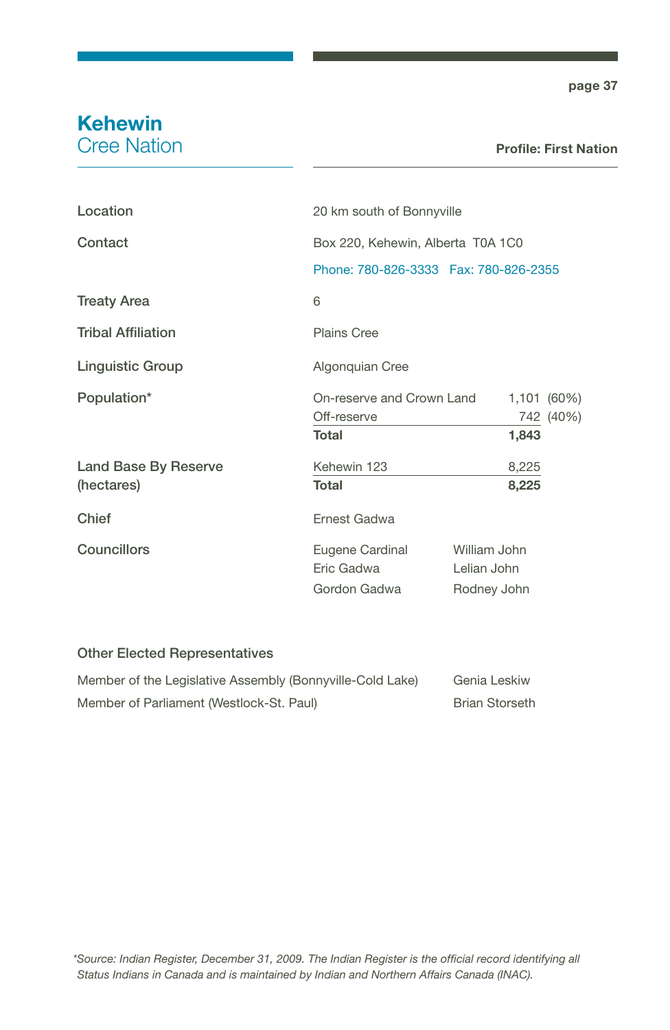# Kehewin Cree Nation

**Profile: First Nation**

| | |
|---|---|
| **Location** | 20 km south of Bonnyville |
| **Contact** | Box 220, Kehewin, Alberta T0A 1C0 |
| | Phone: 780-826-3333 Fax: 780-826-2355 |
| **Treaty Area** | 6 |
| **Tribal Affiliation** | Plains Cree |
| **Linguistic Group** | Algonquian Cree |

**Population***

| | | |
|---|---|---|
| On-reserve and Crown Land | 1,101 | (60%) |
| Off-reserve | 742 | (40%) |
| **Total** | **1,843** | |

**Land Base By Reserve (hectares)**

| | |
|---|---|
| Kehewin 123 | 8,225 |
| **Total** | **8,225** |

**Chief**

Ernest Gadwa

**Councillors**

- Eugene Cardinal
- Eric Gadwa
- Gordon Gadwa
- William John
- Lelian John
- Rodney John

## Other Elected Representatives

| | |
|---|---|
| Member of the Legislative Assembly (Bonnyville-Cold Lake) | Genia Leskiw |
| Member of Parliament (Westlock-St. Paul) | Brian Storseth |

*Source: Indian Register, December 31, 2009. The Indian Register is the official record identifying all Status Indians in Canada and is maintained by Indian and Northern Affairs Canada (INAC).*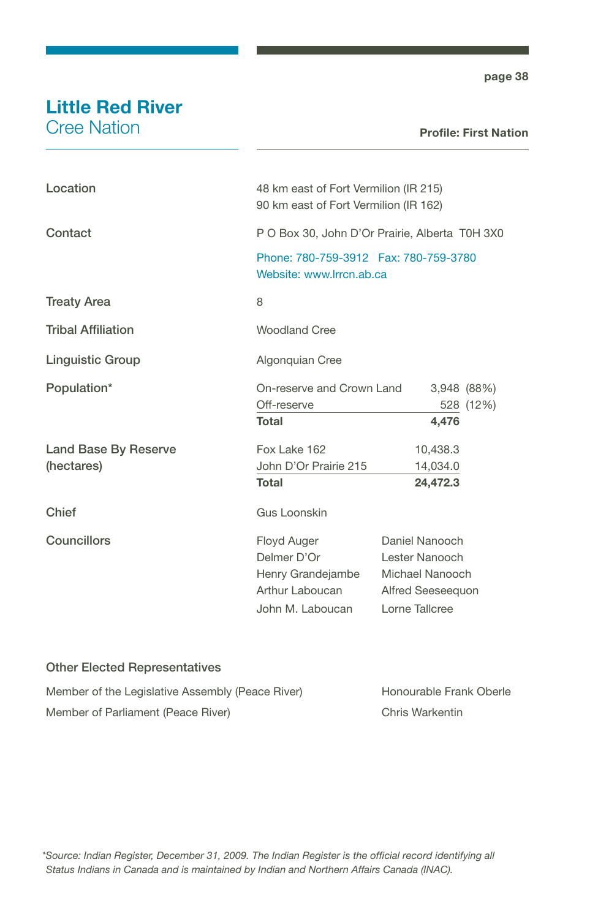# Little Red River Cree Nation

**Profile: First Nation**

| | |
|---|---|
| **Location** | 48 km east of Fort Vermilion (IR 215)<br>90 km east of Fort Vermilion (IR 162) |
| **Contact** | P O Box 30, John D'Or Prairie, Alberta T0H 3X0<br>Phone: 780-759-3912 Fax: 780-759-3780<br>Website: www.lrrcn.ab.ca |
| **Treaty Area** | 8 |
| **Tribal Affiliation** | Woodland Cree |
| **Linguistic Group** | Algonquian Cree |

**Population***

| | | |
|---|---|---|
| On-reserve and Crown Land | 3,948 | (88%) |
| Off-reserve | 528 | (12%) |
| **Total** | **4,476** | |

**Land Base By Reserve (hectares)**

| | |
|---|---|
| Fox Lake 162 | 10,438.3 |
| John D'Or Prairie 215 | 14,034.0 |
| **Total** | **24,472.3** |

**Chief**

Gus Loonskin

**Councillors**

| | |
|---|---|
| Floyd Auger | Daniel Nanooch |
| Delmer D'Or | Lester Nanooch |
| Henry Grandejambe | Michael Nanooch |
| Arthur Laboucan | Alfred Seeseequon |
| John M. Laboucan | Lorne Tallcree |

## Other Elected Representatives

| | |
|---|---|
| Member of the Legislative Assembly (Peace River) | Honourable Frank Oberle |
| Member of Parliament (Peace River) | Chris Warkentin |

*\*Source: Indian Register, December 31, 2009. The Indian Register is the official record identifying all Status Indians in Canada and is maintained by Indian and Northern Affairs Canada (INAC).*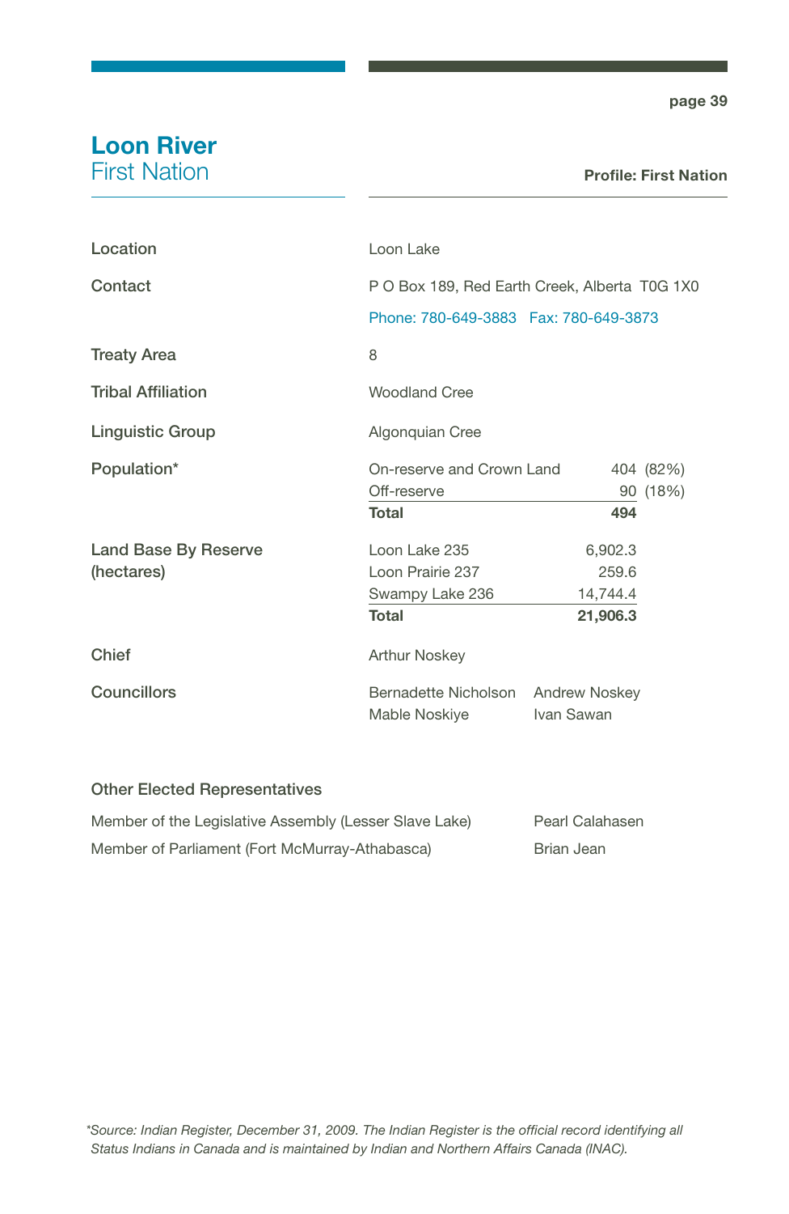# Loon River First Nation

**Profile: First Nation**

| | |
|---|---|
| Location | Loon Lake |
| Contact | P O Box 189, Red Earth Creek, Alberta T0G 1X0 |
| | Phone: 780-649-3883 Fax: 780-649-3873 |
| Treaty Area | 8 |
| Tribal Affiliation | Woodland Cree |
| Linguistic Group | Algonquian Cree |

**Population***

| | | |
|---|---|---|
| On-reserve and Crown Land | 404 | (82%) |
| Off-reserve | 90 | (18%) |
| **Total** | **494** | |

**Land Base By Reserve (hectares)**

| | |
|---|---|
| Loon Lake 235 | 6,902.3 |
| Loon Prairie 237 | 259.6 |
| Swampy Lake 236 | 14,744.4 |
| **Total** | **21,906.3** |

**Chief**

Arthur Noskey

**Councillors**

Bernadette Nicholson, Andrew Noskey, Mable Noskiye, Ivan Sawan

## Other Elected Representatives

| | |
|---|---|
| Member of the Legislative Assembly (Lesser Slave Lake) | Pearl Calahasen |
| Member of Parliament (Fort McMurray-Athabasca) | Brian Jean |

**Source: Indian Register, December 31, 2009. The Indian Register is the official record identifying all Status Indians in Canada and is maintained by Indian and Northern Affairs Canada (INAC).*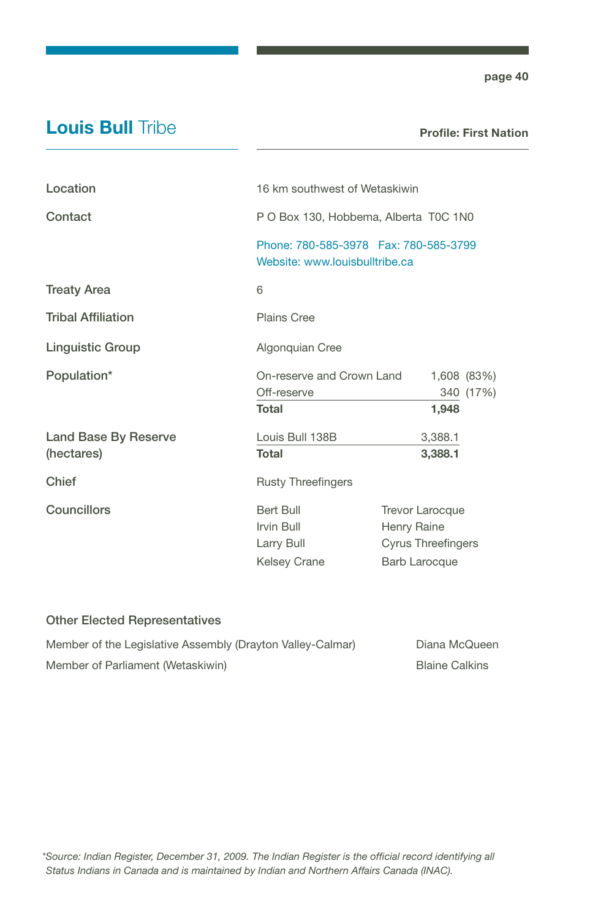# **Louis Bull** Tribe

**Profile: First Nation**

| | |
|---|---|
| Location | 16 km southwest of Wetaskiwin |
| Contact | P O Box 130, Hobbema, Alberta T0C 1N0 |
| | Phone: 780-585-3978 Fax: 780-585-3799<br>Website: www.louisbulltribe.ca |
| Treaty Area | 6 |
| Tribal Affiliation | Plains Cree |
| Linguistic Group | Algonquian Cree |

**Population***

| | | |
|---|---|---|
| On-reserve and Crown Land | 1,608 | (83%) |
| Off-reserve | 340 | (17%) |
| **Total** | **1,948** | |

**Land Base By Reserve (hectares)**

| | |
|---|---|
| Louis Bull 138B | 3,388.1 |
| **Total** | **3,388.1** |

**Chief**

Rusty Threefingers

**Councillors**

| | |
|---|---|
| Bert Bull | Trevor Larocque |
| Irvin Bull | Henry Raine |
| Larry Bull | Cyrus Threefingers |
| Kelsey Crane | Barb Larocque |

## Other Elected Representatives

| | |
|---|---|
| Member of the Legislative Assembly (Drayton Valley-Calmar) | Diana McQueen |
| Member of Parliament (Wetaskiwin) | Blaine Calkins |

*\*Source: Indian Register, December 31, 2009. The Indian Register is the official record identifying all Status Indians in Canada and is maintained by Indian and Northern Affairs Canada (INAC).*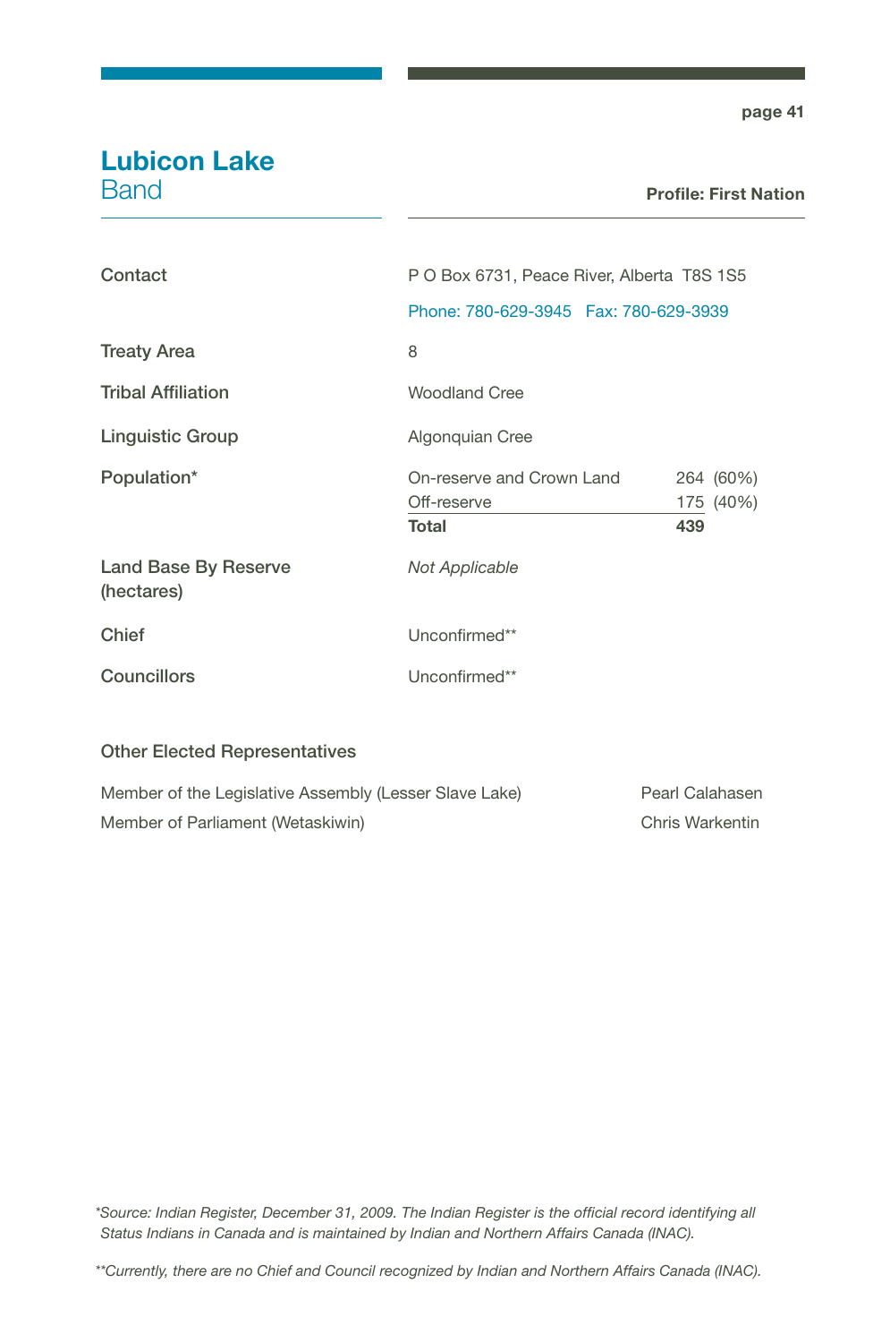# Lubicon Lake Band

**Profile: First Nation**

| | |
|---|---|
| Contact | P O Box 6731, Peace River, Alberta T8S 1S5 |
| | Phone: 780-629-3945 Fax: 780-629-3939 |
| Treaty Area | 8 |
| Tribal Affiliation | Woodland Cree |
| Linguistic Group | Algonquian Cree |
| Land Base By Reserve (hectares) | *Not Applicable* |
| Chief | Unconfirmed** |
| Councillors | Unconfirmed** |

**Population***

| | | |
|---|---|---|
| On-reserve and Crown Land | 264 | (60%) |
| Off-reserve | 175 | (40%) |
| **Total** | **439** | |

## Other Elected Representatives

| | |
|---|---|
| Member of the Legislative Assembly (Lesser Slave Lake) | Pearl Calahasen |
| Member of Parliament (Wetaskiwin) | Chris Warkentin |

*\*Source: Indian Register, December 31, 2009. The Indian Register is the official record identifying all Status Indians in Canada and is maintained by Indian and Northern Affairs Canada (INAC).*

*\*\*Currently, there are no Chief and Council recognized by Indian and Northern Affairs Canada (INAC).*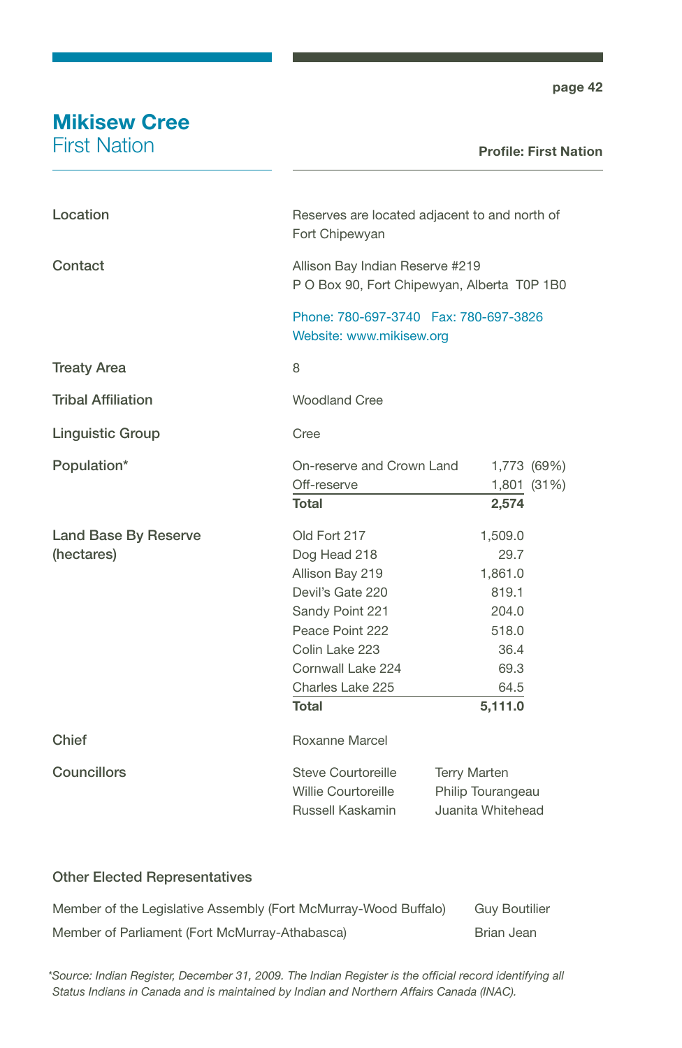# Mikisew Cree First Nation

**Profile: First Nation**

**Location**
Reserves are located adjacent to and north of Fort Chipewyan

**Contact**
Allison Bay Indian Reserve #219
P O Box 90, Fort Chipewyan, Alberta T0P 1B0

Phone: 780-697-3740 Fax: 780-697-3826
Website: www.mikisew.org

**Treaty Area**
8

**Tribal Affiliation**
Woodland Cree

**Linguistic Group**
Cree

**Population***

| | | |
|---|---|---|
| On-reserve and Crown Land | 1,773 | (69%) |
| Off-reserve | 1,801 | (31%) |
| **Total** | **2,574** | |

**Land Base By Reserve (hectares)**

| | |
|---|---|
| Old Fort 217 | 1,509.0 |
| Dog Head 218 | 29.7 |
| Allison Bay 219 | 1,861.0 |
| Devil's Gate 220 | 819.1 |
| Sandy Point 221 | 204.0 |
| Peace Point 222 | 518.0 |
| Colin Lake 223 | 36.4 |
| Cornwall Lake 224 | 69.3 |
| Charles Lake 225 | 64.5 |
| **Total** | **5,111.0** |

**Chief**
Roxanne Marcel

**Councillors**
- Steve Courtoreille
- Willie Courtoreille
- Russell Kaskamin
- Terry Marten
- Philip Tourangeau
- Juanita Whitehead

## Other Elected Representatives

| | |
|---|---|
| Member of the Legislative Assembly (Fort McMurray-Wood Buffalo) | Guy Boutilier |
| Member of Parliament (Fort McMurray-Athabasca) | Brian Jean |

*\*Source: Indian Register, December 31, 2009. The Indian Register is the official record identifying all Status Indians in Canada and is maintained by Indian and Northern Affairs Canada (INAC).*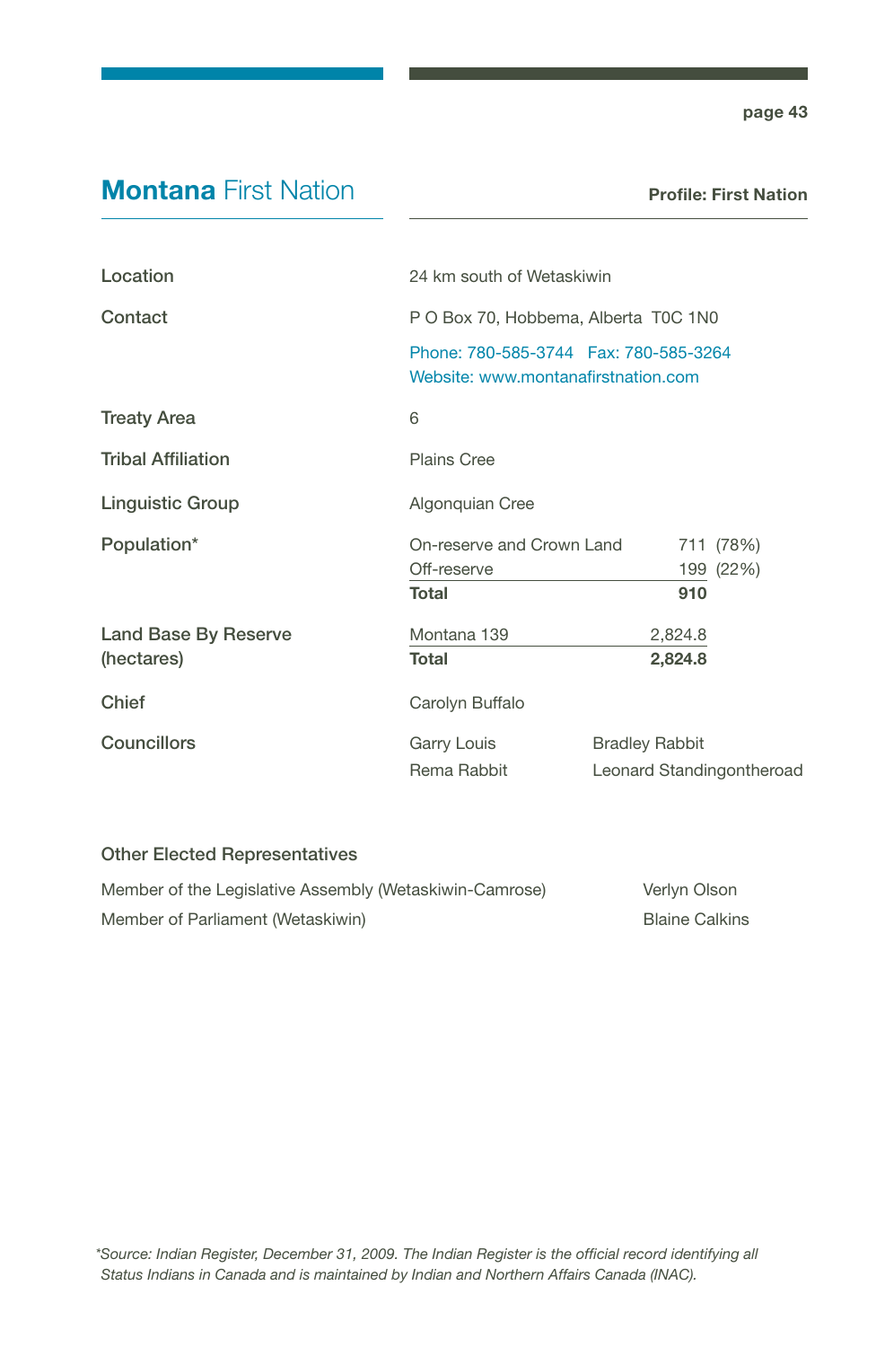## **Montana** First Nation

**Profile: First Nation**

| | |
|---|---|
| Location | 24 km south of Wetaskiwin |
| Contact | P O Box 70, Hobbema, Alberta T0C 1N0<br>Phone: 780-585-3744 Fax: 780-585-3264<br>Website: www.montanafirstnation.com |
| Treaty Area | 6 |
| Tribal Affiliation | Plains Cree |
| Linguistic Group | Algonquian Cree |

**Population***

| | | |
|---|---|---|
| On-reserve and Crown Land | 711 | (78%) |
| Off-reserve | 199 | (22%) |
| **Total** | **910** | |

**Land Base By Reserve (hectares)**

| | |
|---|---|
| Montana 139 | 2,824.8 |
| **Total** | **2,824.8** |

**Chief**

Carolyn Buffalo

**Councillors**

- Garry Louis
- Bradley Rabbit
- Rema Rabbit
- Leonard Standingontheroad

### Other Elected Representatives

| | |
|---|---|
| Member of the Legislative Assembly (Wetaskiwin-Camrose) | Verlyn Olson |
| Member of Parliament (Wetaskiwin) | Blaine Calkins |

*\*Source: Indian Register, December 31, 2009. The Indian Register is the official record identifying all Status Indians in Canada and is maintained by Indian and Northern Affairs Canada (INAC).*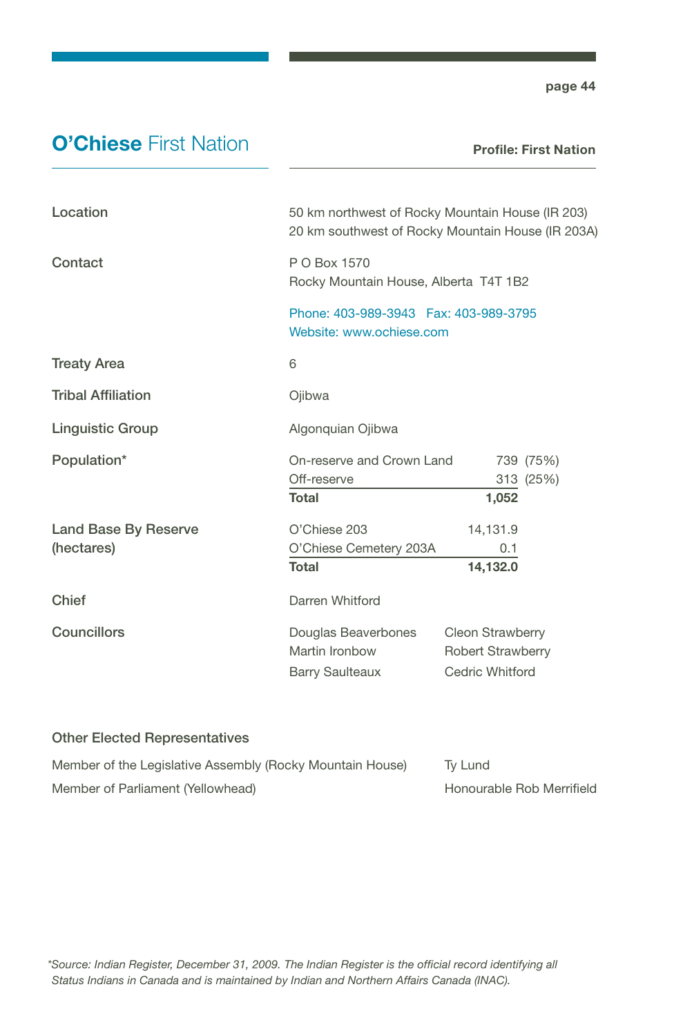# **O'Chiese** First Nation

**Profile: First Nation**

**Location**
50 km northwest of Rocky Mountain House (IR 203)
20 km southwest of Rocky Mountain House (IR 203A)

**Contact**
P O Box 1570
Rocky Mountain House, Alberta T4T 1B2

Phone: 403-989-3943 Fax: 403-989-3795
Website: www.ochiese.com

**Treaty Area**
6

**Tribal Affiliation**
Ojibwa

**Linguistic Group**
Algonquian Ojibwa

**Population***

| | | |
|---|---|---|
| On-reserve and Crown Land | 739 | (75%) |
| Off-reserve | 313 | (25%) |
| **Total** | **1,052** | |

**Land Base By Reserve (hectares)**

| | |
|---|---|
| O'Chiese 203 | 14,131.9 |
| O'Chiese Cemetery 203A | 0.1 |
| **Total** | **14,132.0** |

**Chief**
Darren Whitford

**Councillors**
Douglas Beaverbones
Martin Ironbow
Barry Saulteaux
Cleon Strawberry
Robert Strawberry
Cedric Whitford

## Other Elected Representatives

| | |
|---|---|
| Member of the Legislative Assembly (Rocky Mountain House) | Ty Lund |
| Member of Parliament (Yellowhead) | Honourable Rob Merrifield |

*\*Source: Indian Register, December 31, 2009. The Indian Register is the official record identifying all Status Indians in Canada and is maintained by Indian and Northern Affairs Canada (INAC).*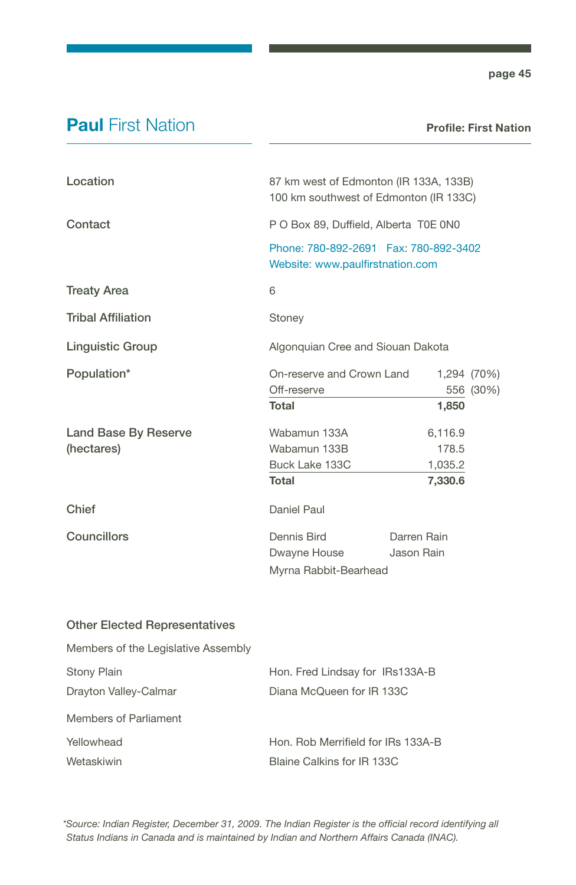# **Paul** First Nation

**Profile: First Nation**

| | |
|---|---|
| Location | 87 km west of Edmonton (IR 133A, 133B)<br>100 km southwest of Edmonton (IR 133C) |
| Contact | P O Box 89, Duffield, Alberta T0E 0N0<br>Phone: 780-892-2691 Fax: 780-892-3402<br>Website: www.paulfirstnation.com |
| Treaty Area | 6 |
| Tribal Affiliation | Stoney |
| Linguistic Group | Algonquian Cree and Siouan Dakota |

**Population***

| | | |
|---|---|---|
| On-reserve and Crown Land | 1,294 | (70%) |
| Off-reserve | 556 | (30%) |
| **Total** | **1,850** | |

**Land Base By Reserve (hectares)**

| | |
|---|---|
| Wabamun 133A | 6,116.9 |
| Wabamun 133B | 178.5 |
| Buck Lake 133C | 1,035.2 |
| **Total** | **7,330.6** |

| | |
|---|---|
| Chief | Daniel Paul |
| Councillors | Dennis Bird, Darren Rain, Dwayne House, Jason Rain, Myrna Rabbit-Bearhead |

## Other Elected Representatives

Members of the Legislative Assembly

| | |
|---|---|
| Stony Plain | Hon. Fred Lindsay for IRs133A-B |
| Drayton Valley-Calmar | Diana McQueen for IR 133C |

Members of Parliament

| | |
|---|---|
| Yellowhead | Hon. Rob Merrifield for IRs 133A-B |
| Wetaskiwin | Blaine Calkins for IR 133C |

*\*Source: Indian Register, December 31, 2009. The Indian Register is the official record identifying all Status Indians in Canada and is maintained by Indian and Northern Affairs Canada (INAC).*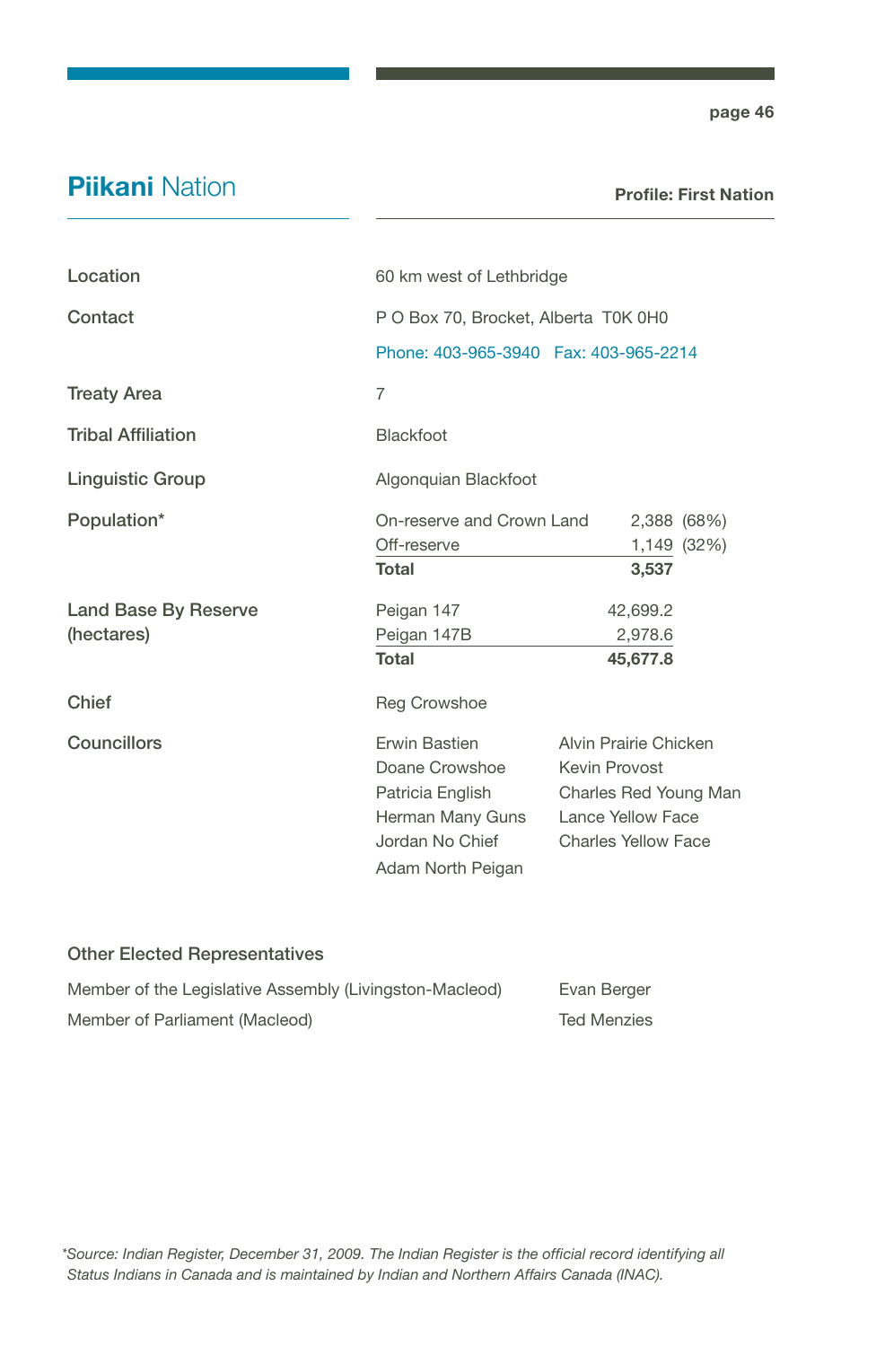# **Piikani** Nation

**Profile: First Nation**

| | |
|---|---|
| Location | 60 km west of Lethbridge |
| Contact | P O Box 70, Brocket, Alberta T0K 0H0<br>Phone: 403-965-3940 Fax: 403-965-2214 |
| Treaty Area | 7 |
| Tribal Affiliation | Blackfoot |
| Linguistic Group | Algonquian Blackfoot |

**Population***

| | | |
|---|---|---|
| On-reserve and Crown Land | 2,388 | (68%) |
| Off-reserve | 1,149 | (32%) |
| **Total** | **3,537** | |

**Land Base By Reserve (hectares)**

| | |
|---|---|
| Peigan 147 | 42,699.2 |
| Peigan 147B | 2,978.6 |
| **Total** | **45,677.8** |

**Chief**

Reg Crowshoe

**Councillors**

Erwin Bastien
Doane Crowshoe
Patricia English
Herman Many Guns
Jordan No Chief
Adam North Peigan
Alvin Prairie Chicken
Kevin Provost
Charles Red Young Man
Lance Yellow Face
Charles Yellow Face

## Other Elected Representatives

| | |
|---|---|
| Member of the Legislative Assembly (Livingston-Macleod) | Evan Berger |
| Member of Parliament (Macleod) | Ted Menzies |

*\*Source: Indian Register, December 31, 2009. The Indian Register is the official record identifying all Status Indians in Canada and is maintained by Indian and Northern Affairs Canada (INAC).*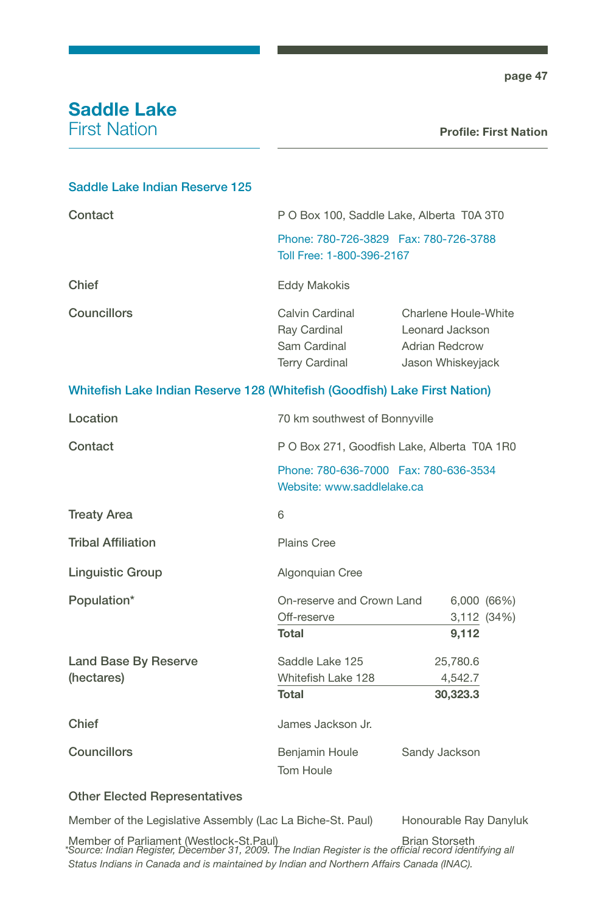# Saddle Lake
## First Nation

**Profile: First Nation**

### Saddle Lake Indian Reserve 125

**Contact**
P O Box 100, Saddle Lake, Alberta T0A 3T0
Phone: 780-726-3829 Fax: 780-726-3788
Toll Free: 1-800-396-2167

**Chief**
Eddy Makokis

**Councillors**
- Calvin Cardinal
- Ray Cardinal
- Sam Cardinal
- Terry Cardinal
- Charlene Houle-White
- Leonard Jackson
- Adrian Redcrow
- Jason Whiskeyjack

### Whitefish Lake Indian Reserve 128 (Whitefish (Goodfish) Lake First Nation)

**Location**
70 km southwest of Bonnyville

**Contact**
P O Box 271, Goodfish Lake, Alberta T0A 1R0
Phone: 780-636-7000 Fax: 780-636-3534
Website: www.saddlelake.ca

**Treaty Area**
6

**Tribal Affiliation**
Plains Cree

**Linguistic Group**
Algonquian Cree

**Population***

| | | |
|---|---|---|
| On-reserve and Crown Land | 6,000 | (66%) |
| Off-reserve | 3,112 | (34%) |
| **Total** | **9,112** | |

**Land Base By Reserve (hectares)**

| | |
|---|---|
| Saddle Lake 125 | 25,780.6 |
| Whitefish Lake 128 | 4,542.7 |
| **Total** | **30,323.3** |

**Chief**
James Jackson Jr.

**Councillors**
- Benjamin Houle
- Tom Houle
- Sandy Jackson

**Other Elected Representatives**

Member of the Legislative Assembly (Lac La Biche-St. Paul) — Honourable Ray Danyluk

Member of Parliament (Westlock-St.Paul) — Brian Storseth

*\*Source: Indian Register, December 31, 2009. The Indian Register is the official record identifying all Status Indians in Canada and is maintained by Indian and Northern Affairs Canada (INAC).*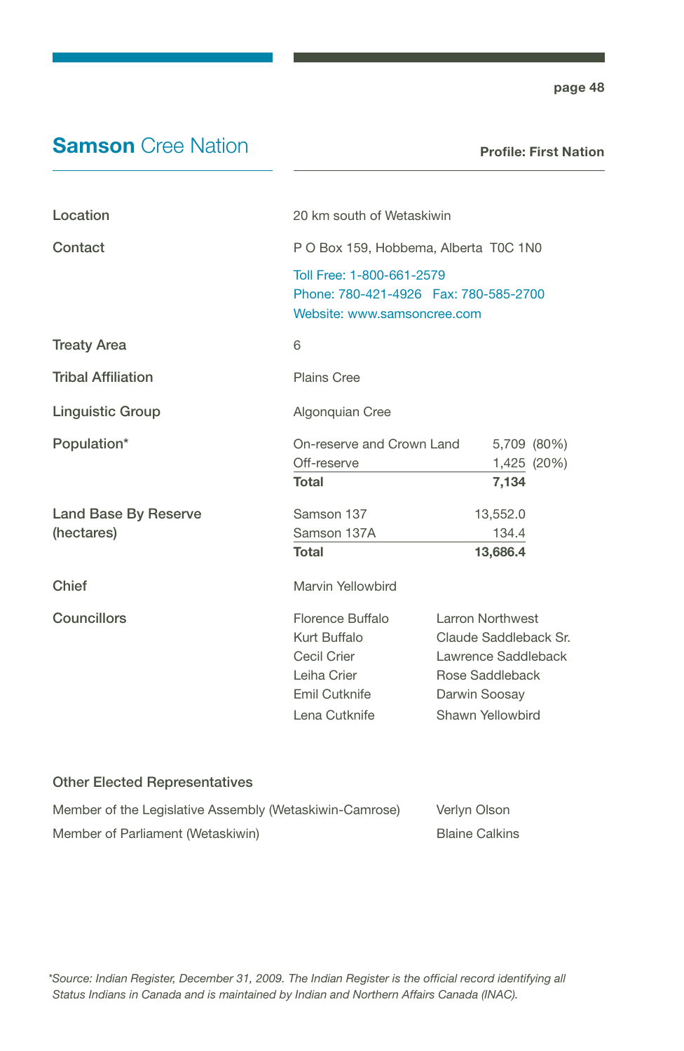# Samson Cree Nation

**Profile: First Nation**

**Location**
20 km south of Wetaskiwin

**Contact**
P O Box 159, Hobbema, Alberta  T0C 1N0

Toll Free: 1-800-661-2579
Phone: 780-421-4926   Fax: 780-585-2700
Website: www.samsoncree.com

**Treaty Area**
6

**Tribal Affiliation**
Plains Cree

**Linguistic Group**
Algonquian Cree

**Population***

| | | |
|---|---|---|
| On-reserve and Crown Land | 5,709 | (80%) |
| Off-reserve | 1,425 | (20%) |
| **Total** | **7,134** | |

**Land Base By Reserve (hectares)**

| | |
|---|---|
| Samson 137 | 13,552.0 |
| Samson 137A | 134.4 |
| **Total** | **13,686.4** |

**Chief**
Marvin Yellowbird

**Councillors**

| | |
|---|---|
| Florence Buffalo | Larron Northwest |
| Kurt Buffalo | Claude Saddleback Sr. |
| Cecil Crier | Lawrence Saddleback |
| Leiha Crier | Rose Saddleback |
| Emil Cutknife | Darwin Soosay |
| Lena Cutknife | Shawn Yellowbird |

## Other Elected Representatives

| | |
|---|---|
| Member of the Legislative Assembly (Wetaskiwin-Camrose) | Verlyn Olson |
| Member of Parliament (Wetaskiwin) | Blaine Calkins |

*\*Source: Indian Register, December 31, 2009. The Indian Register is the official record identifying all Status Indians in Canada and is maintained by Indian and Northern Affairs Canada (INAC).*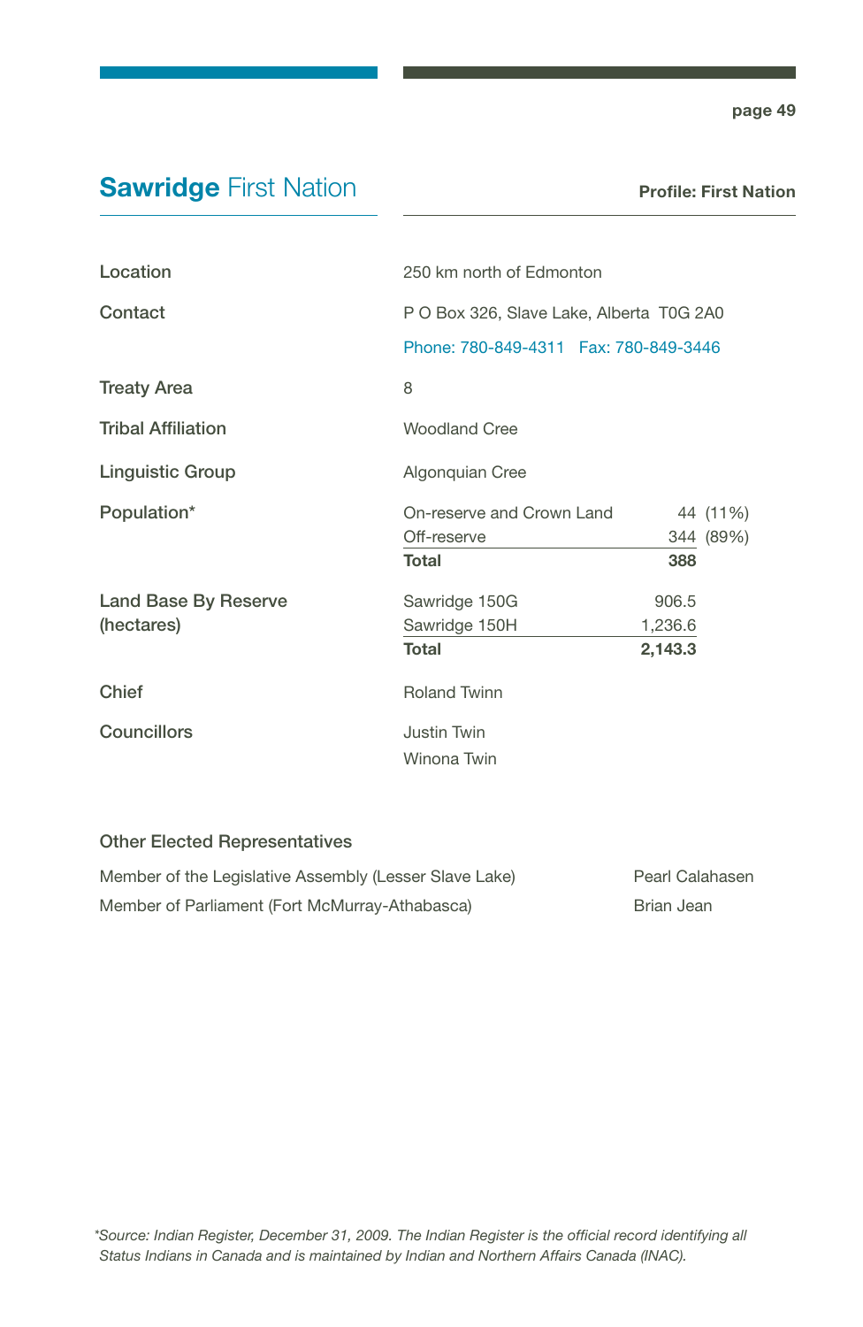# **Sawridge** First Nation

**Profile: First Nation**

| | |
|---|---|
| Location | 250 km north of Edmonton |
| Contact | P O Box 326, Slave Lake, Alberta T0G 2A0 |
| | Phone: 780-849-4311 Fax: 780-849-3446 |
| Treaty Area | 8 |
| Tribal Affiliation | Woodland Cree |
| Linguistic Group | Algonquian Cree |

**Population***

| | | |
|---|---|---|
| On-reserve and Crown Land | 44 | (11%) |
| Off-reserve | 344 | (89%) |
| **Total** | **388** | |

**Land Base By Reserve (hectares)**

| | |
|---|---|
| Sawridge 150G | 906.5 |
| Sawridge 150H | 1,236.6 |
| **Total** | **2,143.3** |

| | |
|---|---|
| Chief | Roland Twinn |
| Councillors | Justin Twin |
| | Winona Twin |

## Other Elected Representatives

| | |
|---|---|
| Member of the Legislative Assembly (Lesser Slave Lake) | Pearl Calahasen |
| Member of Parliament (Fort McMurray-Athabasca) | Brian Jean |

**Source: Indian Register, December 31, 2009. The Indian Register is the official record identifying all Status Indians in Canada and is maintained by Indian and Northern Affairs Canada (INAC).*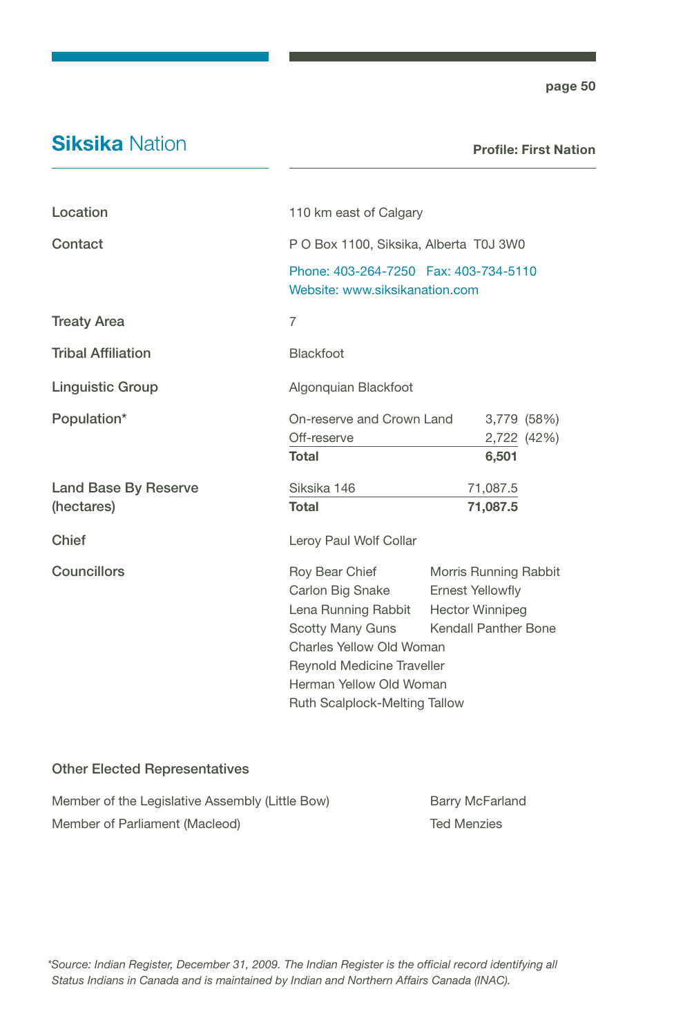# **Siksika** Nation

**Profile: First Nation**

| | |
|---|---|
| Location | 110 km east of Calgary |
| Contact | P O Box 1100, Siksika, Alberta T0J 3W0<br>Phone: 403-264-7250 Fax: 403-734-5110<br>Website: www.siksikanation.com |
| Treaty Area | 7 |
| Tribal Affiliation | Blackfoot |
| Linguistic Group | Algonquian Blackfoot |

**Population***

| | | |
|---|---|---|
| On-reserve and Crown Land | 3,779 | (58%) |
| Off-reserve | 2,722 | (42%) |
| **Total** | **6,501** | |

**Land Base By Reserve (hectares)**

| | |
|---|---|
| Siksika 146 | 71,087.5 |
| **Total** | **71,087.5** |

**Chief**

Leroy Paul Wolf Collar

**Councillors**

- Roy Bear Chief
- Carlon Big Snake
- Lena Running Rabbit
- Scotty Many Guns
- Morris Running Rabbit
- Ernest Yellowfly
- Hector Winnipeg
- Kendall Panther Bone
- Charles Yellow Old Woman
- Reynold Medicine Traveller
- Herman Yellow Old Woman
- Ruth Scalplock-Melting Tallow

## Other Elected Representatives

| | |
|---|---|
| Member of the Legislative Assembly (Little Bow) | Barry McFarland |
| Member of Parliament (Macleod) | Ted Menzies |

*\*Source: Indian Register, December 31, 2009. The Indian Register is the official record identifying all Status Indians in Canada and is maintained by Indian and Northern Affairs Canada (INAC).*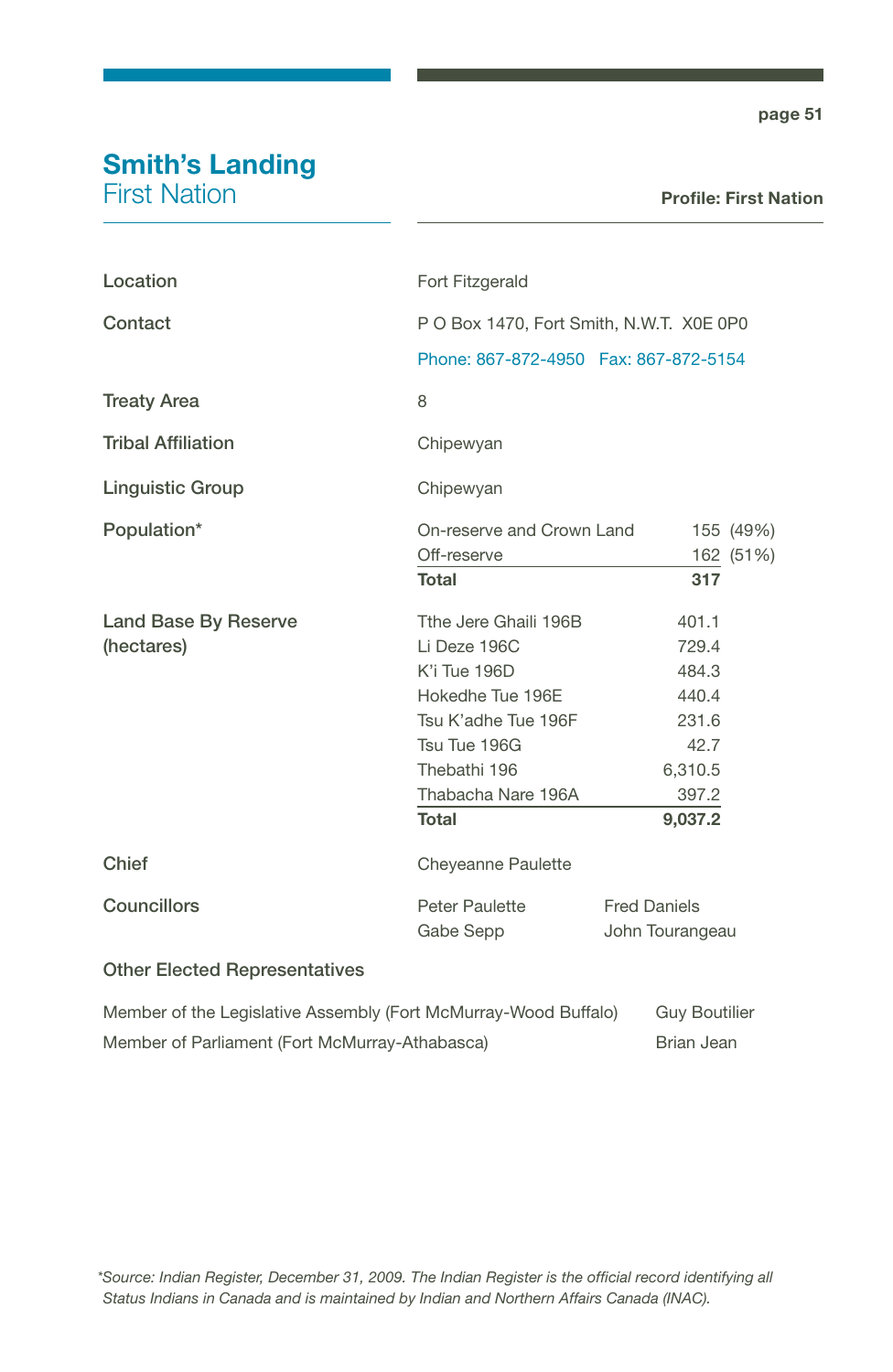# Smith's Landing First Nation

**Profile: First Nation**

| | |
|---|---|
| **Location** | Fort Fitzgerald |
| **Contact** | P O Box 1470, Fort Smith, N.W.T.  X0E 0P0 |
| | Phone: 867-872-4950   Fax: 867-872-5154 |
| **Treaty Area** | 8 |
| **Tribal Affiliation** | Chipewyan |
| **Linguistic Group** | Chipewyan |

**Population***

| | | |
|---|---|---|
| On-reserve and Crown Land | 155 | (49%) |
| Off-reserve | 162 | (51%) |
| **Total** | **317** | |

**Land Base By Reserve (hectares)**

| Reserve | Hectares |
|---|---|
| Tthe Jere Ghaili 196B | 401.1 |
| Li Deze 196C | 729.4 |
| K'i Tue 196D | 484.3 |
| Hokedhe Tue 196E | 440.4 |
| Tsu K'adhe Tue 196F | 231.6 |
| Tsu Tue 196G | 42.7 |
| Thebathi 196 | 6,310.5 |
| Thabacha Nare 196A | 397.2 |
| **Total** | **9,037.2** |

**Chief**

Cheyeanne Paulette

**Councillors**

Peter Paulette, Fred Daniels, Gabe Sepp, John Tourangeau

**Other Elected Representatives**

| | |
|---|---|
| Member of the Legislative Assembly (Fort McMurray-Wood Buffalo) | Guy Boutilier |
| Member of Parliament (Fort McMurray-Athabasca) | Brian Jean |

*\*Source: Indian Register, December 31, 2009. The Indian Register is the official record identifying all Status Indians in Canada and is maintained by Indian and Northern Affairs Canada (INAC).*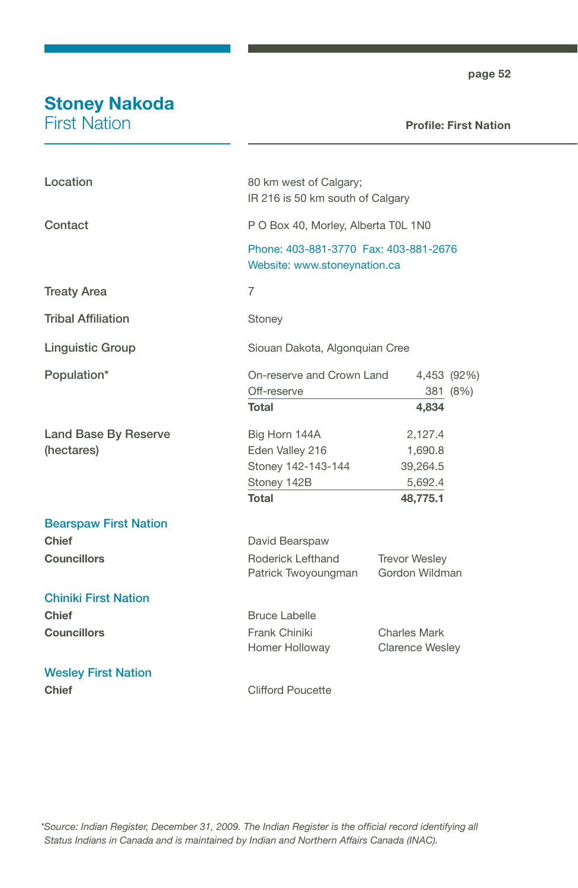# Stoney Nakoda First Nation

**Profile: First Nation**

| | |
|---|---|
| Location | 80 km west of Calgary; IR 216 is 50 km south of Calgary |
| Contact | P O Box 40, Morley, Alberta T0L 1N0 |
| | Phone: 403-881-3770 Fax: 403-881-2676 |
| | Website: www.stoneynation.ca |
| Treaty Area | 7 |
| Tribal Affiliation | Stoney |
| Linguistic Group | Siouan Dakota, Algonquian Cree |

**Population***

| | | |
|---|---|---|
| On-reserve and Crown Land | 4,453 | (92%) |
| Off-reserve | 381 | (8%) |
| **Total** | **4,834** | |

**Land Base By Reserve (hectares)**

| | |
|---|---|
| Big Horn 144A | 2,127.4 |
| Eden Valley 216 | 1,690.8 |
| Stoney 142-143-144 | 39,264.5 |
| Stoney 142B | 5,692.4 |
| **Total** | **48,775.1** |

## Bearspaw First Nation

**Chief**
David Bearspaw

**Councillors**
Roderick Lefthand, Trevor Wesley, Patrick Twoyoungman, Gordon Wildman

## Chiniki First Nation

**Chief**
Bruce Labelle

**Councillors**
Frank Chiniki, Charles Mark, Homer Holloway, Clarence Wesley

## Wesley First Nation

**Chief**
Clifford Poucette

*\*Source: Indian Register, December 31, 2009. The Indian Register is the official record identifying all Status Indians in Canada and is maintained by Indian and Northern Affairs Canada (INAC).*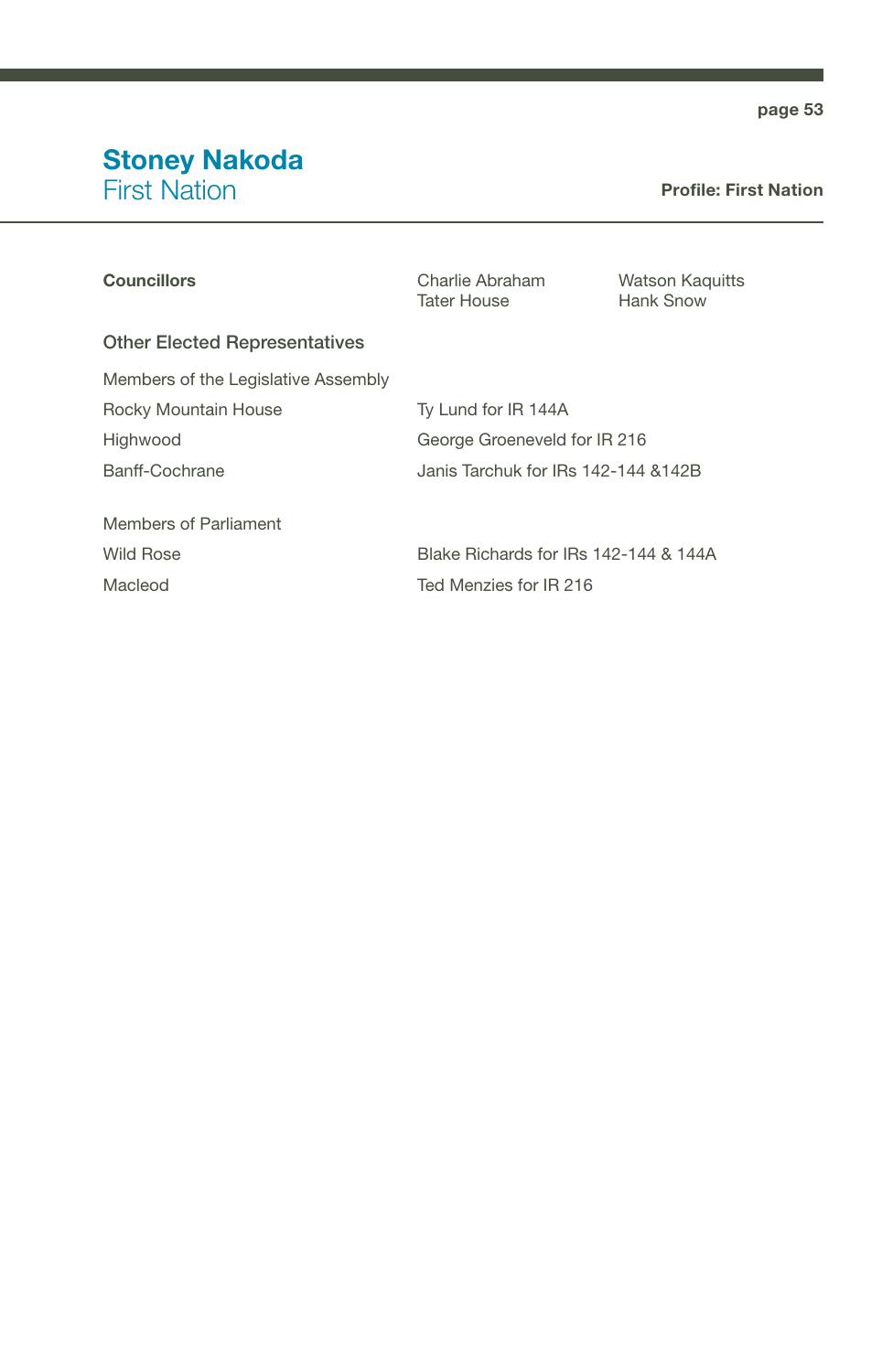# Stoney Nakoda First Nation

**Profile: First Nation**

**Councillors**

Charlie Abraham
Tater House
Watson Kaquitts
Hank Snow

## Other Elected Representatives

Members of the Legislative Assembly

| | |
|---|---|
| Rocky Mountain House | Ty Lund for IR 144A |
| Highwood | George Groeneveld for IR 216 |
| Banff-Cochrane | Janis Tarchuk for IRs 142-144 &142B |

Members of Parliament

| | |
|---|---|
| Wild Rose | Blake Richards for IRs 142-144 & 144A |
| Macleod | Ted Menzies for IR 216 |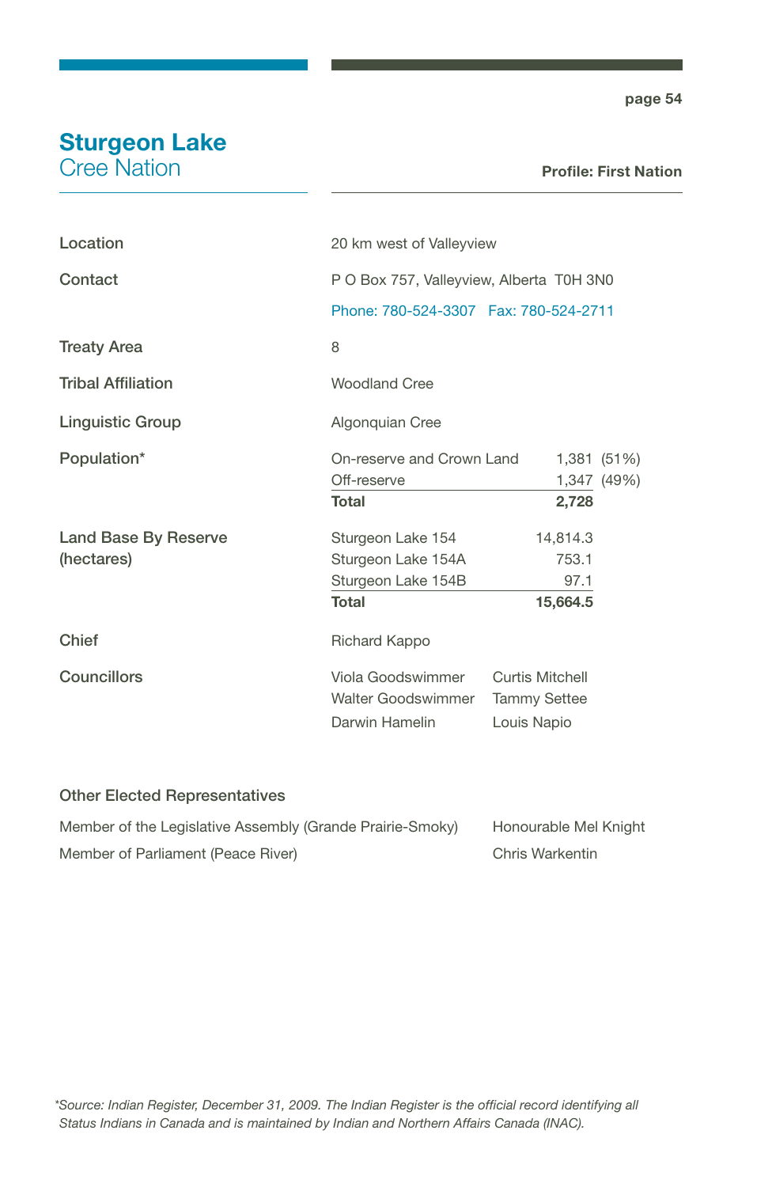# Sturgeon Lake Cree Nation

**Profile: First Nation**

| | |
|---|---|
| **Location** | 20 km west of Valleyview |
| **Contact** | P O Box 757, Valleyview, Alberta T0H 3N0 |
| | Phone: 780-524-3307 Fax: 780-524-2711 |
| **Treaty Area** | 8 |
| **Tribal Affiliation** | Woodland Cree |
| **Linguistic Group** | Algonquian Cree |

**Population***

| | | |
|---|---|---|
| On-reserve and Crown Land | 1,381 | (51%) |
| Off-reserve | 1,347 | (49%) |
| **Total** | **2,728** | |

**Land Base By Reserve (hectares)**

| | |
|---|---|
| Sturgeon Lake 154 | 14,814.3 |
| Sturgeon Lake 154A | 753.1 |
| Sturgeon Lake 154B | 97.1 |
| **Total** | **15,664.5** |

**Chief**

Richard Kappo

**Councillors**

| | |
|---|---|
| Viola Goodswimmer | Curtis Mitchell |
| Walter Goodswimmer | Tammy Settee |
| Darwin Hamelin | Louis Napio |

## Other Elected Representatives

| | |
|---|---|
| Member of the Legislative Assembly (Grande Prairie-Smoky) | Honourable Mel Knight |
| Member of Parliament (Peace River) | Chris Warkentin |

*\*Source: Indian Register, December 31, 2009. The Indian Register is the official record identifying all Status Indians in Canada and is maintained by Indian and Northern Affairs Canada (INAC).*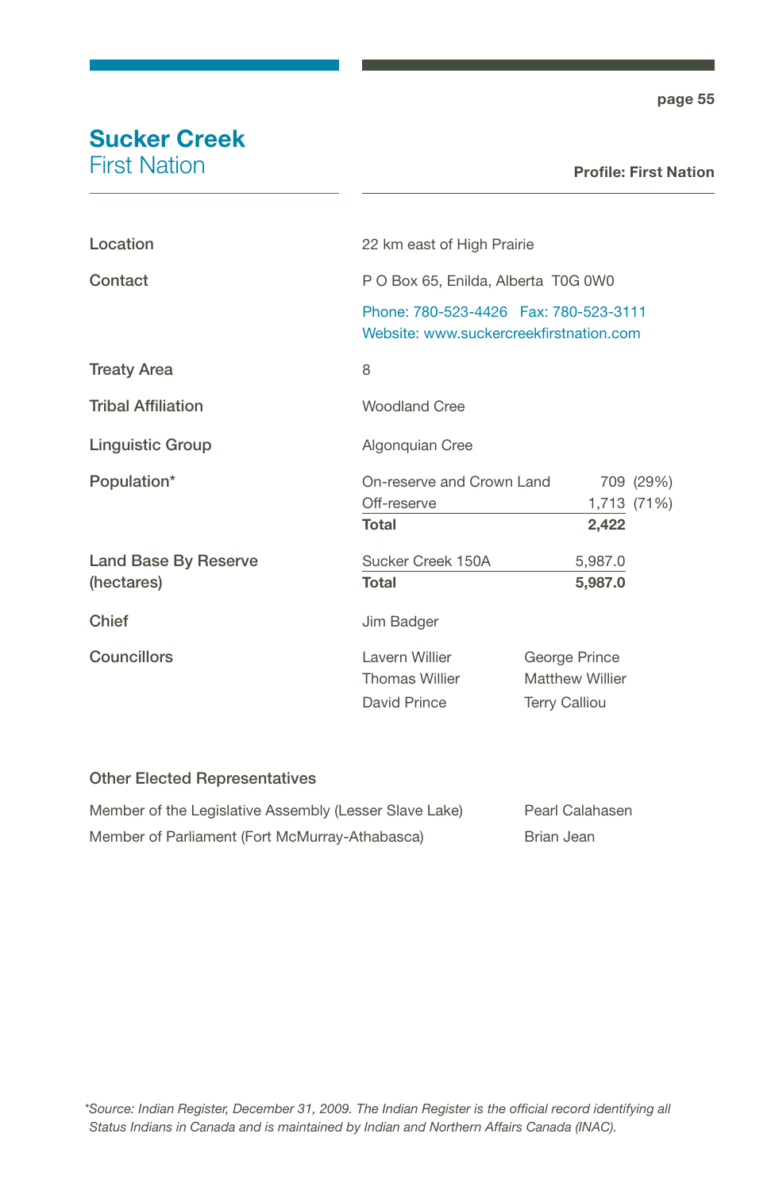# Sucker Creek
## First Nation

**Profile: First Nation**

| | |
|---|---|
| **Location** | 22 km east of High Prairie |
| **Contact** | P O Box 65, Enilda, Alberta T0G 0W0 |
| | Phone: 780-523-4426 Fax: 780-523-3111 |
| | Website: www.suckercreekfirstnation.com |
| **Treaty Area** | 8 |
| **Tribal Affiliation** | Woodland Cree |
| **Linguistic Group** | Algonquian Cree |

**Population***

| | | |
|---|---|---|
| On-reserve and Crown Land | 709 | (29%) |
| Off-reserve | 1,713 | (71%) |
| **Total** | **2,422** | |

**Land Base By Reserve (hectares)**

| | |
|---|---|
| Sucker Creek 150A | 5,987.0 |
| **Total** | **5,987.0** |

**Chief**

Jim Badger

**Councillors**

| | |
|---|---|
| Lavern Willier | George Prince |
| Thomas Willier | Matthew Willier |
| David Prince | Terry Calliou |

### Other Elected Representatives

| | |
|---|---|
| Member of the Legislative Assembly (Lesser Slave Lake) | Pearl Calahasen |
| Member of Parliament (Fort McMurray-Athabasca) | Brian Jean |

*\*Source: Indian Register, December 31, 2009. The Indian Register is the official record identifying all Status Indians in Canada and is maintained by Indian and Northern Affairs Canada (INAC).*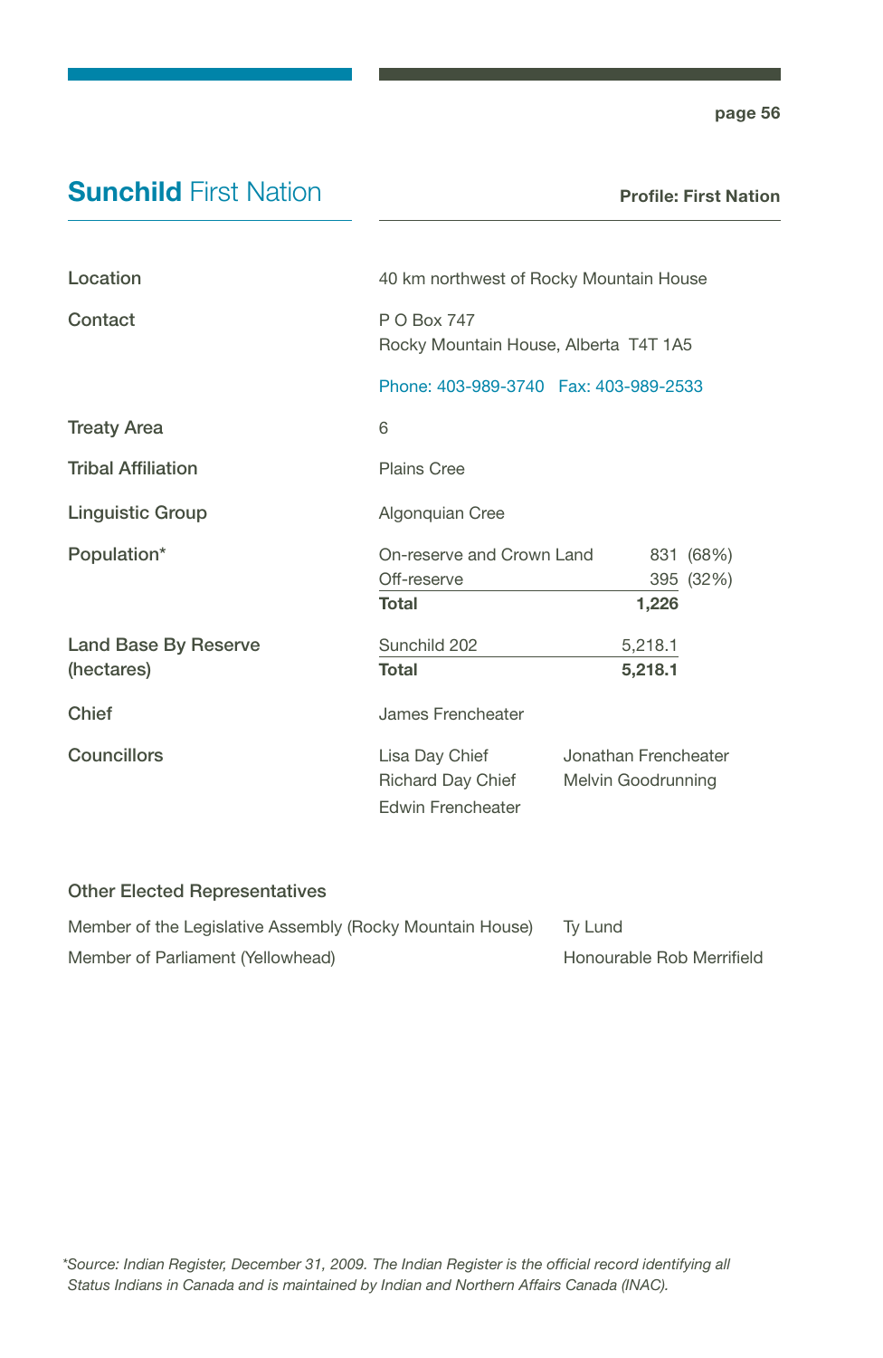## **Sunchild** First Nation

**Profile: First Nation**

| | |
|---|---|
| Location | 40 km northwest of Rocky Mountain House |
| Contact | P O Box 747<br>Rocky Mountain House, Alberta T4T 1A5<br><br>Phone: 403-989-3740 Fax: 403-989-2533 |
| Treaty Area | 6 |
| Tribal Affiliation | Plains Cree |
| Linguistic Group | Algonquian Cree |

**Population***

| | | |
|---|---|---|
| On-reserve and Crown Land | 831 | (68%) |
| Off-reserve | 395 | (32%) |
| **Total** | **1,226** | |

**Land Base By Reserve (hectares)**

| | |
|---|---|
| Sunchild 202 | 5,218.1 |
| **Total** | **5,218.1** |

**Chief**

James Frencheater

**Councillors**

- Lisa Day Chief
- Richard Day Chief
- Edwin Frencheater
- Jonathan Frencheater
- Melvin Goodrunning

### Other Elected Representatives

| | |
|---|---|
| Member of the Legislative Assembly (Rocky Mountain House) | Ty Lund |
| Member of Parliament (Yellowhead) | Honourable Rob Merrifield |

*\*Source: Indian Register, December 31, 2009. The Indian Register is the official record identifying all Status Indians in Canada and is maintained by Indian and Northern Affairs Canada (INAC).*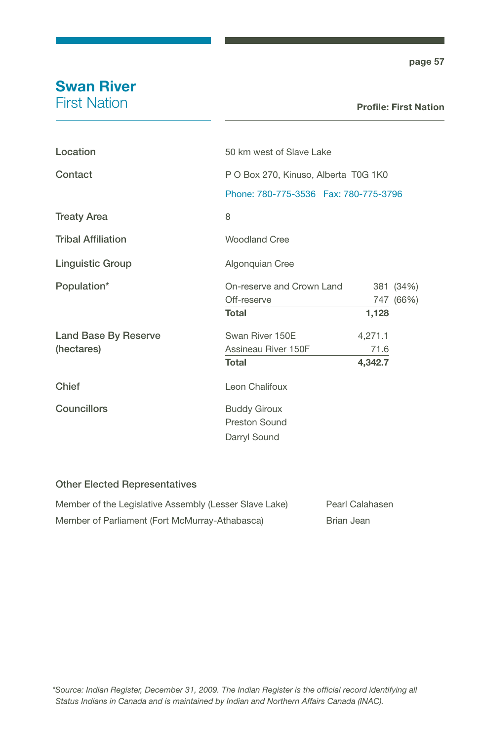# Swan River First Nation

**Profile: First Nation**

| | |
|---|---|
| Location | 50 km west of Slave Lake |
| Contact | P O Box 270, Kinuso, Alberta T0G 1K0 |
| | Phone: 780-775-3536 Fax: 780-775-3796 |
| Treaty Area | 8 |
| Tribal Affiliation | Woodland Cree |
| Linguistic Group | Algonquian Cree |

**Population***

| | | |
|---|---|---|
| On-reserve and Crown Land | 381 | (34%) |
| Off-reserve | 747 | (66%) |
| **Total** | **1,128** | |

**Land Base By Reserve (hectares)**

| | |
|---|---|
| Swan River 150E | 4,271.1 |
| Assineau River 150F | 71.6 |
| **Total** | **4,342.7** |

| | |
|---|---|
| Chief | Leon Chalifoux |
| Councillors | Buddy Giroux |
| | Preston Sound |
| | Darryl Sound |

## Other Elected Representatives

| | |
|---|---|
| Member of the Legislative Assembly (Lesser Slave Lake) | Pearl Calahasen |
| Member of Parliament (Fort McMurray-Athabasca) | Brian Jean |

**Source: Indian Register, December 31, 2009. The Indian Register is the official record identifying all Status Indians in Canada and is maintained by Indian and Northern Affairs Canada (INAC).*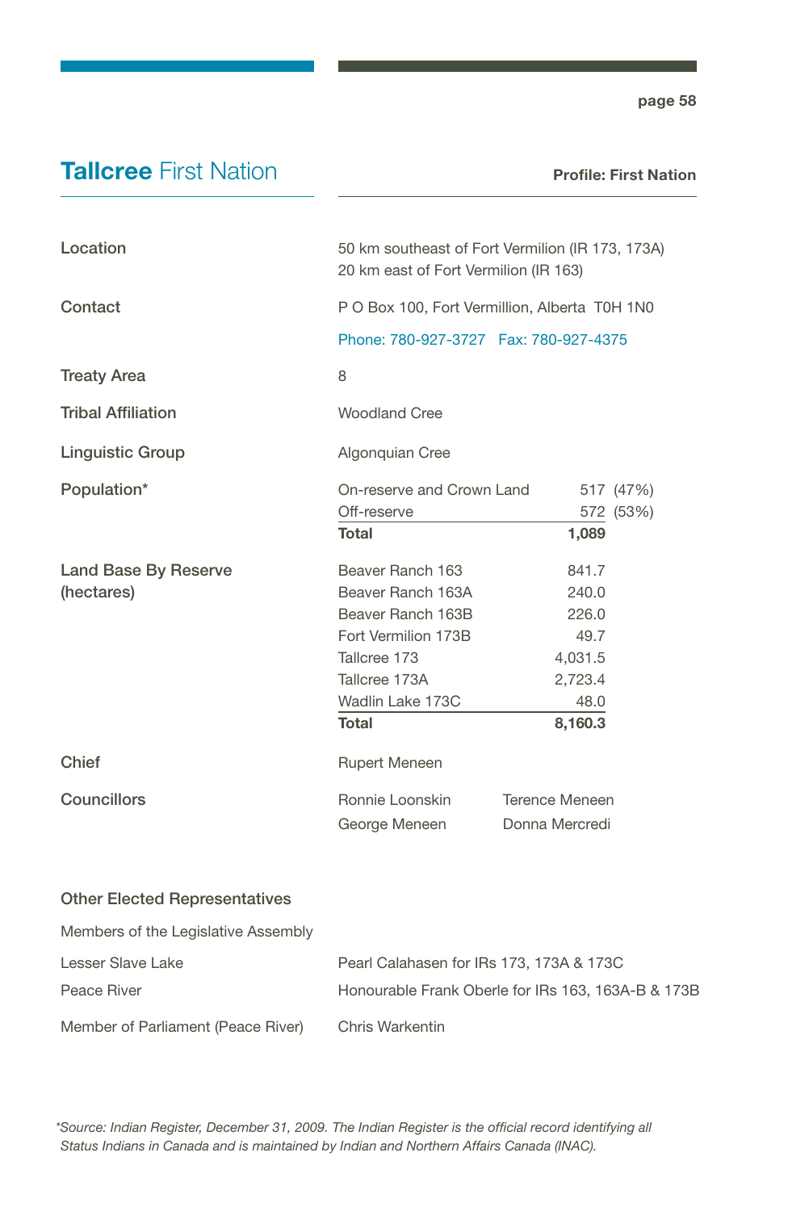## **Tallcree** First Nation

**Profile: First Nation**

**Location**
50 km southeast of Fort Vermilion (IR 173, 173A)
20 km east of Fort Vermilion (IR 163)

**Contact**
P O Box 100, Fort Vermillion, Alberta T0H 1N0
Phone: 780-927-3727 Fax: 780-927-4375

**Treaty Area**
8

**Tribal Affiliation**
Woodland Cree

**Linguistic Group**
Algonquian Cree

**Population***

| | | |
|---|---|---|
| On-reserve and Crown Land | 517 | (47%) |
| Off-reserve | 572 | (53%) |
| **Total** | **1,089** | |

**Land Base By Reserve (hectares)**

| | |
|---|---|
| Beaver Ranch 163 | 841.7 |
| Beaver Ranch 163A | 240.0 |
| Beaver Ranch 163B | 226.0 |
| Fort Vermilion 173B | 49.7 |
| Tallcree 173 | 4,031.5 |
| Tallcree 173A | 2,723.4 |
| Wadlin Lake 173C | 48.0 |
| **Total** | **8,160.3** |

**Chief**
Rupert Meneen

**Councillors**
Ronnie Loonskin, Terence Meneen, George Meneen, Donna Mercredi

### Other Elected Representatives

Members of the Legislative Assembly

| | |
|---|---|
| Lesser Slave Lake | Pearl Calahasen for IRs 173, 173A & 173C |
| Peace River | Honourable Frank Oberle for IRs 163, 163A-B & 173B |
| Member of Parliament (Peace River) | Chris Warkentin |

*\*Source: Indian Register, December 31, 2009. The Indian Register is the official record identifying all Status Indians in Canada and is maintained by Indian and Northern Affairs Canada (INAC).*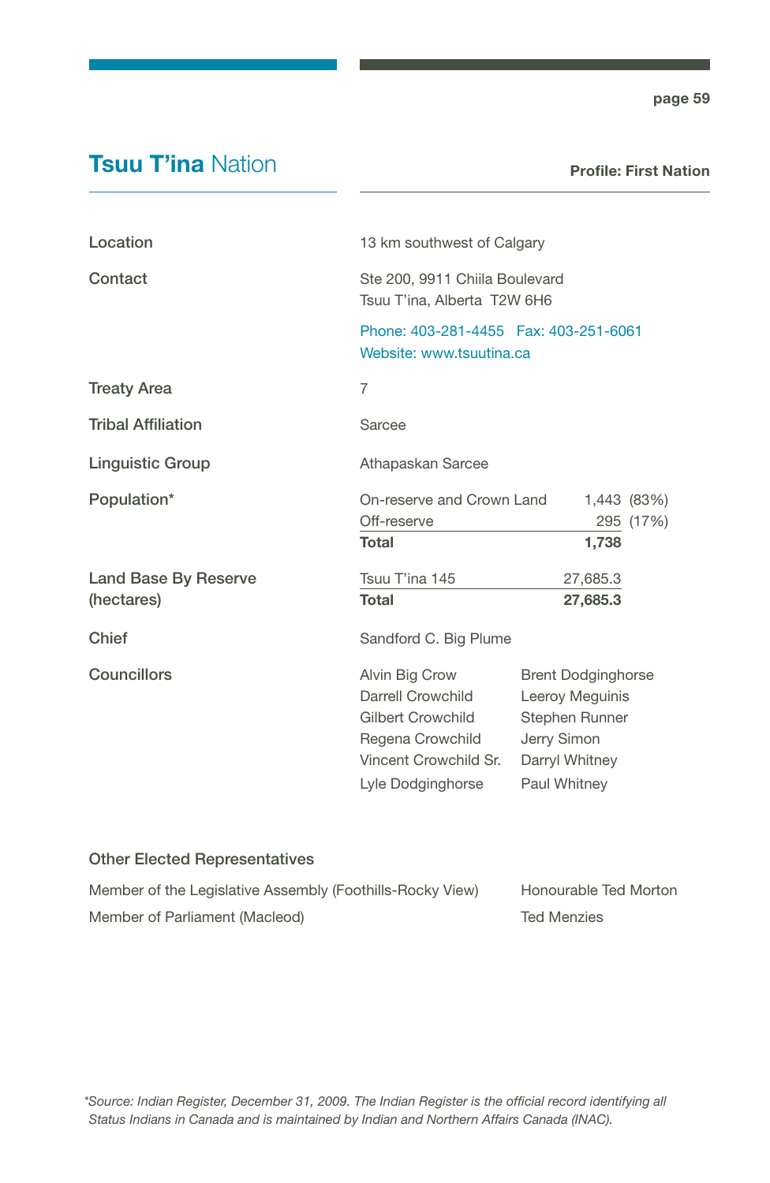# **Tsuu T'ina** Nation

**Profile: First Nation**

| | |
|---|---|
| Location | 13 km southwest of Calgary |
| Contact | Ste 200, 9911 Chiila Boulevard<br>Tsuu T'ina, Alberta T2W 6H6<br>Phone: 403-281-4455 Fax: 403-251-6061<br>Website: www.tsuutina.ca |
| Treaty Area | 7 |
| Tribal Affiliation | Sarcee |
| Linguistic Group | Athapaskan Sarcee |

**Population***

| | | |
|---|---|---|
| On-reserve and Crown Land | 1,443 | (83%) |
| Off-reserve | 295 | (17%) |
| **Total** | **1,738** | |

**Land Base By Reserve (hectares)**

| | |
|---|---|
| Tsuu T'ina 145 | 27,685.3 |
| **Total** | **27,685.3** |

**Chief**

Sandford C. Big Plume

**Councillors**

| | |
|---|---|
| Alvin Big Crow | Brent Dodginghorse |
| Darrell Crowchild | Leeroy Meguinis |
| Gilbert Crowchild | Stephen Runner |
| Regena Crowchild | Jerry Simon |
| Vincent Crowchild Sr. | Darryl Whitney |
| Lyle Dodginghorse | Paul Whitney |

## Other Elected Representatives

| | |
|---|---|
| Member of the Legislative Assembly (Foothills-Rocky View) | Honourable Ted Morton |
| Member of Parliament (Macleod) | Ted Menzies |

*\*Source: Indian Register, December 31, 2009. The Indian Register is the official record identifying all Status Indians in Canada and is maintained by Indian and Northern Affairs Canada (INAC).*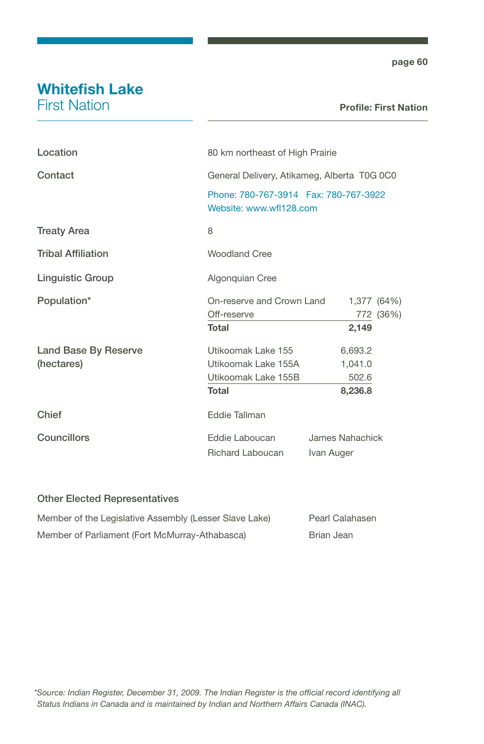# Whitefish Lake First Nation

**Profile: First Nation**

| | |
|---|---|
| Location | 80 km northeast of High Prairie |
| Contact | General Delivery, Atikameg, Alberta  T0G 0C0<br>Phone: 780-767-3914   Fax: 780-767-3922<br>Website: www.wfl128.com |
| Treaty Area | 8 |
| Tribal Affiliation | Woodland Cree |
| Linguistic Group | Algonquian Cree |

**Population***

| | | |
|---|---|---|
| On-reserve and Crown Land | 1,377 | (64%) |
| Off-reserve | 772 | (36%) |
| **Total** | **2,149** | |

**Land Base By Reserve (hectares)**

| | |
|---|---|
| Utikoomak Lake 155 | 6,693.2 |
| Utikoomak Lake 155A | 1,041.0 |
| Utikoomak Lake 155B | 502.6 |
| **Total** | **8,236.8** |

**Chief:** Eddie Tallman

**Councillors:**

| | |
|---|---|
| Eddie Laboucan | James Nahachick |
| Richard Laboucan | Ivan Auger |

## Other Elected Representatives

| | |
|---|---|
| Member of the Legislative Assembly (Lesser Slave Lake) | Pearl Calahasen |
| Member of Parliament (Fort McMurray-Athabasca) | Brian Jean |

*Source: Indian Register, December 31, 2009. The Indian Register is the official record identifying all Status Indians in Canada and is maintained by Indian and Northern Affairs Canada (INAC).*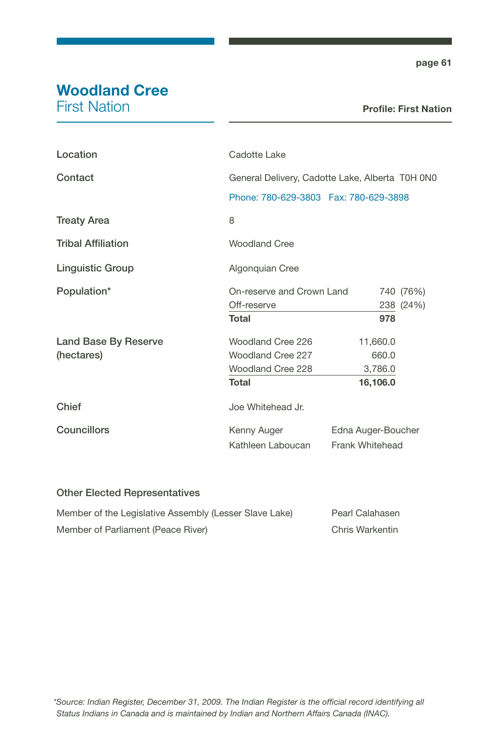# Woodland Cree
## First Nation

**Profile: First Nation**

| | |
|---|---|
| **Location** | Cadotte Lake |
| **Contact** | General Delivery, Cadotte Lake, Alberta T0H 0N0 |
| | Phone: 780-629-3803 Fax: 780-629-3898 |
| **Treaty Area** | 8 |
| **Tribal Affiliation** | Woodland Cree |
| **Linguistic Group** | Algonquian Cree |

**Population***

| | | |
|---|---|---|
| On-reserve and Crown Land | 740 | (76%) |
| Off-reserve | 238 | (24%) |
| **Total** | **978** | |

**Land Base By Reserve (hectares)**

| | |
|---|---|
| Woodland Cree 226 | 11,660.0 |
| Woodland Cree 227 | 660.0 |
| Woodland Cree 228 | 3,786.0 |
| **Total** | **16,106.0** |

**Chief**: Joe Whitehead Jr.

**Councillors**: Kenny Auger, Edna Auger-Boucher, Kathleen Laboucan, Frank Whitehead

### Other Elected Representatives

| | |
|---|---|
| Member of the Legislative Assembly (Lesser Slave Lake) | Pearl Calahasen |
| Member of Parliament (Peace River) | Chris Warkentin |

*\*Source: Indian Register, December 31, 2009. The Indian Register is the official record identifying all Status Indians in Canada and is maintained by Indian and Northern Affairs Canada (INAC).*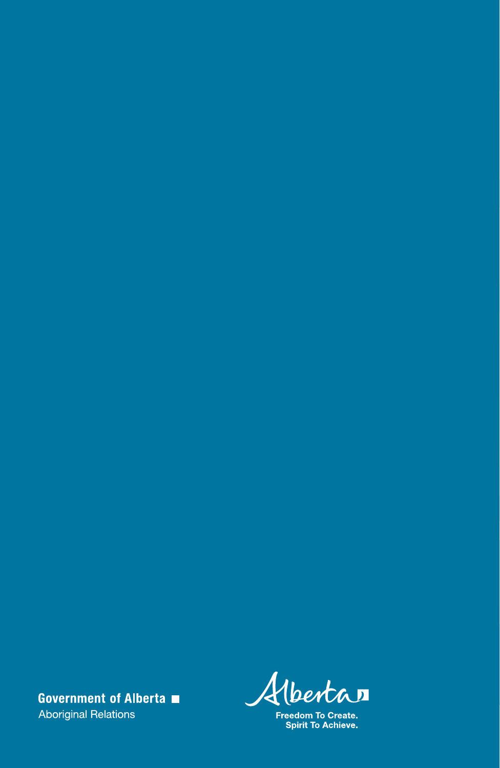**Government of Alberta**
Aboriginal Relations

Alberta

Freedom To Create.
Spirit To Achieve.